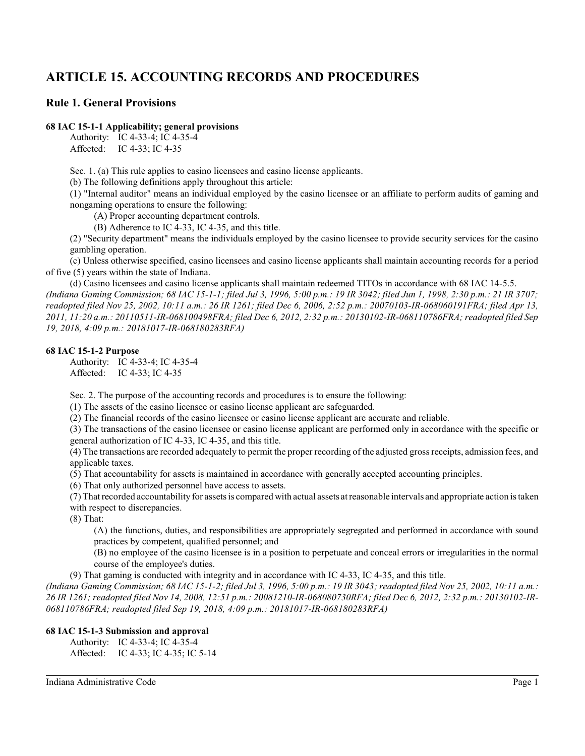# ARTICLE 15. ACCOUNTING RECORDS AND PROCEDURES

## Rule 1. General Provisions

**68 IAC 15-1-1 Applicability; general provisions**

Authority: IC 4-33-4; IC 4-35-4
Affected: IC 4-33; IC 4-35

Sec. 1. (a) This rule applies to casino licensees and casino license applicants.

(b) The following definitions apply throughout this article:

(1) "Internal auditor" means an individual employed by the casino licensee or an affiliate to perform audits of gaming and nongaming operations to ensure the following:

(A) Proper accounting department controls.

(B) Adherence to IC 4-33, IC 4-35, and this title.

(2) "Security department" means the individuals employed by the casino licensee to provide security services for the casino gambling operation.

(c) Unless otherwise specified, casino licensees and casino license applicants shall maintain accounting records for a period of five (5) years within the state of Indiana.

(d) Casino licensees and casino license applicants shall maintain redeemed TITOs in accordance with 68 IAC 14-5.5.

*(Indiana Gaming Commission; 68 IAC 15-1-1; filed Jul 3, 1996, 5:00 p.m.: 19 IR 3042; filed Jun 1, 1998, 2:30 p.m.: 21 IR 3707; readopted filed Nov 25, 2002, 10:11 a.m.: 26 IR 1261; filed Dec 6, 2006, 2:52 p.m.: 20070103-IR-068060191FRA; filed Apr 13, 2011, 11:20 a.m.: 20110511-IR-068100498FRA; filed Dec 6, 2012, 2:32 p.m.: 20130102-IR-068110786FRA; readopted filed Sep 19, 2018, 4:09 p.m.: 20181017-IR-068180283RFA)*

**68 IAC 15-1-2 Purpose**

Authority: IC 4-33-4; IC 4-35-4
Affected: IC 4-33; IC 4-35

Sec. 2. The purpose of the accounting records and procedures is to ensure the following:

(1) The assets of the casino licensee or casino license applicant are safeguarded.

(2) The financial records of the casino licensee or casino license applicant are accurate and reliable.

(3) The transactions of the casino licensee or casino license applicant are performed only in accordance with the specific or general authorization of IC 4-33, IC 4-35, and this title.

(4) The transactions are recorded adequately to permit the proper recording of the adjusted gross receipts, admission fees, and applicable taxes.

(5) That accountability for assets is maintained in accordance with generally accepted accounting principles.

(6) That only authorized personnel have access to assets.

(7) That recorded accountability for assets is compared with actual assets at reasonable intervals and appropriate action is taken with respect to discrepancies.

(8) That:

(A) the functions, duties, and responsibilities are appropriately segregated and performed in accordance with sound practices by competent, qualified personnel; and

(B) no employee of the casino licensee is in a position to perpetuate and conceal errors or irregularities in the normal course of the employee's duties.

(9) That gaming is conducted with integrity and in accordance with IC 4-33, IC 4-35, and this title.

*(Indiana Gaming Commission; 68 IAC 15-1-2; filed Jul 3, 1996, 5:00 p.m.: 19 IR 3043; readopted filed Nov 25, 2002, 10:11 a.m.: 26 IR 1261; readopted filed Nov 14, 2008, 12:51 p.m.: 20081210-IR-068080730RFA; filed Dec 6, 2012, 2:32 p.m.: 20130102-IR-068110786FRA; readopted filed Sep 19, 2018, 4:09 p.m.: 20181017-IR-068180283RFA)*

**68 IAC 15-1-3 Submission and approval**

Authority: IC 4-33-4; IC 4-35-4
Affected: IC 4-33; IC 4-35; IC 5-14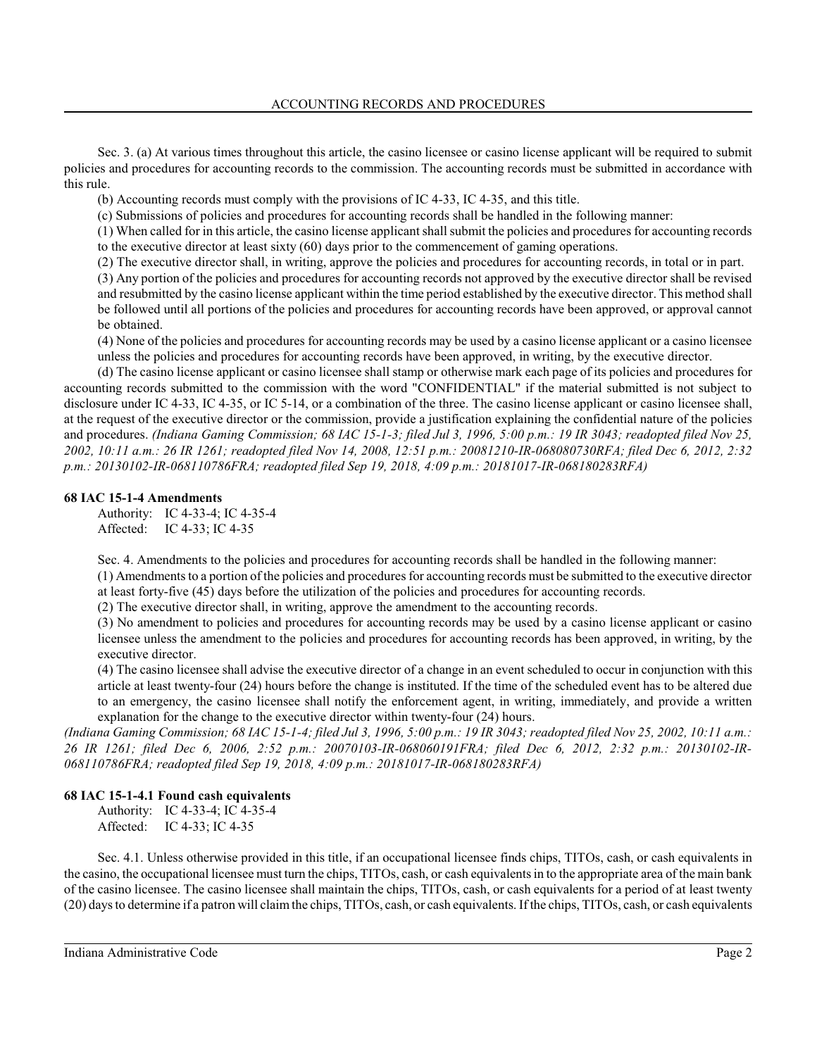Sec. 3. (a) At various times throughout this article, the casino licensee or casino license applicant will be required to submit policies and procedures for accounting records to the commission. The accounting records must be submitted in accordance with this rule.

(b) Accounting records must comply with the provisions of IC 4-33, IC 4-35, and this title.

(c) Submissions of policies and procedures for accounting records shall be handled in the following manner:

(1) When called for in this article, the casino license applicant shall submit the policies and procedures for accounting records to the executive director at least sixty (60) days prior to the commencement of gaming operations.

(2) The executive director shall, in writing, approve the policies and procedures for accounting records, in total or in part.

(3) Any portion of the policies and procedures for accounting records not approved by the executive director shall be revised and resubmitted by the casino license applicant within the time period established by the executive director. This method shall be followed until all portions of the policies and procedures for accounting records have been approved, or approval cannot be obtained.

(4) None of the policies and procedures for accounting records may be used by a casino license applicant or a casino licensee unless the policies and procedures for accounting records have been approved, in writing, by the executive director.

(d) The casino license applicant or casino licensee shall stamp or otherwise mark each page of its policies and procedures for accounting records submitted to the commission with the word "CONFIDENTIAL" if the material submitted is not subject to disclosure under IC 4-33, IC 4-35, or IC 5-14, or a combination of the three. The casino license applicant or casino licensee shall, at the request of the executive director or the commission, provide a justification explaining the confidential nature of the policies and procedures. *(Indiana Gaming Commission; 68 IAC 15-1-3; filed Jul 3, 1996, 5:00 p.m.: 19 IR 3043; readopted filed Nov 25, 2002, 10:11 a.m.: 26 IR 1261; readopted filed Nov 14, 2008, 12:51 p.m.: 20081210-IR-068080730RFA; filed Dec 6, 2012, 2:32 p.m.: 20130102-IR-068110786FRA; readopted filed Sep 19, 2018, 4:09 p.m.: 20181017-IR-068180283RFA)*

**68 IAC 15-1-4 Amendments**

Authority: IC 4-33-4; IC 4-35-4
Affected: IC 4-33; IC 4-35

Sec. 4. Amendments to the policies and procedures for accounting records shall be handled in the following manner:

(1) Amendments to a portion of the policies and procedures for accounting records must be submitted to the executive director at least forty-five (45) days before the utilization of the policies and procedures for accounting records.

(2) The executive director shall, in writing, approve the amendment to the accounting records.

(3) No amendment to policies and procedures for accounting records may be used by a casino license applicant or casino licensee unless the amendment to the policies and procedures for accounting records has been approved, in writing, by the executive director.

(4) The casino licensee shall advise the executive director of a change in an event scheduled to occur in conjunction with this article at least twenty-four (24) hours before the change is instituted. If the time of the scheduled event has to be altered due to an emergency, the casino licensee shall notify the enforcement agent, in writing, immediately, and provide a written explanation for the change to the executive director within twenty-four (24) hours.

*(Indiana Gaming Commission; 68 IAC 15-1-4; filed Jul 3, 1996, 5:00 p.m.: 19 IR 3043; readopted filed Nov 25, 2002, 10:11 a.m.: 26 IR 1261; filed Dec 6, 2006, 2:52 p.m.: 20070103-IR-068060191FRA; filed Dec 6, 2012, 2:32 p.m.: 20130102-IR-068110786FRA; readopted filed Sep 19, 2018, 4:09 p.m.: 20181017-IR-068180283RFA)*

**68 IAC 15-1-4.1 Found cash equivalents**

Authority: IC 4-33-4; IC 4-35-4
Affected: IC 4-33; IC 4-35

Sec. 4.1. Unless otherwise provided in this title, if an occupational licensee finds chips, TITOs, cash, or cash equivalents in the casino, the occupational licensee must turn the chips, TITOs, cash, or cash equivalents in to the appropriate area of the main bank of the casino licensee. The casino licensee shall maintain the chips, TITOs, cash, or cash equivalents for a period of at least twenty (20) days to determine if a patron will claim the chips, TITOs, cash, or cash equivalents. If the chips, TITOs, cash, or cash equivalents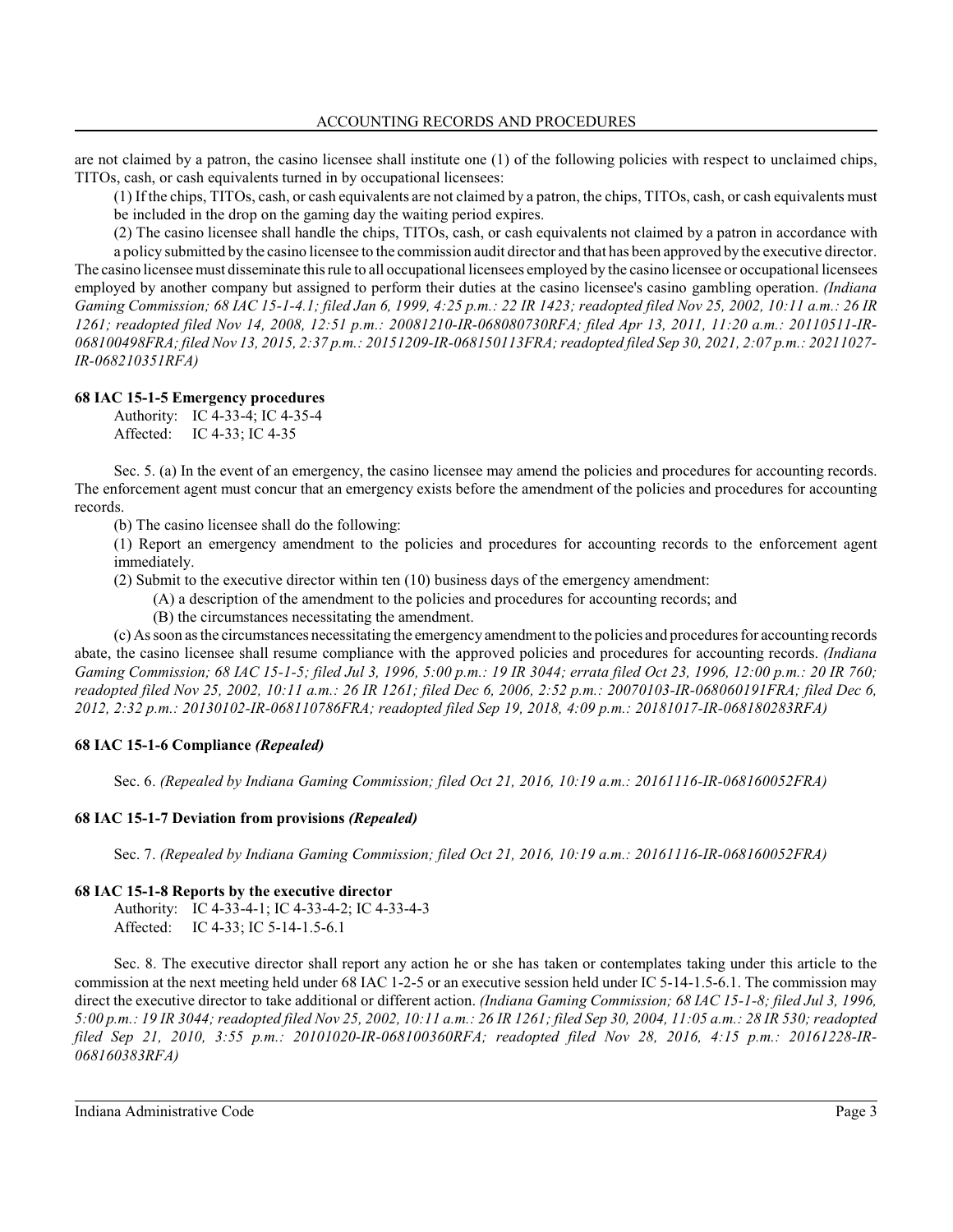are not claimed by a patron, the casino licensee shall institute one (1) of the following policies with respect to unclaimed chips, TITOs, cash, or cash equivalents turned in by occupational licensees:

(1) If the chips, TITOs, cash, or cash equivalents are not claimed by a patron, the chips, TITOs, cash, or cash equivalents must be included in the drop on the gaming day the waiting period expires.

(2) The casino licensee shall handle the chips, TITOs, cash, or cash equivalents not claimed by a patron in accordance with a policy submitted by the casino licensee to the commission audit director and that has been approved by the executive director.

The casino licensee must disseminate this rule to all occupational licensees employed by the casino licensee or occupational licensees employed by another company but assigned to perform their duties at the casino licensee's casino gambling operation. *(Indiana Gaming Commission; 68 IAC 15-1-4.1; filed Jan 6, 1999, 4:25 p.m.: 22 IR 1423; readopted filed Nov 25, 2002, 10:11 a.m.: 26 IR 1261; readopted filed Nov 14, 2008, 12:51 p.m.: 20081210-IR-068080730RFA; filed Apr 13, 2011, 11:20 a.m.: 20110511-IR-068100498FRA; filed Nov 13, 2015, 2:37 p.m.: 20151209-IR-068150113FRA; readopted filed Sep 30, 2021, 2:07 p.m.: 20211027-IR-068210351RFA)*

### 68 IAC 15-1-5 Emergency procedures

Authority: IC 4-33-4; IC 4-35-4
Affected: IC 4-33; IC 4-35

Sec. 5. (a) In the event of an emergency, the casino licensee may amend the policies and procedures for accounting records. The enforcement agent must concur that an emergency exists before the amendment of the policies and procedures for accounting records.

(b) The casino licensee shall do the following:

(1) Report an emergency amendment to the policies and procedures for accounting records to the enforcement agent immediately.

(2) Submit to the executive director within ten (10) business days of the emergency amendment:

(A) a description of the amendment to the policies and procedures for accounting records; and

(B) the circumstances necessitating the amendment.

(c) As soon as the circumstances necessitating the emergency amendment to the policies and procedures for accounting records abate, the casino licensee shall resume compliance with the approved policies and procedures for accounting records. *(Indiana Gaming Commission; 68 IAC 15-1-5; filed Jul 3, 1996, 5:00 p.m.: 19 IR 3044; errata filed Oct 23, 1996, 12:00 p.m.: 20 IR 760; readopted filed Nov 25, 2002, 10:11 a.m.: 26 IR 1261; filed Dec 6, 2006, 2:52 p.m.: 20070103-IR-068060191FRA; filed Dec 6, 2012, 2:32 p.m.: 20130102-IR-068110786FRA; readopted filed Sep 19, 2018, 4:09 p.m.: 20181017-IR-068180283RFA)*

### 68 IAC 15-1-6 Compliance *(Repealed)*

Sec. 6. *(Repealed by Indiana Gaming Commission; filed Oct 21, 2016, 10:19 a.m.: 20161116-IR-068160052FRA)*

### 68 IAC 15-1-7 Deviation from provisions *(Repealed)*

Sec. 7. *(Repealed by Indiana Gaming Commission; filed Oct 21, 2016, 10:19 a.m.: 20161116-IR-068160052FRA)*

### 68 IAC 15-1-8 Reports by the executive director

Authority: IC 4-33-4-1; IC 4-33-4-2; IC 4-33-4-3
Affected: IC 4-33; IC 5-14-1.5-6.1

Sec. 8. The executive director shall report any action he or she has taken or contemplates taking under this article to the commission at the next meeting held under 68 IAC 1-2-5 or an executive session held under IC 5-14-1.5-6.1. The commission may direct the executive director to take additional or different action. *(Indiana Gaming Commission; 68 IAC 15-1-8; filed Jul 3, 1996, 5:00 p.m.: 19 IR 3044; readopted filed Nov 25, 2002, 10:11 a.m.: 26 IR 1261; filed Sep 30, 2004, 11:05 a.m.: 28 IR 530; readopted filed Sep 21, 2010, 3:55 p.m.: 20101020-IR-068100360RFA; readopted filed Nov 28, 2016, 4:15 p.m.: 20161228-IR-068160383RFA)*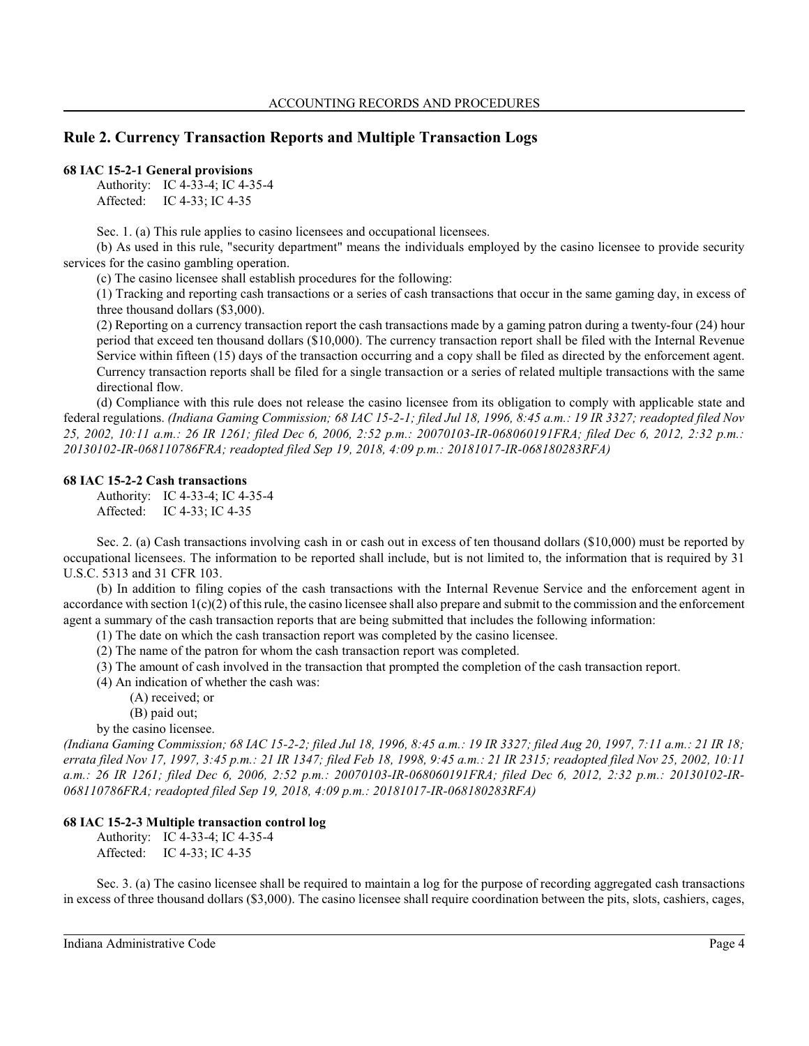## Rule 2. Currency Transaction Reports and Multiple Transaction Logs

### 68 IAC 15-2-1 General provisions

Authority: IC 4-33-4; IC 4-35-4
Affected: IC 4-33; IC 4-35

Sec. 1. (a) This rule applies to casino licensees and occupational licensees.

(b) As used in this rule, "security department" means the individuals employed by the casino licensee to provide security services for the casino gambling operation.

(c) The casino licensee shall establish procedures for the following:

(1) Tracking and reporting cash transactions or a series of cash transactions that occur in the same gaming day, in excess of three thousand dollars ($3,000).

(2) Reporting on a currency transaction report the cash transactions made by a gaming patron during a twenty-four (24) hour period that exceed ten thousand dollars ($10,000). The currency transaction report shall be filed with the Internal Revenue Service within fifteen (15) days of the transaction occurring and a copy shall be filed as directed by the enforcement agent. Currency transaction reports shall be filed for a single transaction or a series of related multiple transactions with the same directional flow.

(d) Compliance with this rule does not release the casino licensee from its obligation to comply with applicable state and federal regulations. *(Indiana Gaming Commission; 68 IAC 15-2-1; filed Jul 18, 1996, 8:45 a.m.: 19 IR 3327; readopted filed Nov 25, 2002, 10:11 a.m.: 26 IR 1261; filed Dec 6, 2006, 2:52 p.m.: 20070103-IR-068060191FRA; filed Dec 6, 2012, 2:32 p.m.: 20130102-IR-068110786FRA; readopted filed Sep 19, 2018, 4:09 p.m.: 20181017-IR-068180283RFA)*

### 68 IAC 15-2-2 Cash transactions

Authority: IC 4-33-4; IC 4-35-4
Affected: IC 4-33; IC 4-35

Sec. 2. (a) Cash transactions involving cash in or cash out in excess of ten thousand dollars ($10,000) must be reported by occupational licensees. The information to be reported shall include, but is not limited to, the information that is required by 31 U.S.C. 5313 and 31 CFR 103.

(b) In addition to filing copies of the cash transactions with the Internal Revenue Service and the enforcement agent in accordance with section 1(c)(2) of this rule, the casino licensee shall also prepare and submit to the commission and the enforcement agent a summary of the cash transaction reports that are being submitted that includes the following information:

(1) The date on which the cash transaction report was completed by the casino licensee.

(2) The name of the patron for whom the cash transaction report was completed.

(3) The amount of cash involved in the transaction that prompted the completion of the cash transaction report.

(4) An indication of whether the cash was:

(A) received; or

(B) paid out;

by the casino licensee.

*(Indiana Gaming Commission; 68 IAC 15-2-2; filed Jul 18, 1996, 8:45 a.m.: 19 IR 3327; filed Aug 20, 1997, 7:11 a.m.: 21 IR 18; errata filed Nov 17, 1997, 3:45 p.m.: 21 IR 1347; filed Feb 18, 1998, 9:45 a.m.: 21 IR 2315; readopted filed Nov 25, 2002, 10:11 a.m.: 26 IR 1261; filed Dec 6, 2006, 2:52 p.m.: 20070103-IR-068060191FRA; filed Dec 6, 2012, 2:32 p.m.: 20130102-IR-068110786FRA; readopted filed Sep 19, 2018, 4:09 p.m.: 20181017-IR-068180283RFA)*

### 68 IAC 15-2-3 Multiple transaction control log

Authority: IC 4-33-4; IC 4-35-4
Affected: IC 4-33; IC 4-35

Sec. 3. (a) The casino licensee shall be required to maintain a log for the purpose of recording aggregated cash transactions in excess of three thousand dollars ($3,000). The casino licensee shall require coordination between the pits, slots, cashiers, cages,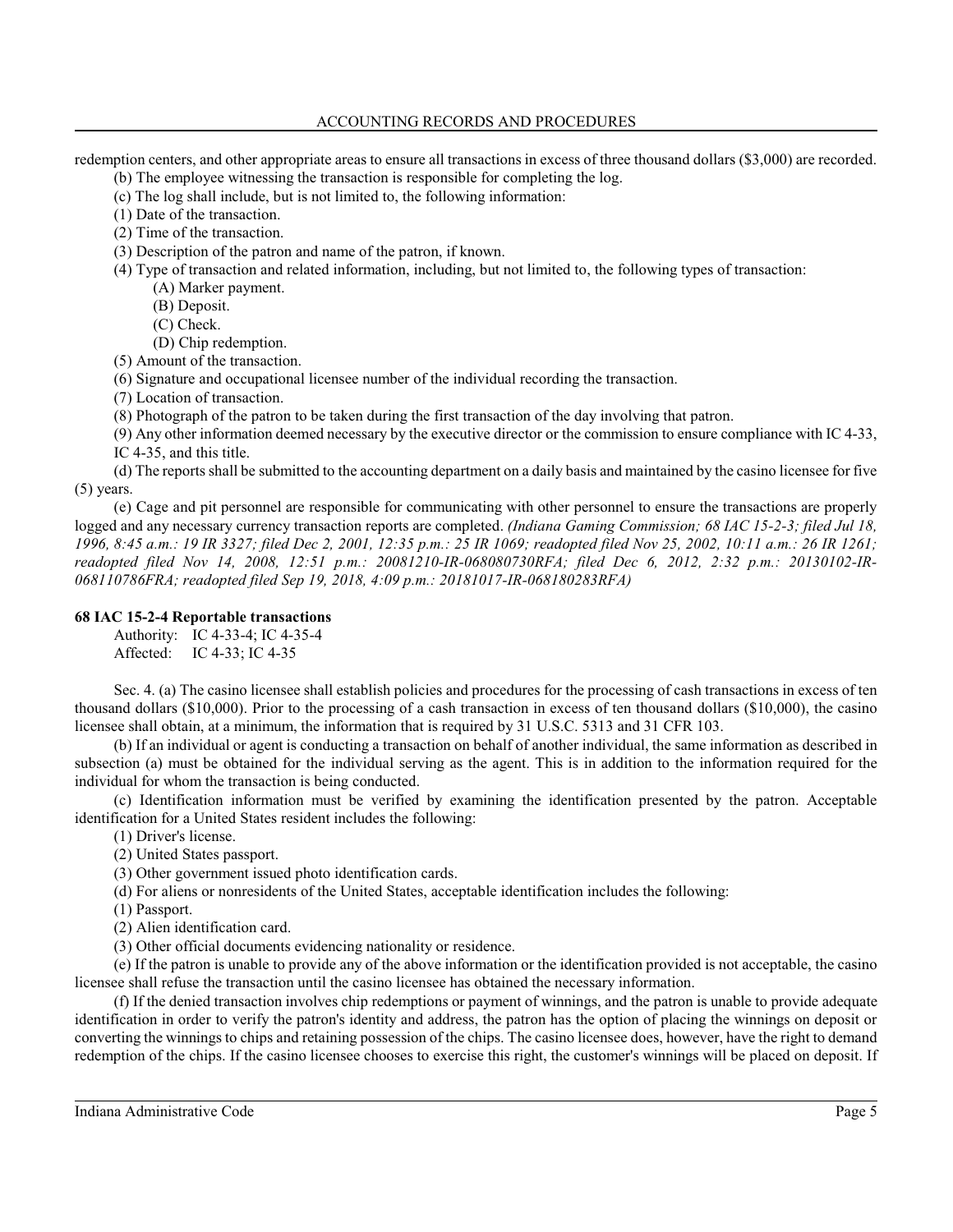redemption centers, and other appropriate areas to ensure all transactions in excess of three thousand dollars ($3,000) are recorded.

(b) The employee witnessing the transaction is responsible for completing the log.

(c) The log shall include, but is not limited to, the following information:

(1) Date of the transaction.

(2) Time of the transaction.

(3) Description of the patron and name of the patron, if known.

(4) Type of transaction and related information, including, but not limited to, the following types of transaction:

(A) Marker payment.

(B) Deposit.

(C) Check.

(D) Chip redemption.

(5) Amount of the transaction.

(6) Signature and occupational licensee number of the individual recording the transaction.

(7) Location of transaction.

(8) Photograph of the patron to be taken during the first transaction of the day involving that patron.

(9) Any other information deemed necessary by the executive director or the commission to ensure compliance with IC 4-33, IC 4-35, and this title.

(d) The reports shall be submitted to the accounting department on a daily basis and maintained by the casino licensee for five (5) years.

(e) Cage and pit personnel are responsible for communicating with other personnel to ensure the transactions are properly logged and any necessary currency transaction reports are completed. *(Indiana Gaming Commission; 68 IAC 15-2-3; filed Jul 18, 1996, 8:45 a.m.: 19 IR 3327; filed Dec 2, 2001, 12:35 p.m.: 25 IR 1069; readopted filed Nov 25, 2002, 10:11 a.m.: 26 IR 1261; readopted filed Nov 14, 2008, 12:51 p.m.: 20081210-IR-068080730RFA; filed Dec 6, 2012, 2:32 p.m.: 20130102-IR-068110786FRA; readopted filed Sep 19, 2018, 4:09 p.m.: 20181017-IR-068180283RFA)*

**68 IAC 15-2-4 Reportable transactions**

Authority: IC 4-33-4; IC 4-35-4
Affected: IC 4-33; IC 4-35

Sec. 4. (a) The casino licensee shall establish policies and procedures for the processing of cash transactions in excess of ten thousand dollars ($10,000). Prior to the processing of a cash transaction in excess of ten thousand dollars ($10,000), the casino licensee shall obtain, at a minimum, the information that is required by 31 U.S.C. 5313 and 31 CFR 103.

(b) If an individual or agent is conducting a transaction on behalf of another individual, the same information as described in subsection (a) must be obtained for the individual serving as the agent. This is in addition to the information required for the individual for whom the transaction is being conducted.

(c) Identification information must be verified by examining the identification presented by the patron. Acceptable identification for a United States resident includes the following:

(1) Driver's license.

(2) United States passport.

(3) Other government issued photo identification cards.

(d) For aliens or nonresidents of the United States, acceptable identification includes the following:

(1) Passport.

(2) Alien identification card.

(3) Other official documents evidencing nationality or residence.

(e) If the patron is unable to provide any of the above information or the identification provided is not acceptable, the casino licensee shall refuse the transaction until the casino licensee has obtained the necessary information.

(f) If the denied transaction involves chip redemptions or payment of winnings, and the patron is unable to provide adequate identification in order to verify the patron's identity and address, the patron has the option of placing the winnings on deposit or converting the winnings to chips and retaining possession of the chips. The casino licensee does, however, have the right to demand redemption of the chips. If the casino licensee chooses to exercise this right, the customer's winnings will be placed on deposit. If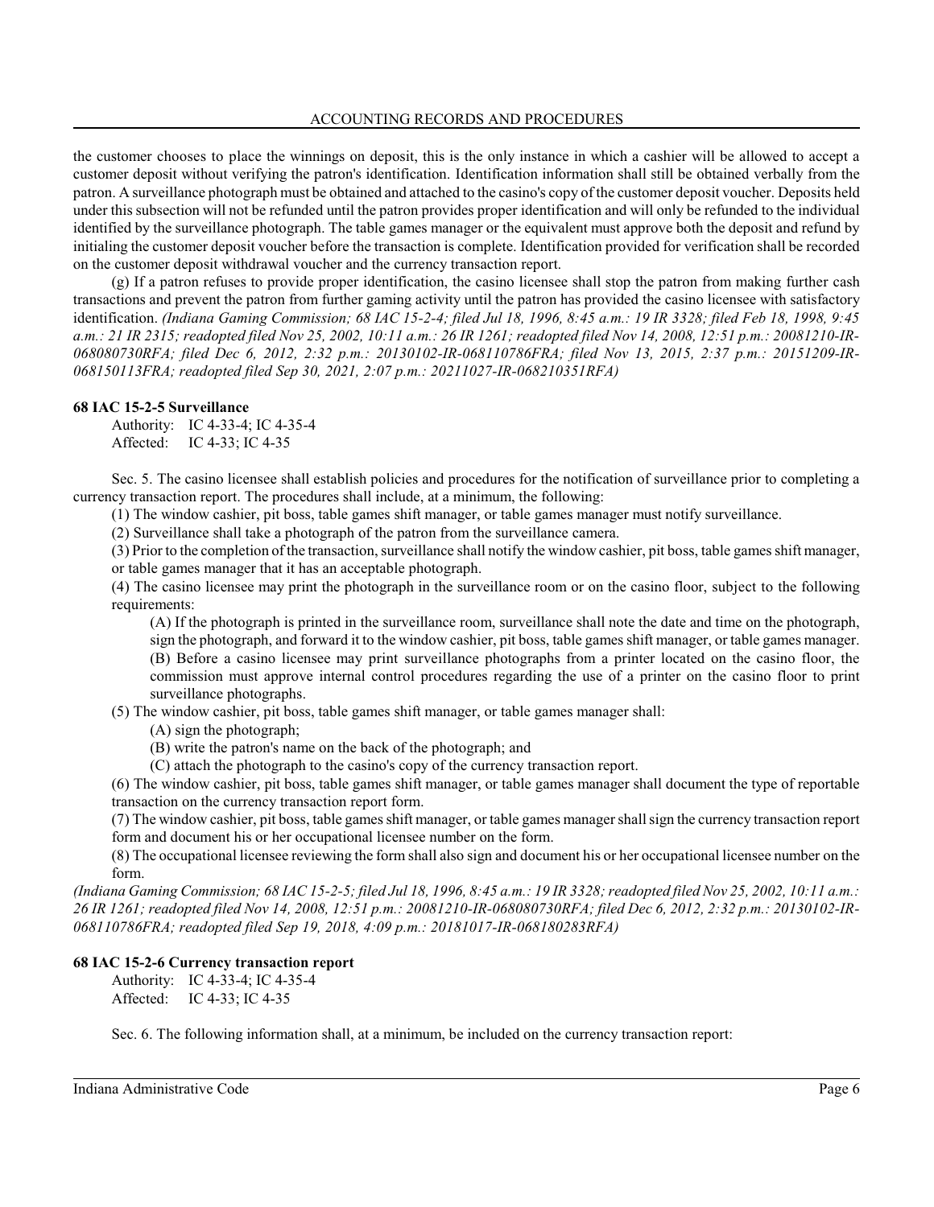the customer chooses to place the winnings on deposit, this is the only instance in which a cashier will be allowed to accept a customer deposit without verifying the patron's identification. Identification information shall still be obtained verbally from the patron. A surveillance photograph must be obtained and attached to the casino's copy of the customer deposit voucher. Deposits held under this subsection will not be refunded until the patron provides proper identification and will only be refunded to the individual identified by the surveillance photograph. The table games manager or the equivalent must approve both the deposit and refund by initialing the customer deposit voucher before the transaction is complete. Identification provided for verification shall be recorded on the customer deposit withdrawal voucher and the currency transaction report.

(g) If a patron refuses to provide proper identification, the casino licensee shall stop the patron from making further cash transactions and prevent the patron from further gaming activity until the patron has provided the casino licensee with satisfactory identification. *(Indiana Gaming Commission; 68 IAC 15-2-4; filed Jul 18, 1996, 8:45 a.m.: 19 IR 3328; filed Feb 18, 1998, 9:45 a.m.: 21 IR 2315; readopted filed Nov 25, 2002, 10:11 a.m.: 26 IR 1261; readopted filed Nov 14, 2008, 12:51 p.m.: 20081210-IR-068080730RFA; filed Dec 6, 2012, 2:32 p.m.: 20130102-IR-068110786FRA; filed Nov 13, 2015, 2:37 p.m.: 20151209-IR-068150113FRA; readopted filed Sep 30, 2021, 2:07 p.m.: 20211027-IR-068210351RFA)*

**68 IAC 15-2-5 Surveillance**

Authority: IC 4-33-4; IC 4-35-4
Affected: IC 4-33; IC 4-35

Sec. 5. The casino licensee shall establish policies and procedures for the notification of surveillance prior to completing a currency transaction report. The procedures shall include, at a minimum, the following:

(1) The window cashier, pit boss, table games shift manager, or table games manager must notify surveillance.

(2) Surveillance shall take a photograph of the patron from the surveillance camera.

(3) Prior to the completion of the transaction, surveillance shall notify the window cashier, pit boss, table games shift manager, or table games manager that it has an acceptable photograph.

(4) The casino licensee may print the photograph in the surveillance room or on the casino floor, subject to the following requirements:

(A) If the photograph is printed in the surveillance room, surveillance shall note the date and time on the photograph, sign the photograph, and forward it to the window cashier, pit boss, table games shift manager, or table games manager.

(B) Before a casino licensee may print surveillance photographs from a printer located on the casino floor, the commission must approve internal control procedures regarding the use of a printer on the casino floor to print surveillance photographs.

(5) The window cashier, pit boss, table games shift manager, or table games manager shall:

(A) sign the photograph;

(B) write the patron's name on the back of the photograph; and

(C) attach the photograph to the casino's copy of the currency transaction report.

(6) The window cashier, pit boss, table games shift manager, or table games manager shall document the type of reportable transaction on the currency transaction report form.

(7) The window cashier, pit boss, table games shift manager, or table games manager shall sign the currency transaction report form and document his or her occupational licensee number on the form.

(8) The occupational licensee reviewing the form shall also sign and document his or her occupational licensee number on the form.

*(Indiana Gaming Commission; 68 IAC 15-2-5; filed Jul 18, 1996, 8:45 a.m.: 19 IR 3328; readopted filed Nov 25, 2002, 10:11 a.m.: 26 IR 1261; readopted filed Nov 14, 2008, 12:51 p.m.: 20081210-IR-068080730RFA; filed Dec 6, 2012, 2:32 p.m.: 20130102-IR-068110786FRA; readopted filed Sep 19, 2018, 4:09 p.m.: 20181017-IR-068180283RFA)*

**68 IAC 15-2-6 Currency transaction report**

Authority: IC 4-33-4; IC 4-35-4
Affected: IC 4-33; IC 4-35

Sec. 6. The following information shall, at a minimum, be included on the currency transaction report: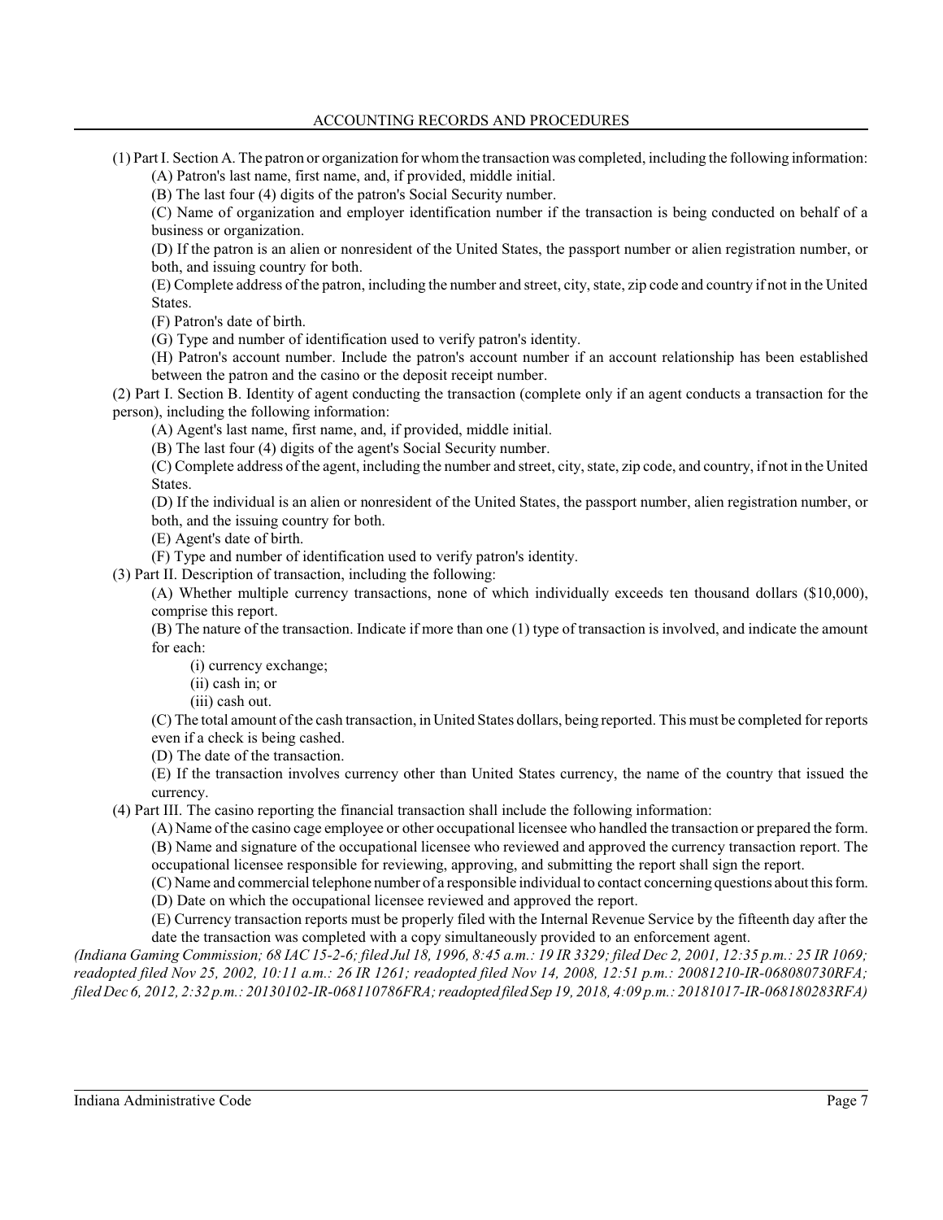(1) Part I. Section A. The patron or organization for whom the transaction was completed, including the following information:

(A) Patron's last name, first name, and, if provided, middle initial.

(B) The last four (4) digits of the patron's Social Security number.

(C) Name of organization and employer identification number if the transaction is being conducted on behalf of a business or organization.

(D) If the patron is an alien or nonresident of the United States, the passport number or alien registration number, or both, and issuing country for both.

(E) Complete address of the patron, including the number and street, city, state, zip code and country if not in the United States.

(F) Patron's date of birth.

(G) Type and number of identification used to verify patron's identity.

(H) Patron's account number. Include the patron's account number if an account relationship has been established between the patron and the casino or the deposit receipt number.

(2) Part I. Section B. Identity of agent conducting the transaction (complete only if an agent conducts a transaction for the person), including the following information:

(A) Agent's last name, first name, and, if provided, middle initial.

(B) The last four (4) digits of the agent's Social Security number.

(C) Complete address of the agent, including the number and street, city, state, zip code, and country, if not in the United States.

(D) If the individual is an alien or nonresident of the United States, the passport number, alien registration number, or both, and the issuing country for both.

(E) Agent's date of birth.

(F) Type and number of identification used to verify patron's identity.

(3) Part II. Description of transaction, including the following:

(A) Whether multiple currency transactions, none of which individually exceeds ten thousand dollars ($10,000), comprise this report.

(B) The nature of the transaction. Indicate if more than one (1) type of transaction is involved, and indicate the amount for each:

(i) currency exchange;

(ii) cash in; or

(iii) cash out.

(C) The total amount of the cash transaction, in United States dollars, being reported. This must be completed for reports even if a check is being cashed.

(D) The date of the transaction.

(E) If the transaction involves currency other than United States currency, the name of the country that issued the currency.

(4) Part III. The casino reporting the financial transaction shall include the following information:

(A) Name of the casino cage employee or other occupational licensee who handled the transaction or prepared the form.

(B) Name and signature of the occupational licensee who reviewed and approved the currency transaction report. The occupational licensee responsible for reviewing, approving, and submitting the report shall sign the report.

(C) Name and commercial telephone number of a responsible individual to contact concerning questions about this form.

(D) Date on which the occupational licensee reviewed and approved the report.

(E) Currency transaction reports must be properly filed with the Internal Revenue Service by the fifteenth day after the date the transaction was completed with a copy simultaneously provided to an enforcement agent.

*(Indiana Gaming Commission; 68 IAC 15-2-6; filed Jul 18, 1996, 8:45 a.m.: 19 IR 3329; filed Dec 2, 2001, 12:35 p.m.: 25 IR 1069; readopted filed Nov 25, 2002, 10:11 a.m.: 26 IR 1261; readopted filed Nov 14, 2008, 12:51 p.m.: 20081210-IR-068080730RFA; filed Dec 6, 2012, 2:32 p.m.: 20130102-IR-068110786FRA; readopted filed Sep 19, 2018, 4:09 p.m.: 20181017-IR-068180283RFA)*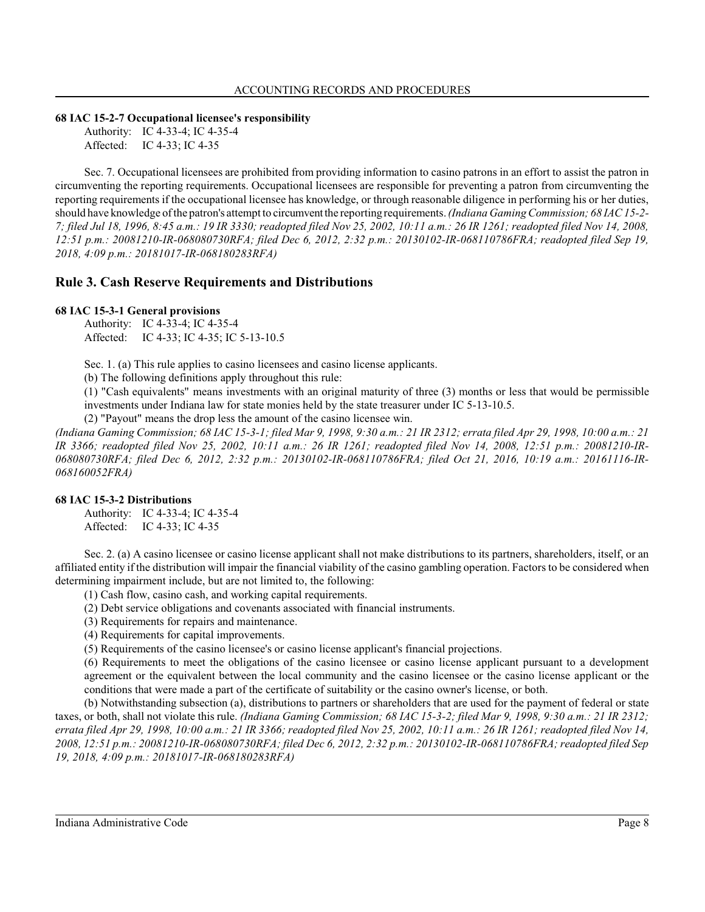### 68 IAC 15-2-7 Occupational licensee's responsibility

Authority: IC 4-33-4; IC 4-35-4
Affected: IC 4-33; IC 4-35

Sec. 7. Occupational licensees are prohibited from providing information to casino patrons in an effort to assist the patron in circumventing the reporting requirements. Occupational licensees are responsible for preventing a patron from circumventing the reporting requirements if the occupational licensee has knowledge, or through reasonable diligence in performing his or her duties, should have knowledge of the patron's attempt to circumvent the reporting requirements. *(Indiana Gaming Commission; 68 IAC 15-2-7; filed Jul 18, 1996, 8:45 a.m.: 19 IR 3330; readopted filed Nov 25, 2002, 10:11 a.m.: 26 IR 1261; readopted filed Nov 14, 2008, 12:51 p.m.: 20081210-IR-068080730RFA; filed Dec 6, 2012, 2:32 p.m.: 20130102-IR-068110786FRA; readopted filed Sep 19, 2018, 4:09 p.m.: 20181017-IR-068180283RFA)*

## Rule 3. Cash Reserve Requirements and Distributions

### 68 IAC 15-3-1 General provisions

Authority: IC 4-33-4; IC 4-35-4
Affected: IC 4-33; IC 4-35; IC 5-13-10.5

Sec. 1. (a) This rule applies to casino licensees and casino license applicants.

(b) The following definitions apply throughout this rule:

(1) "Cash equivalents" means investments with an original maturity of three (3) months or less that would be permissible investments under Indiana law for state monies held by the state treasurer under IC 5-13-10.5.

(2) "Payout" means the drop less the amount of the casino licensee win.

*(Indiana Gaming Commission; 68 IAC 15-3-1; filed Mar 9, 1998, 9:30 a.m.: 21 IR 2312; errata filed Apr 29, 1998, 10:00 a.m.: 21 IR 3366; readopted filed Nov 25, 2002, 10:11 a.m.: 26 IR 1261; readopted filed Nov 14, 2008, 12:51 p.m.: 20081210-IR-068080730RFA; filed Dec 6, 2012, 2:32 p.m.: 20130102-IR-068110786FRA; filed Oct 21, 2016, 10:19 a.m.: 20161116-IR-068160052FRA)*

### 68 IAC 15-3-2 Distributions

Authority: IC 4-33-4; IC 4-35-4
Affected: IC 4-33; IC 4-35

Sec. 2. (a) A casino licensee or casino license applicant shall not make distributions to its partners, shareholders, itself, or an affiliated entity if the distribution will impair the financial viability of the casino gambling operation. Factors to be considered when determining impairment include, but are not limited to, the following:

(1) Cash flow, casino cash, and working capital requirements.

(2) Debt service obligations and covenants associated with financial instruments.

(3) Requirements for repairs and maintenance.

(4) Requirements for capital improvements.

(5) Requirements of the casino licensee's or casino license applicant's financial projections.

(6) Requirements to meet the obligations of the casino licensee or casino license applicant pursuant to a development agreement or the equivalent between the local community and the casino licensee or the casino license applicant or the conditions that were made a part of the certificate of suitability or the casino owner's license, or both.

(b) Notwithstanding subsection (a), distributions to partners or shareholders that are used for the payment of federal or state taxes, or both, shall not violate this rule. *(Indiana Gaming Commission; 68 IAC 15-3-2; filed Mar 9, 1998, 9:30 a.m.: 21 IR 2312; errata filed Apr 29, 1998, 10:00 a.m.: 21 IR 3366; readopted filed Nov 25, 2002, 10:11 a.m.: 26 IR 1261; readopted filed Nov 14, 2008, 12:51 p.m.: 20081210-IR-068080730RFA; filed Dec 6, 2012, 2:32 p.m.: 20130102-IR-068110786FRA; readopted filed Sep 19, 2018, 4:09 p.m.: 20181017-IR-068180283RFA)*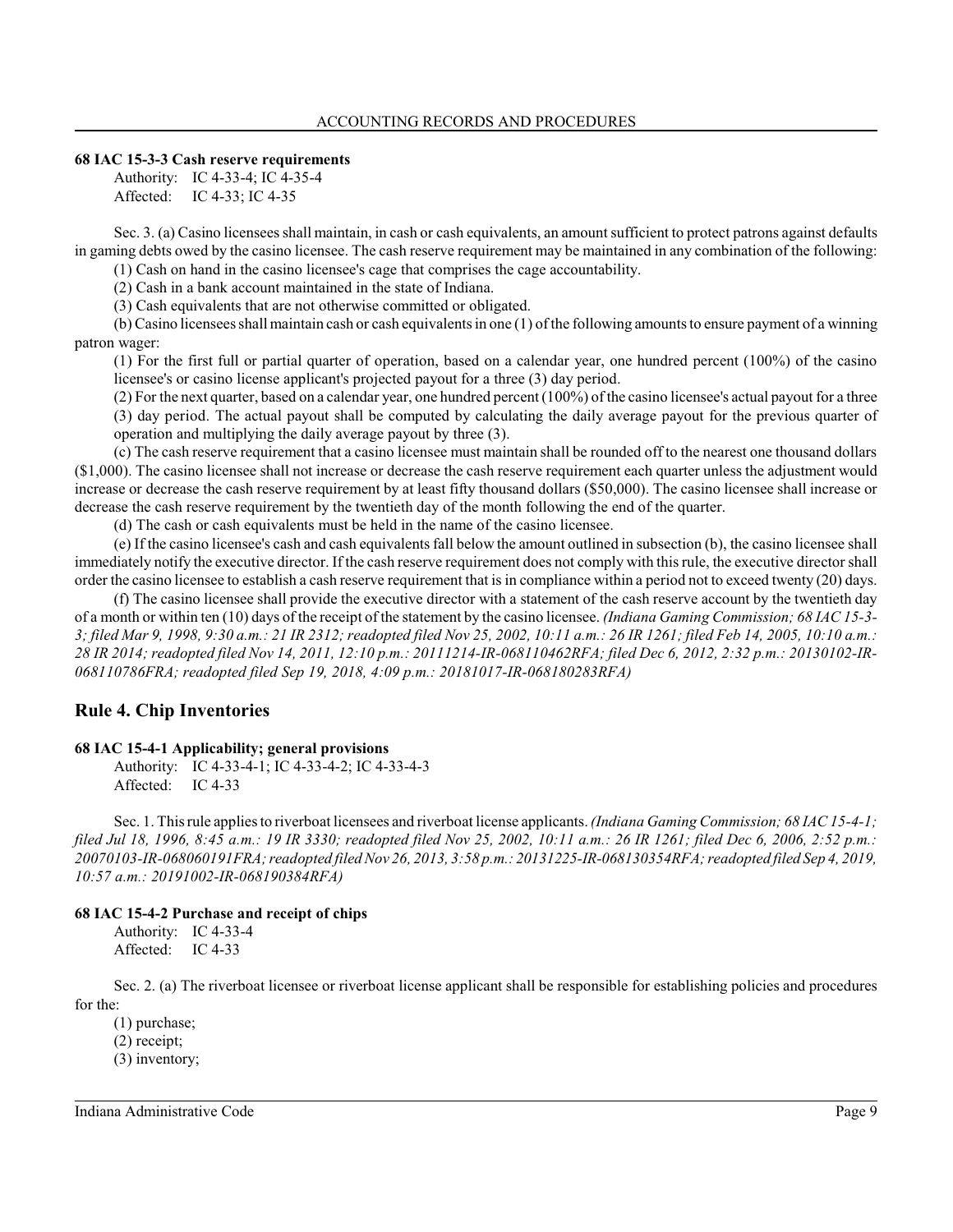**68 IAC 15-3-3 Cash reserve requirements**

Authority: IC 4-33-4; IC 4-35-4
Affected: IC 4-33; IC 4-35

Sec. 3. (a) Casino licensees shall maintain, in cash or cash equivalents, an amount sufficient to protect patrons against defaults in gaming debts owed by the casino licensee. The cash reserve requirement may be maintained in any combination of the following:

(1) Cash on hand in the casino licensee's cage that comprises the cage accountability.

(2) Cash in a bank account maintained in the state of Indiana.

(3) Cash equivalents that are not otherwise committed or obligated.

(b) Casino licensees shall maintain cash or cash equivalents in one (1) of the following amounts to ensure payment of a winning patron wager:

(1) For the first full or partial quarter of operation, based on a calendar year, one hundred percent (100%) of the casino licensee's or casino license applicant's projected payout for a three (3) day period.

(2) For the next quarter, based on a calendar year, one hundred percent (100%) of the casino licensee's actual payout for a three (3) day period. The actual payout shall be computed by calculating the daily average payout for the previous quarter of operation and multiplying the daily average payout by three (3).

(c) The cash reserve requirement that a casino licensee must maintain shall be rounded off to the nearest one thousand dollars ($1,000). The casino licensee shall not increase or decrease the cash reserve requirement each quarter unless the adjustment would increase or decrease the cash reserve requirement by at least fifty thousand dollars ($50,000). The casino licensee shall increase or decrease the cash reserve requirement by the twentieth day of the month following the end of the quarter.

(d) The cash or cash equivalents must be held in the name of the casino licensee.

(e) If the casino licensee's cash and cash equivalents fall below the amount outlined in subsection (b), the casino licensee shall immediately notify the executive director. If the cash reserve requirement does not comply with this rule, the executive director shall order the casino licensee to establish a cash reserve requirement that is in compliance within a period not to exceed twenty (20) days.

(f) The casino licensee shall provide the executive director with a statement of the cash reserve account by the twentieth day of a month or within ten (10) days of the receipt of the statement by the casino licensee. *(Indiana Gaming Commission; 68 IAC 15-3-3; filed Mar 9, 1998, 9:30 a.m.: 21 IR 2312; readopted filed Nov 25, 2002, 10:11 a.m.: 26 IR 1261; filed Feb 14, 2005, 10:10 a.m.: 28 IR 2014; readopted filed Nov 14, 2011, 12:10 p.m.: 20111214-IR-068110462RFA; filed Dec 6, 2012, 2:32 p.m.: 20130102-IR-068110786FRA; readopted filed Sep 19, 2018, 4:09 p.m.: 20181017-IR-068180283RFA)*

## Rule 4. Chip Inventories

**68 IAC 15-4-1 Applicability; general provisions**

Authority: IC 4-33-4-1; IC 4-33-4-2; IC 4-33-4-3
Affected: IC 4-33

Sec. 1. This rule applies to riverboat licensees and riverboat license applicants. *(Indiana Gaming Commission; 68 IAC 15-4-1; filed Jul 18, 1996, 8:45 a.m.: 19 IR 3330; readopted filed Nov 25, 2002, 10:11 a.m.: 26 IR 1261; filed Dec 6, 2006, 2:52 p.m.: 20070103-IR-068060191FRA; readopted filed Nov 26, 2013, 3:58 p.m.: 20131225-IR-068130354RFA; readopted filed Sep 4, 2019, 10:57 a.m.: 20191002-IR-068190384RFA)*

**68 IAC 15-4-2 Purchase and receipt of chips**

Authority: IC 4-33-4
Affected: IC 4-33

Sec. 2. (a) The riverboat licensee or riverboat license applicant shall be responsible for establishing policies and procedures for the:

(1) purchase;

(2) receipt;

(3) inventory;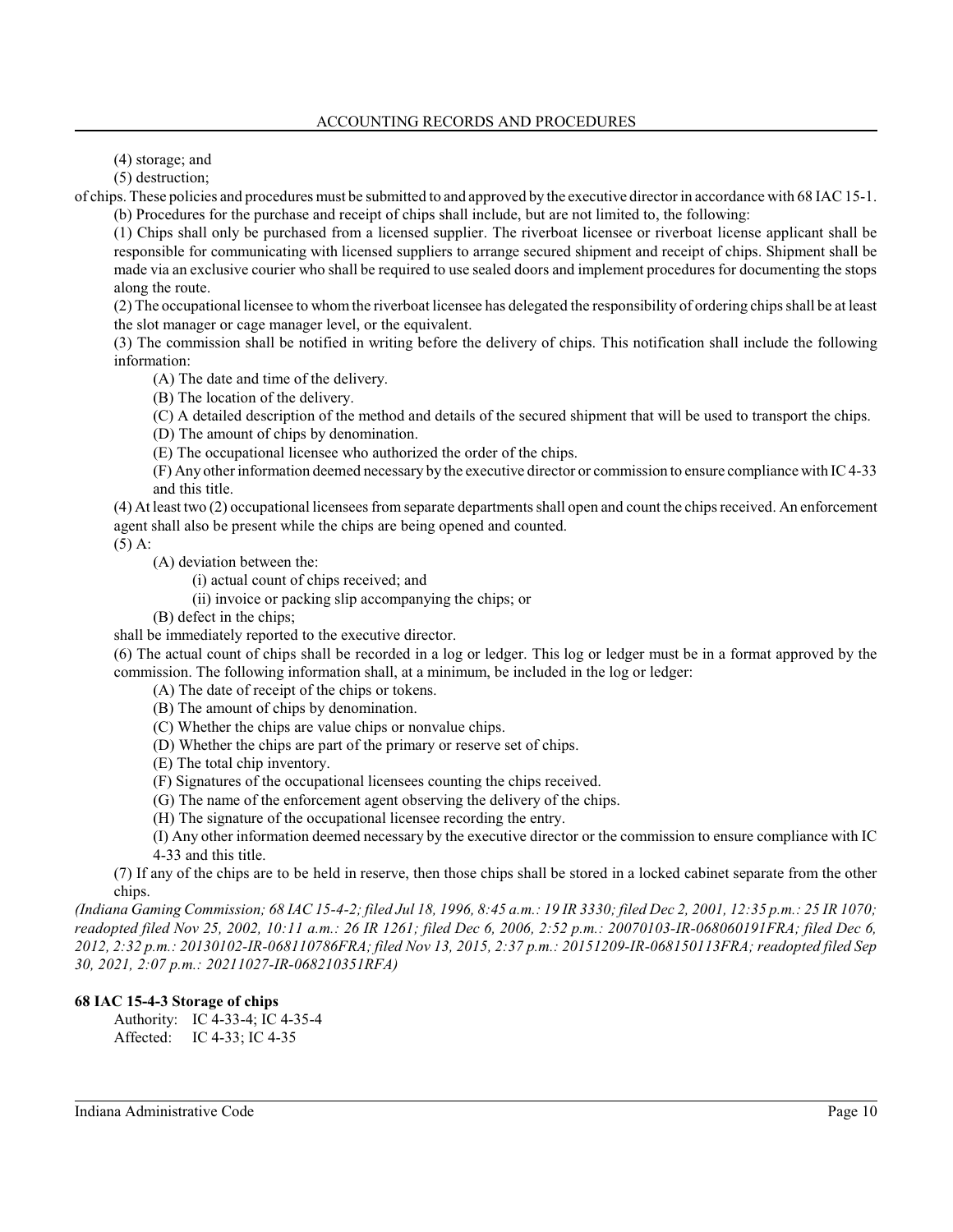(4) storage; and

(5) destruction;

of chips. These policies and procedures must be submitted to and approved by the executive director in accordance with 68 IAC 15-1.

(b) Procedures for the purchase and receipt of chips shall include, but are not limited to, the following:

(1) Chips shall only be purchased from a licensed supplier. The riverboat licensee or riverboat license applicant shall be responsible for communicating with licensed suppliers to arrange secured shipment and receipt of chips. Shipment shall be made via an exclusive courier who shall be required to use sealed doors and implement procedures for documenting the stops along the route.

(2) The occupational licensee to whom the riverboat licensee has delegated the responsibility of ordering chips shall be at least the slot manager or cage manager level, or the equivalent.

(3) The commission shall be notified in writing before the delivery of chips. This notification shall include the following information:

(A) The date and time of the delivery.

(B) The location of the delivery.

(C) A detailed description of the method and details of the secured shipment that will be used to transport the chips.

(D) The amount of chips by denomination.

(E) The occupational licensee who authorized the order of the chips.

(F) Any other information deemed necessary by the executive director or commission to ensure compliance with IC 4-33 and this title.

(4) At least two (2) occupational licensees from separate departments shall open and count the chips received. An enforcement agent shall also be present while the chips are being opened and counted.

(5) A:

(A) deviation between the:

(i) actual count of chips received; and

(ii) invoice or packing slip accompanying the chips; or

(B) defect in the chips;

shall be immediately reported to the executive director.

(6) The actual count of chips shall be recorded in a log or ledger. This log or ledger must be in a format approved by the commission. The following information shall, at a minimum, be included in the log or ledger:

(A) The date of receipt of the chips or tokens.

(B) The amount of chips by denomination.

(C) Whether the chips are value chips or nonvalue chips.

(D) Whether the chips are part of the primary or reserve set of chips.

(E) The total chip inventory.

(F) Signatures of the occupational licensees counting the chips received.

(G) The name of the enforcement agent observing the delivery of the chips.

(H) The signature of the occupational licensee recording the entry.

(I) Any other information deemed necessary by the executive director or the commission to ensure compliance with IC 4-33 and this title.

(7) If any of the chips are to be held in reserve, then those chips shall be stored in a locked cabinet separate from the other chips.

*(Indiana Gaming Commission; 68 IAC 15-4-2; filed Jul 18, 1996, 8:45 a.m.: 19 IR 3330; filed Dec 2, 2001, 12:35 p.m.: 25 IR 1070; readopted filed Nov 25, 2002, 10:11 a.m.: 26 IR 1261; filed Dec 6, 2006, 2:52 p.m.: 20070103-IR-068060191FRA; filed Dec 6, 2012, 2:32 p.m.: 20130102-IR-068110786FRA; filed Nov 13, 2015, 2:37 p.m.: 20151209-IR-068150113FRA; readopted filed Sep 30, 2021, 2:07 p.m.: 20211027-IR-068210351RFA)*

**68 IAC 15-4-3 Storage of chips**

Authority: IC 4-33-4; IC 4-35-4
Affected: IC 4-33; IC 4-35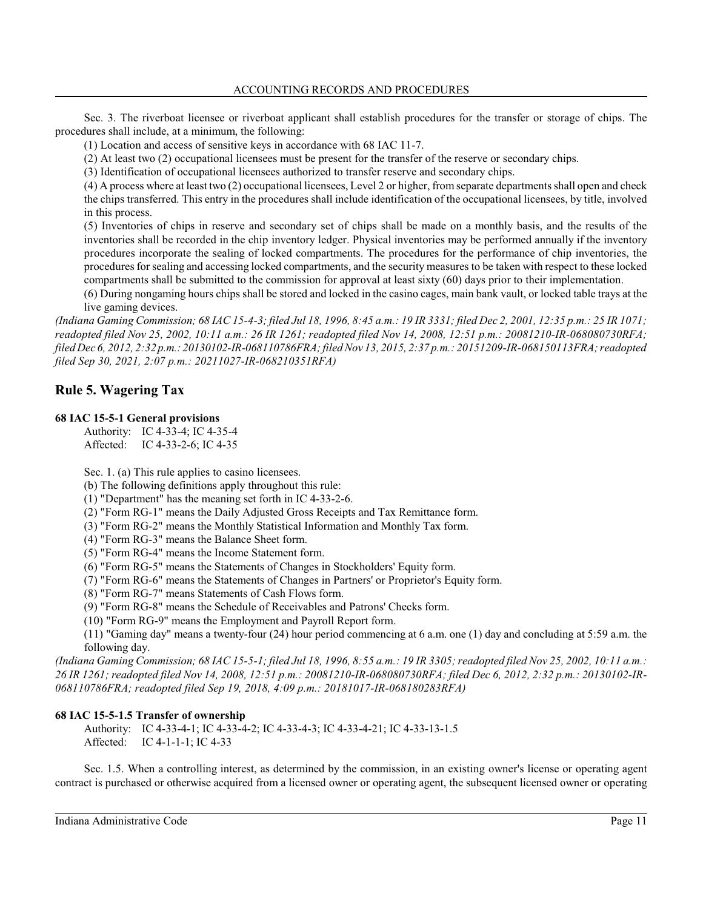Sec. 3. The riverboat licensee or riverboat applicant shall establish procedures for the transfer or storage of chips. The procedures shall include, at a minimum, the following:

(1) Location and access of sensitive keys in accordance with 68 IAC 11-7.

(2) At least two (2) occupational licensees must be present for the transfer of the reserve or secondary chips.

(3) Identification of occupational licensees authorized to transfer reserve and secondary chips.

(4) A process where at least two (2) occupational licensees, Level 2 or higher, from separate departments shall open and check the chips transferred. This entry in the procedures shall include identification of the occupational licensees, by title, involved in this process.

(5) Inventories of chips in reserve and secondary set of chips shall be made on a monthly basis, and the results of the inventories shall be recorded in the chip inventory ledger. Physical inventories may be performed annually if the inventory procedures incorporate the sealing of locked compartments. The procedures for the performance of chip inventories, the procedures for sealing and accessing locked compartments, and the security measures to be taken with respect to these locked compartments shall be submitted to the commission for approval at least sixty (60) days prior to their implementation.

(6) During nongaming hours chips shall be stored and locked in the casino cages, main bank vault, or locked table trays at the live gaming devices.

*(Indiana Gaming Commission; 68 IAC 15-4-3; filed Jul 18, 1996, 8:45 a.m.: 19 IR 3331; filed Dec 2, 2001, 12:35 p.m.: 25 IR 1071; readopted filed Nov 25, 2002, 10:11 a.m.: 26 IR 1261; readopted filed Nov 14, 2008, 12:51 p.m.: 20081210-IR-068080730RFA; filed Dec 6, 2012, 2:32 p.m.: 20130102-IR-068110786FRA; filed Nov 13, 2015, 2:37 p.m.: 20151209-IR-068150113FRA; readopted filed Sep 30, 2021, 2:07 p.m.: 20211027-IR-068210351RFA)*

## Rule 5. Wagering Tax

**68 IAC 15-5-1 General provisions**

Authority: IC 4-33-4; IC 4-35-4
Affected: IC 4-33-2-6; IC 4-35

Sec. 1. (a) This rule applies to casino licensees.

(b) The following definitions apply throughout this rule:

(1) "Department" has the meaning set forth in IC 4-33-2-6.

(2) "Form RG-1" means the Daily Adjusted Gross Receipts and Tax Remittance form.

(3) "Form RG-2" means the Monthly Statistical Information and Monthly Tax form.

(4) "Form RG-3" means the Balance Sheet form.

(5) "Form RG-4" means the Income Statement form.

(6) "Form RG-5" means the Statements of Changes in Stockholders' Equity form.

(7) "Form RG-6" means the Statements of Changes in Partners' or Proprietor's Equity form.

(8) "Form RG-7" means Statements of Cash Flows form.

(9) "Form RG-8" means the Schedule of Receivables and Patrons' Checks form.

(10) "Form RG-9" means the Employment and Payroll Report form.

(11) "Gaming day" means a twenty-four (24) hour period commencing at 6 a.m. one (1) day and concluding at 5:59 a.m. the following day.

*(Indiana Gaming Commission; 68 IAC 15-5-1; filed Jul 18, 1996, 8:55 a.m.: 19 IR 3305; readopted filed Nov 25, 2002, 10:11 a.m.: 26 IR 1261; readopted filed Nov 14, 2008, 12:51 p.m.: 20081210-IR-068080730RFA; filed Dec 6, 2012, 2:32 p.m.: 20130102-IR-068110786FRA; readopted filed Sep 19, 2018, 4:09 p.m.: 20181017-IR-068180283RFA)*

**68 IAC 15-5-1.5 Transfer of ownership**

Authority: IC 4-33-4-1; IC 4-33-4-2; IC 4-33-4-3; IC 4-33-4-21; IC 4-33-13-1.5
Affected: IC 4-1-1-1; IC 4-33

Sec. 1.5. When a controlling interest, as determined by the commission, in an existing owner's license or operating agent contract is purchased or otherwise acquired from a licensed owner or operating agent, the subsequent licensed owner or operating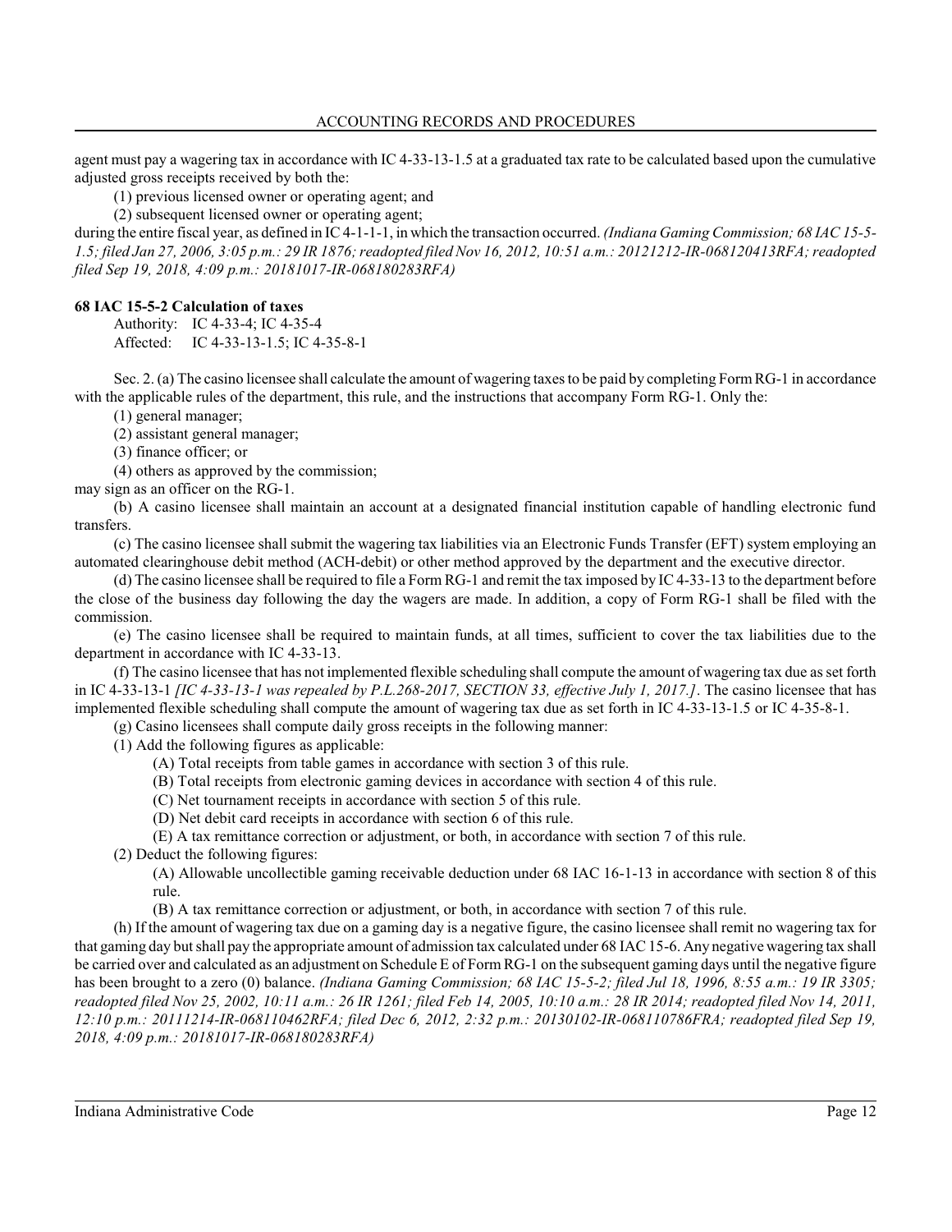agent must pay a wagering tax in accordance with IC 4-33-13-1.5 at a graduated tax rate to be calculated based upon the cumulative adjusted gross receipts received by both the:

(1) previous licensed owner or operating agent; and

(2) subsequent licensed owner or operating agent;

during the entire fiscal year, as defined in IC 4-1-1-1, in which the transaction occurred. *(Indiana Gaming Commission; 68 IAC 15-5-1.5; filed Jan 27, 2006, 3:05 p.m.: 29 IR 1876; readopted filed Nov 16, 2012, 10:51 a.m.: 20121212-IR-068120413RFA; readopted filed Sep 19, 2018, 4:09 p.m.: 20181017-IR-068180283RFA)*

**68 IAC 15-5-2 Calculation of taxes**

Authority: IC 4-33-4; IC 4-35-4
Affected: IC 4-33-13-1.5; IC 4-35-8-1

Sec. 2. (a) The casino licensee shall calculate the amount of wagering taxes to be paid by completing Form RG-1 in accordance with the applicable rules of the department, this rule, and the instructions that accompany Form RG-1. Only the:

(1) general manager;

(2) assistant general manager;

(3) finance officer; or

(4) others as approved by the commission;

may sign as an officer on the RG-1.

(b) A casino licensee shall maintain an account at a designated financial institution capable of handling electronic fund transfers.

(c) The casino licensee shall submit the wagering tax liabilities via an Electronic Funds Transfer (EFT) system employing an automated clearinghouse debit method (ACH-debit) or other method approved by the department and the executive director.

(d) The casino licensee shall be required to file a Form RG-1 and remit the tax imposed by IC 4-33-13 to the department before the close of the business day following the day the wagers are made. In addition, a copy of Form RG-1 shall be filed with the commission.

(e) The casino licensee shall be required to maintain funds, at all times, sufficient to cover the tax liabilities due to the department in accordance with IC 4-33-13.

(f) The casino licensee that has not implemented flexible scheduling shall compute the amount of wagering tax due as set forth in IC 4-33-13-1 *[IC 4-33-13-1 was repealed by P.L.268-2017, SECTION 33, effective July 1, 2017.]*. The casino licensee that has implemented flexible scheduling shall compute the amount of wagering tax due as set forth in IC 4-33-13-1.5 or IC 4-35-8-1.

(g) Casino licensees shall compute daily gross receipts in the following manner:

(1) Add the following figures as applicable:

(A) Total receipts from table games in accordance with section 3 of this rule.

(B) Total receipts from electronic gaming devices in accordance with section 4 of this rule.

(C) Net tournament receipts in accordance with section 5 of this rule.

(D) Net debit card receipts in accordance with section 6 of this rule.

(E) A tax remittance correction or adjustment, or both, in accordance with section 7 of this rule.

(2) Deduct the following figures:

(A) Allowable uncollectible gaming receivable deduction under 68 IAC 16-1-13 in accordance with section 8 of this rule.

(B) A tax remittance correction or adjustment, or both, in accordance with section 7 of this rule.

(h) If the amount of wagering tax due on a gaming day is a negative figure, the casino licensee shall remit no wagering tax for that gaming day but shall pay the appropriate amount of admission tax calculated under 68 IAC 15-6. Any negative wagering tax shall be carried over and calculated as an adjustment on Schedule E of Form RG-1 on the subsequent gaming days until the negative figure has been brought to a zero (0) balance. *(Indiana Gaming Commission; 68 IAC 15-5-2; filed Jul 18, 1996, 8:55 a.m.: 19 IR 3305; readopted filed Nov 25, 2002, 10:11 a.m.: 26 IR 1261; filed Feb 14, 2005, 10:10 a.m.: 28 IR 2014; readopted filed Nov 14, 2011, 12:10 p.m.: 20111214-IR-068110462RFA; filed Dec 6, 2012, 2:32 p.m.: 20130102-IR-068110786FRA; readopted filed Sep 19, 2018, 4:09 p.m.: 20181017-IR-068180283RFA)*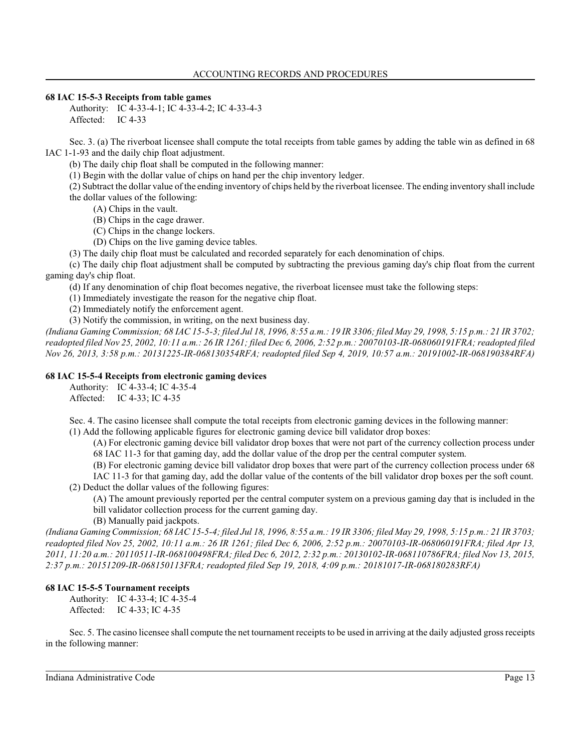### 68 IAC 15-5-3 Receipts from table games

Authority: IC 4-33-4-1; IC 4-33-4-2; IC 4-33-4-3
Affected: IC 4-33

Sec. 3. (a) The riverboat licensee shall compute the total receipts from table games by adding the table win as defined in 68 IAC 1-1-93 and the daily chip float adjustment.

(b) The daily chip float shall be computed in the following manner:

(1) Begin with the dollar value of chips on hand per the chip inventory ledger.

(2) Subtract the dollar value of the ending inventory of chips held by the riverboat licensee. The ending inventory shall include the dollar values of the following:

(A) Chips in the vault.

(B) Chips in the cage drawer.

(C) Chips in the change lockers.

(D) Chips on the live gaming device tables.

(3) The daily chip float must be calculated and recorded separately for each denomination of chips.

(c) The daily chip float adjustment shall be computed by subtracting the previous gaming day's chip float from the current gaming day's chip float.

(d) If any denomination of chip float becomes negative, the riverboat licensee must take the following steps:

(1) Immediately investigate the reason for the negative chip float.

(2) Immediately notify the enforcement agent.

(3) Notify the commission, in writing, on the next business day.

*(Indiana Gaming Commission; 68 IAC 15-5-3; filed Jul 18, 1996, 8:55 a.m.: 19 IR 3306; filed May 29, 1998, 5:15 p.m.: 21 IR 3702; readopted filed Nov 25, 2002, 10:11 a.m.: 26 IR 1261; filed Dec 6, 2006, 2:52 p.m.: 20070103-IR-068060191FRA; readopted filed Nov 26, 2013, 3:58 p.m.: 20131225-IR-068130354RFA; readopted filed Sep 4, 2019, 10:57 a.m.: 20191002-IR-068190384RFA)*

### 68 IAC 15-5-4 Receipts from electronic gaming devices

Authority: IC 4-33-4; IC 4-35-4
Affected: IC 4-33; IC 4-35

Sec. 4. The casino licensee shall compute the total receipts from electronic gaming devices in the following manner:

(1) Add the following applicable figures for electronic gaming device bill validator drop boxes:

(A) For electronic gaming device bill validator drop boxes that were not part of the currency collection process under 68 IAC 11-3 for that gaming day, add the dollar value of the drop per the central computer system.

(B) For electronic gaming device bill validator drop boxes that were part of the currency collection process under 68 IAC 11-3 for that gaming day, add the dollar value of the contents of the bill validator drop boxes per the soft count.

(2) Deduct the dollar values of the following figures:

(A) The amount previously reported per the central computer system on a previous gaming day that is included in the bill validator collection process for the current gaming day.

(B) Manually paid jackpots.

*(Indiana Gaming Commission; 68 IAC 15-5-4; filed Jul 18, 1996, 8:55 a.m.: 19 IR 3306; filed May 29, 1998, 5:15 p.m.: 21 IR 3703; readopted filed Nov 25, 2002, 10:11 a.m.: 26 IR 1261; filed Dec 6, 2006, 2:52 p.m.: 20070103-IR-068060191FRA; filed Apr 13, 2011, 11:20 a.m.: 20110511-IR-068100498FRA; filed Dec 6, 2012, 2:32 p.m.: 20130102-IR-068110786FRA; filed Nov 13, 2015, 2:37 p.m.: 20151209-IR-068150113FRA; readopted filed Sep 19, 2018, 4:09 p.m.: 20181017-IR-068180283RFA)*

### 68 IAC 15-5-5 Tournament receipts

Authority: IC 4-33-4; IC 4-35-4
Affected: IC 4-33; IC 4-35

Sec. 5. The casino licensee shall compute the net tournament receipts to be used in arriving at the daily adjusted gross receipts in the following manner: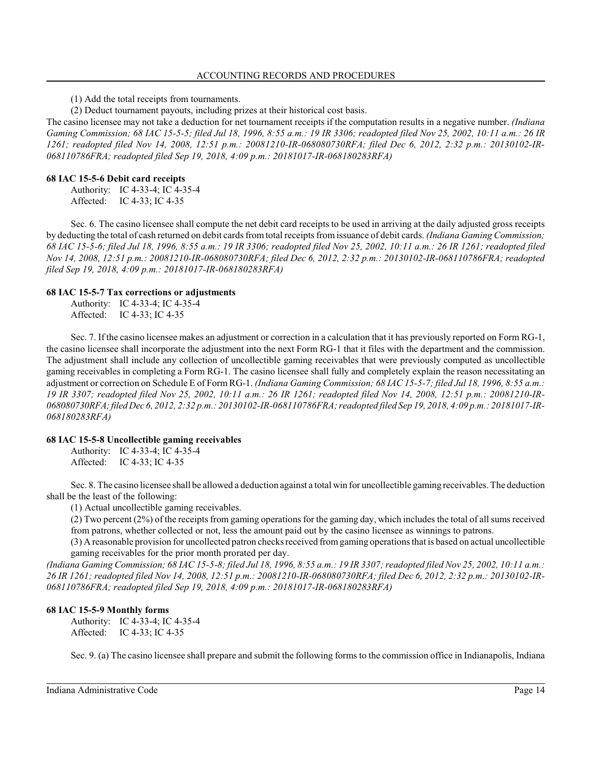(1) Add the total receipts from tournaments.

(2) Deduct tournament payouts, including prizes at their historical cost basis.

The casino licensee may not take a deduction for net tournament receipts if the computation results in a negative number. *(Indiana Gaming Commission; 68 IAC 15-5-5; filed Jul 18, 1996, 8:55 a.m.: 19 IR 3306; readopted filed Nov 25, 2002, 10:11 a.m.: 26 IR 1261; readopted filed Nov 14, 2008, 12:51 p.m.: 20081210-IR-068080730RFA; filed Dec 6, 2012, 2:32 p.m.: 20130102-IR-068110786FRA; readopted filed Sep 19, 2018, 4:09 p.m.: 20181017-IR-068180283RFA)*

**68 IAC 15-5-6 Debit card receipts**

Authority: IC 4-33-4; IC 4-35-4
Affected: IC 4-33; IC 4-35

Sec. 6. The casino licensee shall compute the net debit card receipts to be used in arriving at the daily adjusted gross receipts by deducting the total of cash returned on debit cards from total receipts from issuance of debit cards. *(Indiana Gaming Commission; 68 IAC 15-5-6; filed Jul 18, 1996, 8:55 a.m.: 19 IR 3306; readopted filed Nov 25, 2002, 10:11 a.m.: 26 IR 1261; readopted filed Nov 14, 2008, 12:51 p.m.: 20081210-IR-068080730RFA; filed Dec 6, 2012, 2:32 p.m.: 20130102-IR-068110786FRA; readopted filed Sep 19, 2018, 4:09 p.m.: 20181017-IR-068180283RFA)*

**68 IAC 15-5-7 Tax corrections or adjustments**

Authority: IC 4-33-4; IC 4-35-4
Affected: IC 4-33; IC 4-35

Sec. 7. If the casino licensee makes an adjustment or correction in a calculation that it has previously reported on Form RG-1, the casino licensee shall incorporate the adjustment into the next Form RG-1 that it files with the department and the commission. The adjustment shall include any collection of uncollectible gaming receivables that were previously computed as uncollectible gaming receivables in completing a Form RG-1. The casino licensee shall fully and completely explain the reason necessitating an adjustment or correction on Schedule E of Form RG-1. *(Indiana Gaming Commission; 68 IAC 15-5-7; filed Jul 18, 1996, 8:55 a.m.: 19 IR 3307; readopted filed Nov 25, 2002, 10:11 a.m.: 26 IR 1261; readopted filed Nov 14, 2008, 12:51 p.m.: 20081210-IR-068080730RFA; filed Dec 6, 2012, 2:32 p.m.: 20130102-IR-068110786FRA; readopted filed Sep 19, 2018, 4:09 p.m.: 20181017-IR-068180283RFA)*

**68 IAC 15-5-8 Uncollectible gaming receivables**

Authority: IC 4-33-4; IC 4-35-4
Affected: IC 4-33; IC 4-35

Sec. 8. The casino licensee shall be allowed a deduction against a total win for uncollectible gaming receivables. The deduction shall be the least of the following:

(1) Actual uncollectible gaming receivables.

(2) Two percent (2%) of the receipts from gaming operations for the gaming day, which includes the total of all sums received from patrons, whether collected or not, less the amount paid out by the casino licensee as winnings to patrons.

(3) A reasonable provision for uncollected patron checks received from gaming operations that is based on actual uncollectible gaming receivables for the prior month prorated per day.

*(Indiana Gaming Commission; 68 IAC 15-5-8; filed Jul 18, 1996, 8:55 a.m.: 19 IR 3307; readopted filed Nov 25, 2002, 10:11 a.m.: 26 IR 1261; readopted filed Nov 14, 2008, 12:51 p.m.: 20081210-IR-068080730RFA; filed Dec 6, 2012, 2:32 p.m.: 20130102-IR-068110786FRA; readopted filed Sep 19, 2018, 4:09 p.m.: 20181017-IR-068180283RFA)*

**68 IAC 15-5-9 Monthly forms**

Authority: IC 4-33-4; IC 4-35-4
Affected: IC 4-33; IC 4-35

Sec. 9. (a) The casino licensee shall prepare and submit the following forms to the commission office in Indianapolis, Indiana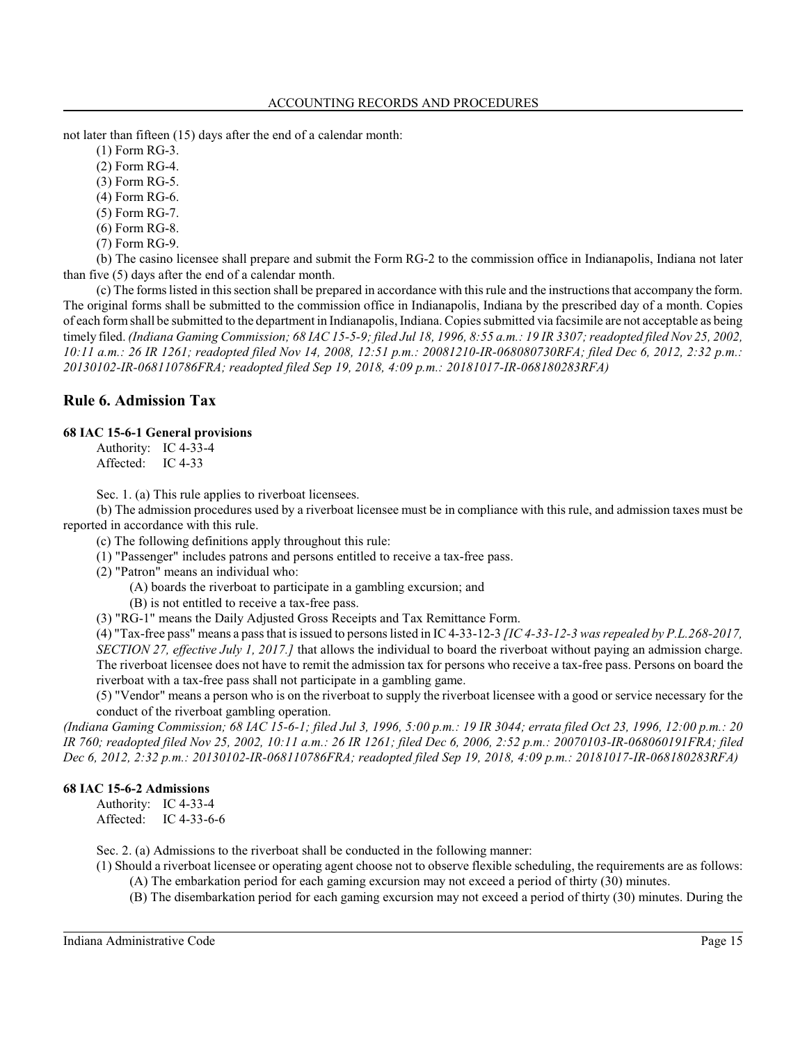not later than fifteen (15) days after the end of a calendar month:

(1) Form RG-3.
(2) Form RG-4.
(3) Form RG-5.
(4) Form RG-6.
(5) Form RG-7.
(6) Form RG-8.
(7) Form RG-9.

(b) The casino licensee shall prepare and submit the Form RG-2 to the commission office in Indianapolis, Indiana not later than five (5) days after the end of a calendar month.

(c) The forms listed in this section shall be prepared in accordance with this rule and the instructions that accompany the form. The original forms shall be submitted to the commission office in Indianapolis, Indiana by the prescribed day of a month. Copies of each form shall be submitted to the department in Indianapolis, Indiana. Copies submitted via facsimile are not acceptable as being timely filed. *(Indiana Gaming Commission; 68 IAC 15-5-9; filed Jul 18, 1996, 8:55 a.m.: 19 IR 3307; readopted filed Nov 25, 2002, 10:11 a.m.: 26 IR 1261; readopted filed Nov 14, 2008, 12:51 p.m.: 20081210-IR-068080730RFA; filed Dec 6, 2012, 2:32 p.m.: 20130102-IR-068110786FRA; readopted filed Sep 19, 2018, 4:09 p.m.: 20181017-IR-068180283RFA)*

## Rule 6. Admission Tax

### 68 IAC 15-6-1 General provisions

Authority: IC 4-33-4
Affected: IC 4-33

Sec. 1. (a) This rule applies to riverboat licensees.

(b) The admission procedures used by a riverboat licensee must be in compliance with this rule, and admission taxes must be reported in accordance with this rule.

(c) The following definitions apply throughout this rule:

(1) "Passenger" includes patrons and persons entitled to receive a tax-free pass.

(2) "Patron" means an individual who:

(A) boards the riverboat to participate in a gambling excursion; and

(B) is not entitled to receive a tax-free pass.

(3) "RG-1" means the Daily Adjusted Gross Receipts and Tax Remittance Form.

(4) "Tax-free pass" means a pass that is issued to persons listed in IC 4-33-12-3 *[IC 4-33-12-3 was repealed by P.L.268-2017, SECTION 27, effective July 1, 2017.]* that allows the individual to board the riverboat without paying an admission charge. The riverboat licensee does not have to remit the admission tax for persons who receive a tax-free pass. Persons on board the riverboat with a tax-free pass shall not participate in a gambling game.

(5) "Vendor" means a person who is on the riverboat to supply the riverboat licensee with a good or service necessary for the conduct of the riverboat gambling operation.

*(Indiana Gaming Commission; 68 IAC 15-6-1; filed Jul 3, 1996, 5:00 p.m.: 19 IR 3044; errata filed Oct 23, 1996, 12:00 p.m.: 20 IR 760; readopted filed Nov 25, 2002, 10:11 a.m.: 26 IR 1261; filed Dec 6, 2006, 2:52 p.m.: 20070103-IR-068060191FRA; filed Dec 6, 2012, 2:32 p.m.: 20130102-IR-068110786FRA; readopted filed Sep 19, 2018, 4:09 p.m.: 20181017-IR-068180283RFA)*

### 68 IAC 15-6-2 Admissions

Authority: IC 4-33-4
Affected: IC 4-33-6-6

Sec. 2. (a) Admissions to the riverboat shall be conducted in the following manner:

(1) Should a riverboat licensee or operating agent choose not to observe flexible scheduling, the requirements are as follows:

(A) The embarkation period for each gaming excursion may not exceed a period of thirty (30) minutes.

(B) The disembarkation period for each gaming excursion may not exceed a period of thirty (30) minutes. During the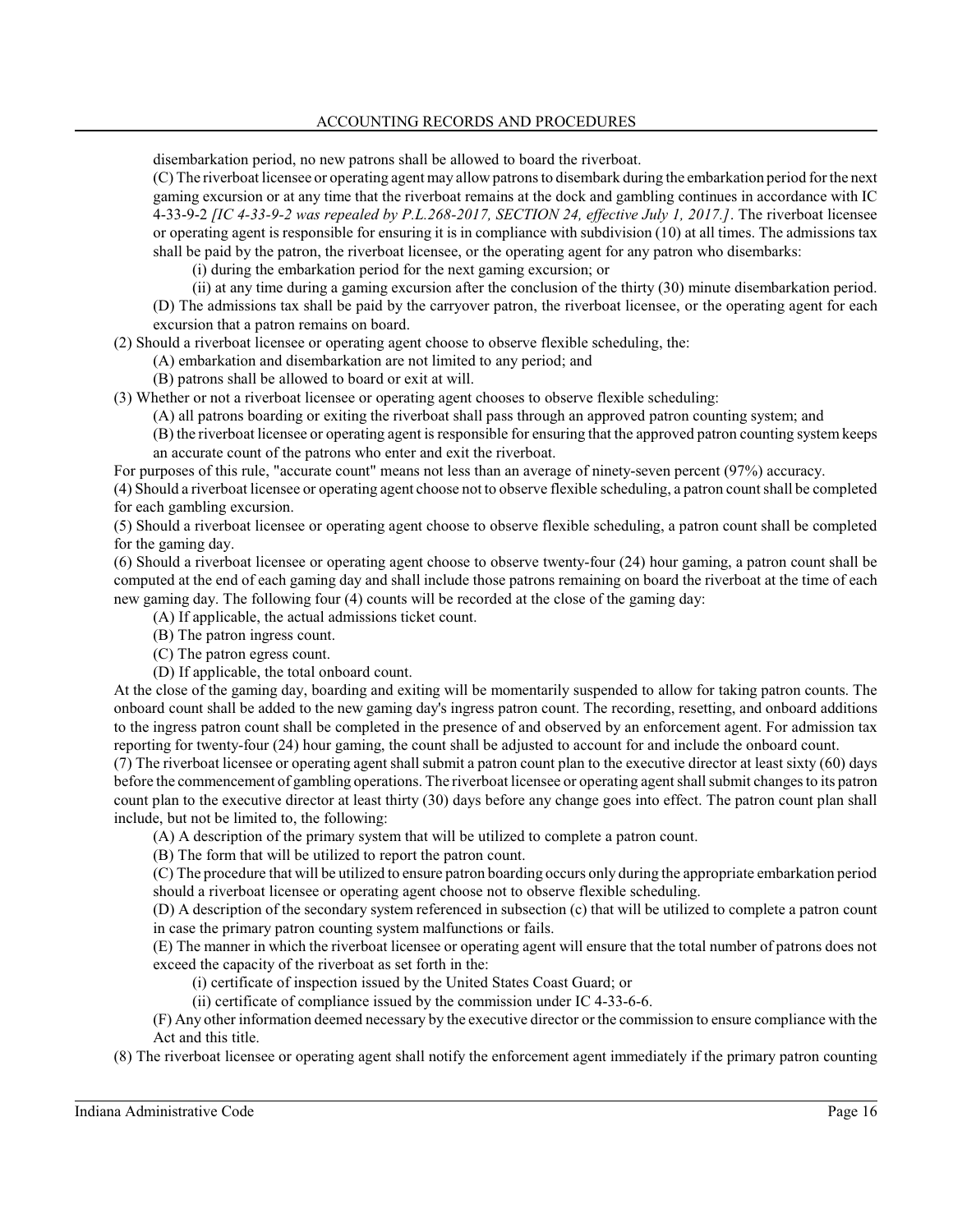disembarkation period, no new patrons shall be allowed to board the riverboat.

(C) The riverboat licensee or operating agent may allow patrons to disembark during the embarkation period for the next gaming excursion or at any time that the riverboat remains at the dock and gambling continues in accordance with IC 4-33-9-2 *[IC 4-33-9-2 was repealed by P.L.268-2017, SECTION 24, effective July 1, 2017.]*. The riverboat licensee or operating agent is responsible for ensuring it is in compliance with subdivision (10) at all times. The admissions tax shall be paid by the patron, the riverboat licensee, or the operating agent for any patron who disembarks:

(i) during the embarkation period for the next gaming excursion; or

(ii) at any time during a gaming excursion after the conclusion of the thirty (30) minute disembarkation period.

(D) The admissions tax shall be paid by the carryover patron, the riverboat licensee, or the operating agent for each excursion that a patron remains on board.

(2) Should a riverboat licensee or operating agent choose to observe flexible scheduling, the:

(A) embarkation and disembarkation are not limited to any period; and

(B) patrons shall be allowed to board or exit at will.

(3) Whether or not a riverboat licensee or operating agent chooses to observe flexible scheduling:

(A) all patrons boarding or exiting the riverboat shall pass through an approved patron counting system; and

(B) the riverboat licensee or operating agent is responsible for ensuring that the approved patron counting system keeps an accurate count of the patrons who enter and exit the riverboat.

For purposes of this rule, "accurate count" means not less than an average of ninety-seven percent (97%) accuracy.

(4) Should a riverboat licensee or operating agent choose not to observe flexible scheduling, a patron count shall be completed for each gambling excursion.

(5) Should a riverboat licensee or operating agent choose to observe flexible scheduling, a patron count shall be completed for the gaming day.

(6) Should a riverboat licensee or operating agent choose to observe twenty-four (24) hour gaming, a patron count shall be computed at the end of each gaming day and shall include those patrons remaining on board the riverboat at the time of each new gaming day. The following four (4) counts will be recorded at the close of the gaming day:

(A) If applicable, the actual admissions ticket count.

(B) The patron ingress count.

(C) The patron egress count.

(D) If applicable, the total onboard count.

At the close of the gaming day, boarding and exiting will be momentarily suspended to allow for taking patron counts. The onboard count shall be added to the new gaming day's ingress patron count. The recording, resetting, and onboard additions to the ingress patron count shall be completed in the presence of and observed by an enforcement agent. For admission tax reporting for twenty-four (24) hour gaming, the count shall be adjusted to account for and include the onboard count.

(7) The riverboat licensee or operating agent shall submit a patron count plan to the executive director at least sixty (60) days before the commencement of gambling operations. The riverboat licensee or operating agent shall submit changes to its patron count plan to the executive director at least thirty (30) days before any change goes into effect. The patron count plan shall include, but not be limited to, the following:

(A) A description of the primary system that will be utilized to complete a patron count.

(B) The form that will be utilized to report the patron count.

(C) The procedure that will be utilized to ensure patron boarding occurs only during the appropriate embarkation period should a riverboat licensee or operating agent choose not to observe flexible scheduling.

(D) A description of the secondary system referenced in subsection (c) that will be utilized to complete a patron count in case the primary patron counting system malfunctions or fails.

(E) The manner in which the riverboat licensee or operating agent will ensure that the total number of patrons does not exceed the capacity of the riverboat as set forth in the:

(i) certificate of inspection issued by the United States Coast Guard; or

(ii) certificate of compliance issued by the commission under IC 4-33-6-6.

(F) Any other information deemed necessary by the executive director or the commission to ensure compliance with the Act and this title.

(8) The riverboat licensee or operating agent shall notify the enforcement agent immediately if the primary patron counting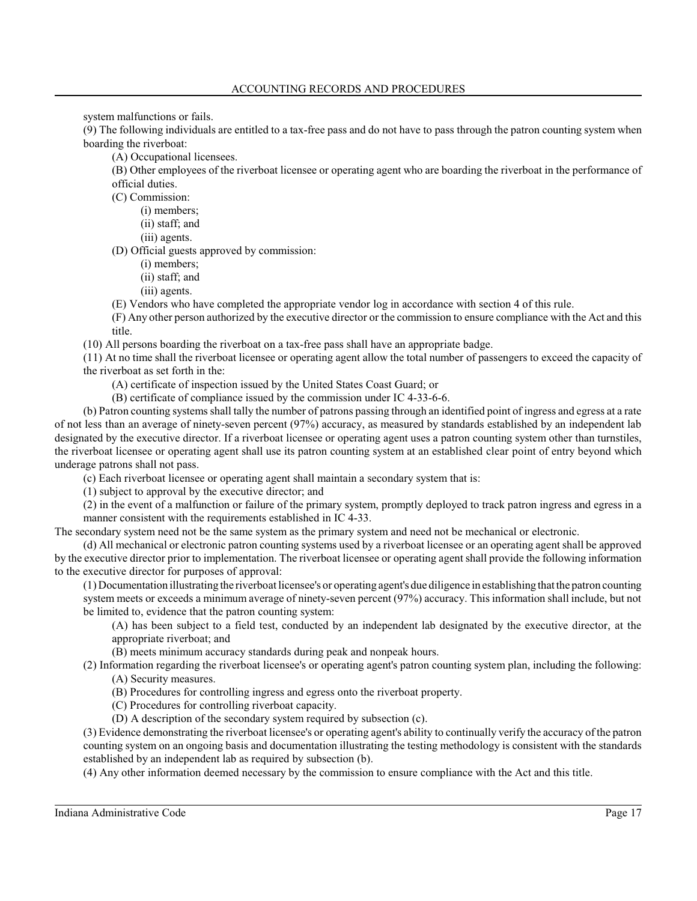system malfunctions or fails.

(9) The following individuals are entitled to a tax-free pass and do not have to pass through the patron counting system when boarding the riverboat:

(A) Occupational licensees.

(B) Other employees of the riverboat licensee or operating agent who are boarding the riverboat in the performance of official duties.

(C) Commission:

(i) members;

(ii) staff; and

(iii) agents.

(D) Official guests approved by commission:

(i) members;

(ii) staff; and

(iii) agents.

(E) Vendors who have completed the appropriate vendor log in accordance with section 4 of this rule.

(F) Any other person authorized by the executive director or the commission to ensure compliance with the Act and this title.

(10) All persons boarding the riverboat on a tax-free pass shall have an appropriate badge.

(11) At no time shall the riverboat licensee or operating agent allow the total number of passengers to exceed the capacity of the riverboat as set forth in the:

(A) certificate of inspection issued by the United States Coast Guard; or

(B) certificate of compliance issued by the commission under IC 4-33-6-6.

(b) Patron counting systems shall tally the number of patrons passing through an identified point of ingress and egress at a rate of not less than an average of ninety-seven percent (97%) accuracy, as measured by standards established by an independent lab designated by the executive director. If a riverboat licensee or operating agent uses a patron counting system other than turnstiles, the riverboat licensee or operating agent shall use its patron counting system at an established clear point of entry beyond which underage patrons shall not pass.

(c) Each riverboat licensee or operating agent shall maintain a secondary system that is:

(1) subject to approval by the executive director; and

(2) in the event of a malfunction or failure of the primary system, promptly deployed to track patron ingress and egress in a manner consistent with the requirements established in IC 4-33.

The secondary system need not be the same system as the primary system and need not be mechanical or electronic.

(d) All mechanical or electronic patron counting systems used by a riverboat licensee or an operating agent shall be approved by the executive director prior to implementation. The riverboat licensee or operating agent shall provide the following information to the executive director for purposes of approval:

(1) Documentation illustrating the riverboat licensee's or operating agent's due diligence in establishing that the patron counting system meets or exceeds a minimum average of ninety-seven percent (97%) accuracy. This information shall include, but not be limited to, evidence that the patron counting system:

(A) has been subject to a field test, conducted by an independent lab designated by the executive director, at the appropriate riverboat; and

(B) meets minimum accuracy standards during peak and nonpeak hours.

(2) Information regarding the riverboat licensee's or operating agent's patron counting system plan, including the following:

(A) Security measures.

(B) Procedures for controlling ingress and egress onto the riverboat property.

(C) Procedures for controlling riverboat capacity.

(D) A description of the secondary system required by subsection (c).

(3) Evidence demonstrating the riverboat licensee's or operating agent's ability to continually verify the accuracy of the patron counting system on an ongoing basis and documentation illustrating the testing methodology is consistent with the standards established by an independent lab as required by subsection (b).

(4) Any other information deemed necessary by the commission to ensure compliance with the Act and this title.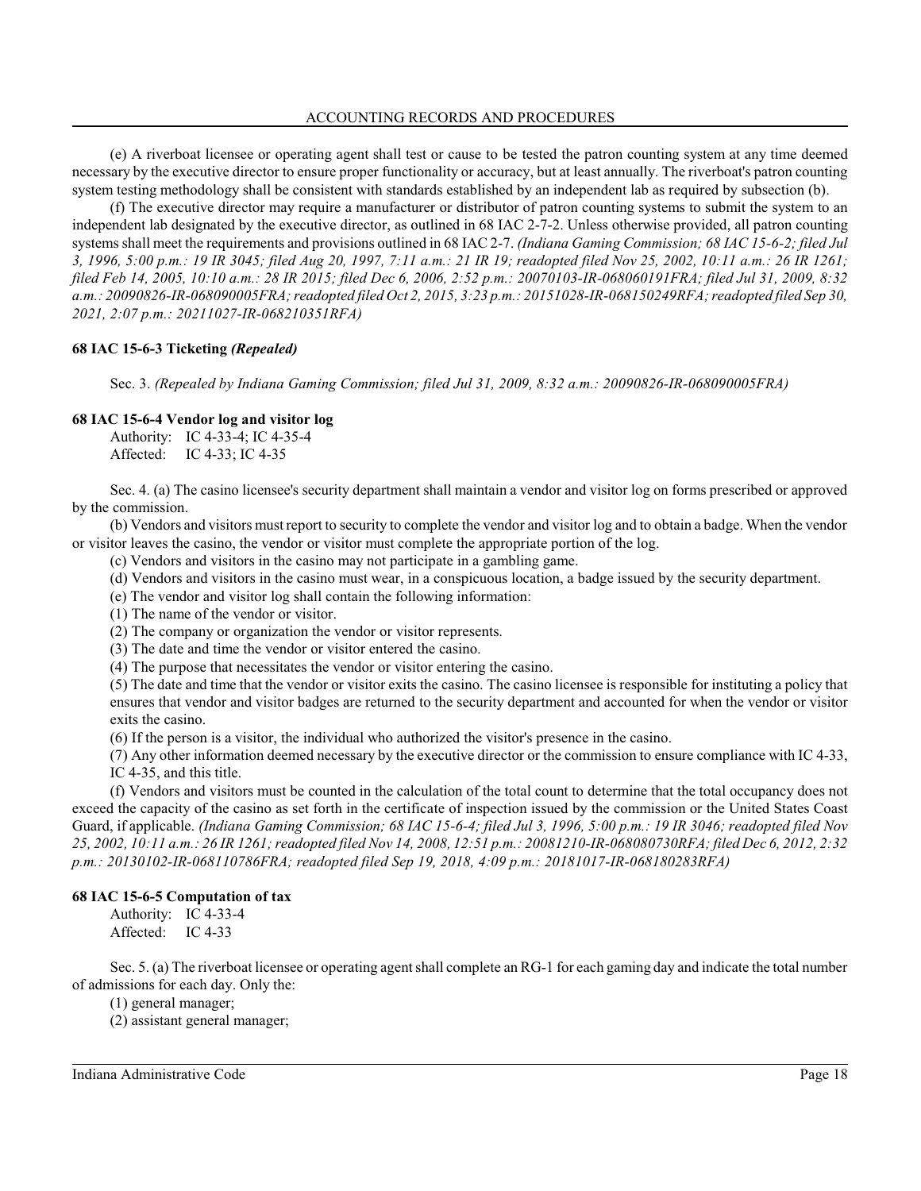(e) A riverboat licensee or operating agent shall test or cause to be tested the patron counting system at any time deemed necessary by the executive director to ensure proper functionality or accuracy, but at least annually. The riverboat's patron counting system testing methodology shall be consistent with standards established by an independent lab as required by subsection (b).

(f) The executive director may require a manufacturer or distributor of patron counting systems to submit the system to an independent lab designated by the executive director, as outlined in 68 IAC 2-7-2. Unless otherwise provided, all patron counting systems shall meet the requirements and provisions outlined in 68 IAC 2-7. *(Indiana Gaming Commission; 68 IAC 15-6-2; filed Jul 3, 1996, 5:00 p.m.: 19 IR 3045; filed Aug 20, 1997, 7:11 a.m.: 21 IR 19; readopted filed Nov 25, 2002, 10:11 a.m.: 26 IR 1261; filed Feb 14, 2005, 10:10 a.m.: 28 IR 2015; filed Dec 6, 2006, 2:52 p.m.: 20070103-IR-068060191FRA; filed Jul 31, 2009, 8:32 a.m.: 20090826-IR-068090005FRA; readopted filed Oct 2, 2015, 3:23 p.m.: 20151028-IR-068150249RFA; readopted filed Sep 30, 2021, 2:07 p.m.: 20211027-IR-068210351RFA)*

### 68 IAC 15-6-3 Ticketing *(Repealed)*

Sec. 3. *(Repealed by Indiana Gaming Commission; filed Jul 31, 2009, 8:32 a.m.: 20090826-IR-068090005FRA)*

### 68 IAC 15-6-4 Vendor log and visitor log

Authority: IC 4-33-4; IC 4-35-4
Affected: IC 4-33; IC 4-35

Sec. 4. (a) The casino licensee's security department shall maintain a vendor and visitor log on forms prescribed or approved by the commission.

(b) Vendors and visitors must report to security to complete the vendor and visitor log and to obtain a badge. When the vendor or visitor leaves the casino, the vendor or visitor must complete the appropriate portion of the log.

(c) Vendors and visitors in the casino may not participate in a gambling game.

(d) Vendors and visitors in the casino must wear, in a conspicuous location, a badge issued by the security department.

(e) The vendor and visitor log shall contain the following information:

(1) The name of the vendor or visitor.

(2) The company or organization the vendor or visitor represents.

(3) The date and time the vendor or visitor entered the casino.

(4) The purpose that necessitates the vendor or visitor entering the casino.

(5) The date and time that the vendor or visitor exits the casino. The casino licensee is responsible for instituting a policy that ensures that vendor and visitor badges are returned to the security department and accounted for when the vendor or visitor exits the casino.

(6) If the person is a visitor, the individual who authorized the visitor's presence in the casino.

(7) Any other information deemed necessary by the executive director or the commission to ensure compliance with IC 4-33, IC 4-35, and this title.

(f) Vendors and visitors must be counted in the calculation of the total count to determine that the total occupancy does not exceed the capacity of the casino as set forth in the certificate of inspection issued by the commission or the United States Coast Guard, if applicable. *(Indiana Gaming Commission; 68 IAC 15-6-4; filed Jul 3, 1996, 5:00 p.m.: 19 IR 3046; readopted filed Nov 25, 2002, 10:11 a.m.: 26 IR 1261; readopted filed Nov 14, 2008, 12:51 p.m.: 20081210-IR-068080730RFA; filed Dec 6, 2012, 2:32 p.m.: 20130102-IR-068110786FRA; readopted filed Sep 19, 2018, 4:09 p.m.: 20181017-IR-068180283RFA)*

### 68 IAC 15-6-5 Computation of tax

Authority: IC 4-33-4
Affected: IC 4-33

Sec. 5. (a) The riverboat licensee or operating agent shall complete an RG-1 for each gaming day and indicate the total number of admissions for each day. Only the:

(1) general manager;

(2) assistant general manager;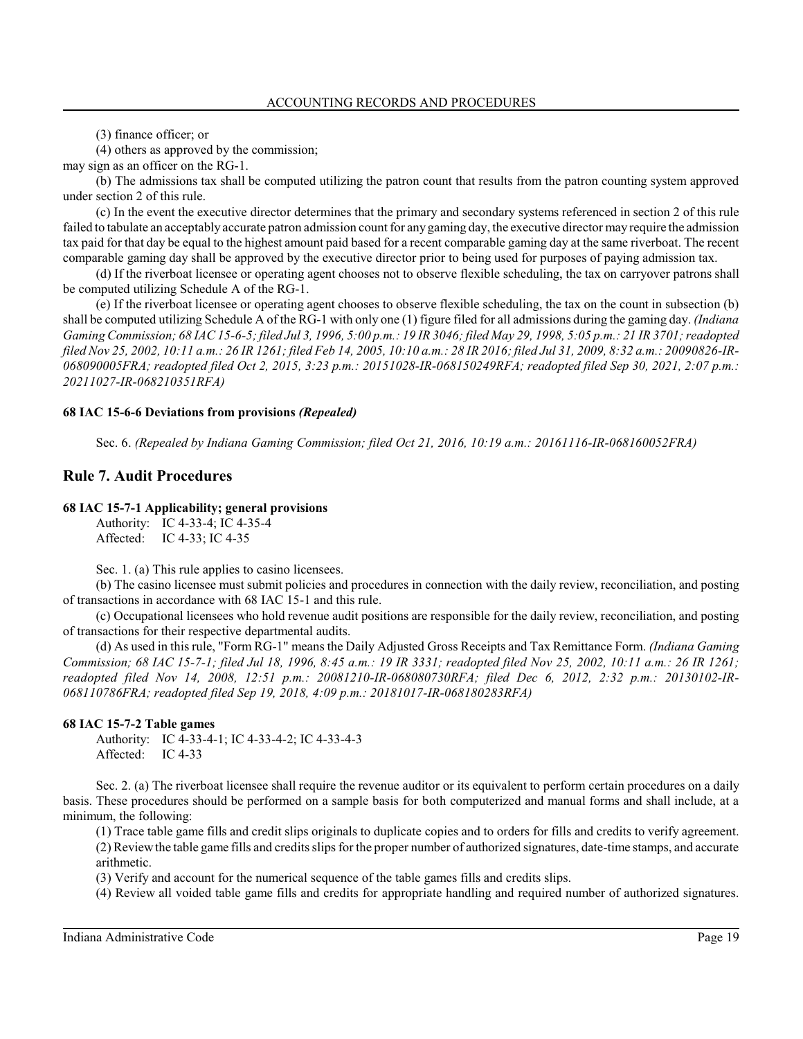(3) finance officer; or

(4) others as approved by the commission;

may sign as an officer on the RG-1.

(b) The admissions tax shall be computed utilizing the patron count that results from the patron counting system approved under section 2 of this rule.

(c) In the event the executive director determines that the primary and secondary systems referenced in section 2 of this rule failed to tabulate an acceptably accurate patron admission count for any gaming day, the executive director may require the admission tax paid for that day be equal to the highest amount paid based for a recent comparable gaming day at the same riverboat. The recent comparable gaming day shall be approved by the executive director prior to being used for purposes of paying admission tax.

(d) If the riverboat licensee or operating agent chooses not to observe flexible scheduling, the tax on carryover patrons shall be computed utilizing Schedule A of the RG-1.

(e) If the riverboat licensee or operating agent chooses to observe flexible scheduling, the tax on the count in subsection (b) shall be computed utilizing Schedule A of the RG-1 with only one (1) figure filed for all admissions during the gaming day. *(Indiana Gaming Commission; 68 IAC 15-6-5; filed Jul 3, 1996, 5:00 p.m.: 19 IR 3046; filed May 29, 1998, 5:05 p.m.: 21 IR 3701; readopted filed Nov 25, 2002, 10:11 a.m.: 26 IR 1261; filed Feb 14, 2005, 10:10 a.m.: 28 IR 2016; filed Jul 31, 2009, 8:32 a.m.: 20090826-IR-068090005FRA; readopted filed Oct 2, 2015, 3:23 p.m.: 20151028-IR-068150249RFA; readopted filed Sep 30, 2021, 2:07 p.m.: 20211027-IR-068210351RFA)*

**68 IAC 15-6-6 Deviations from provisions *(Repealed)***

Sec. 6. *(Repealed by Indiana Gaming Commission; filed Oct 21, 2016, 10:19 a.m.: 20161116-IR-068160052FRA)*

## Rule 7. Audit Procedures

**68 IAC 15-7-1 Applicability; general provisions**

Authority: IC 4-33-4; IC 4-35-4
Affected: IC 4-33; IC 4-35

Sec. 1. (a) This rule applies to casino licensees.

(b) The casino licensee must submit policies and procedures in connection with the daily review, reconciliation, and posting of transactions in accordance with 68 IAC 15-1 and this rule.

(c) Occupational licensees who hold revenue audit positions are responsible for the daily review, reconciliation, and posting of transactions for their respective departmental audits.

(d) As used in this rule, "Form RG-1" means the Daily Adjusted Gross Receipts and Tax Remittance Form. *(Indiana Gaming Commission; 68 IAC 15-7-1; filed Jul 18, 1996, 8:45 a.m.: 19 IR 3331; readopted filed Nov 25, 2002, 10:11 a.m.: 26 IR 1261; readopted filed Nov 14, 2008, 12:51 p.m.: 20081210-IR-068080730RFA; filed Dec 6, 2012, 2:32 p.m.: 20130102-IR-068110786FRA; readopted filed Sep 19, 2018, 4:09 p.m.: 20181017-IR-068180283RFA)*

**68 IAC 15-7-2 Table games**

Authority: IC 4-33-4-1; IC 4-33-4-2; IC 4-33-4-3
Affected: IC 4-33

Sec. 2. (a) The riverboat licensee shall require the revenue auditor or its equivalent to perform certain procedures on a daily basis. These procedures should be performed on a sample basis for both computerized and manual forms and shall include, at a minimum, the following:

(1) Trace table game fills and credit slips originals to duplicate copies and to orders for fills and credits to verify agreement.

(2) Review the table game fills and credits slips for the proper number of authorized signatures, date-time stamps, and accurate arithmetic.

(3) Verify and account for the numerical sequence of the table games fills and credits slips.

(4) Review all voided table game fills and credits for appropriate handling and required number of authorized signatures.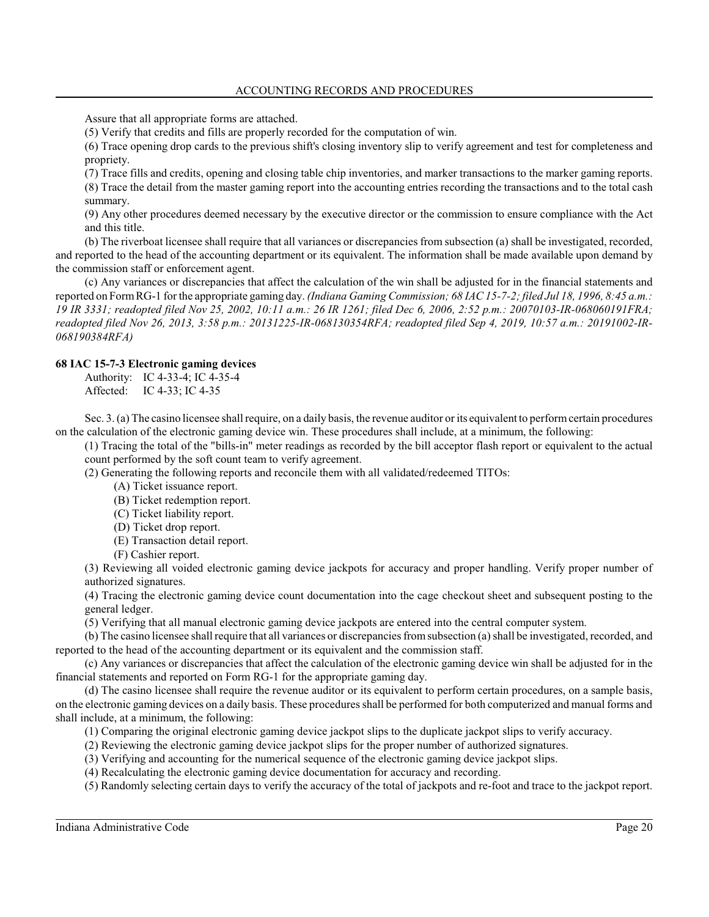Assure that all appropriate forms are attached.

(5) Verify that credits and fills are properly recorded for the computation of win.

(6) Trace opening drop cards to the previous shift's closing inventory slip to verify agreement and test for completeness and propriety.

(7) Trace fills and credits, opening and closing table chip inventories, and marker transactions to the marker gaming reports.

(8) Trace the detail from the master gaming report into the accounting entries recording the transactions and to the total cash summary.

(9) Any other procedures deemed necessary by the executive director or the commission to ensure compliance with the Act and this title.

(b) The riverboat licensee shall require that all variances or discrepancies from subsection (a) shall be investigated, recorded, and reported to the head of the accounting department or its equivalent. The information shall be made available upon demand by the commission staff or enforcement agent.

(c) Any variances or discrepancies that affect the calculation of the win shall be adjusted for in the financial statements and reported on Form RG-1 for the appropriate gaming day. *(Indiana Gaming Commission; 68 IAC 15-7-2; filed Jul 18, 1996, 8:45 a.m.: 19 IR 3331; readopted filed Nov 25, 2002, 10:11 a.m.: 26 IR 1261; filed Dec 6, 2006, 2:52 p.m.: 20070103-IR-068060191FRA; readopted filed Nov 26, 2013, 3:58 p.m.: 20131225-IR-068130354RFA; readopted filed Sep 4, 2019, 10:57 a.m.: 20191002-IR-068190384RFA)*

**68 IAC 15-7-3 Electronic gaming devices**

Authority: IC 4-33-4; IC 4-35-4
Affected: IC 4-33; IC 4-35

Sec. 3. (a) The casino licensee shall require, on a daily basis, the revenue auditor or its equivalent to perform certain procedures on the calculation of the electronic gaming device win. These procedures shall include, at a minimum, the following:

(1) Tracing the total of the "bills-in" meter readings as recorded by the bill acceptor flash report or equivalent to the actual count performed by the soft count team to verify agreement.

(2) Generating the following reports and reconcile them with all validated/redeemed TITOs:

(A) Ticket issuance report.

(B) Ticket redemption report.

(C) Ticket liability report.

(D) Ticket drop report.

(E) Transaction detail report.

(F) Cashier report.

(3) Reviewing all voided electronic gaming device jackpots for accuracy and proper handling. Verify proper number of authorized signatures.

(4) Tracing the electronic gaming device count documentation into the cage checkout sheet and subsequent posting to the general ledger.

(5) Verifying that all manual electronic gaming device jackpots are entered into the central computer system.

(b) The casino licensee shall require that all variances or discrepancies from subsection (a) shall be investigated, recorded, and reported to the head of the accounting department or its equivalent and the commission staff.

(c) Any variances or discrepancies that affect the calculation of the electronic gaming device win shall be adjusted for in the financial statements and reported on Form RG-1 for the appropriate gaming day.

(d) The casino licensee shall require the revenue auditor or its equivalent to perform certain procedures, on a sample basis, on the electronic gaming devices on a daily basis. These procedures shall be performed for both computerized and manual forms and shall include, at a minimum, the following:

(1) Comparing the original electronic gaming device jackpot slips to the duplicate jackpot slips to verify accuracy.

(2) Reviewing the electronic gaming device jackpot slips for the proper number of authorized signatures.

(3) Verifying and accounting for the numerical sequence of the electronic gaming device jackpot slips.

(4) Recalculating the electronic gaming device documentation for accuracy and recording.

(5) Randomly selecting certain days to verify the accuracy of the total of jackpots and re-foot and trace to the jackpot report.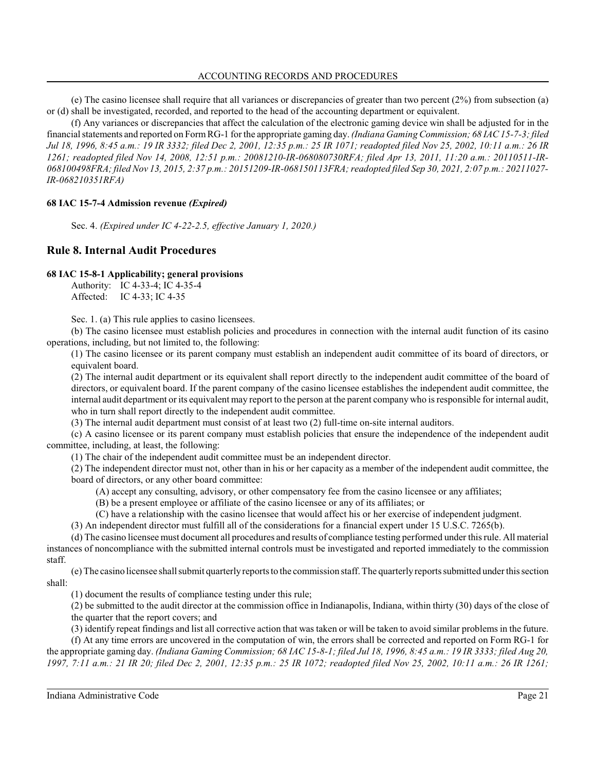(e) The casino licensee shall require that all variances or discrepancies of greater than two percent (2%) from subsection (a) or (d) shall be investigated, recorded, and reported to the head of the accounting department or equivalent.

(f) Any variances or discrepancies that affect the calculation of the electronic gaming device win shall be adjusted for in the financial statements and reported on Form RG-1 for the appropriate gaming day. *(Indiana Gaming Commission; 68 IAC 15-7-3; filed Jul 18, 1996, 8:45 a.m.: 19 IR 3332; filed Dec 2, 2001, 12:35 p.m.: 25 IR 1071; readopted filed Nov 25, 2002, 10:11 a.m.: 26 IR 1261; readopted filed Nov 14, 2008, 12:51 p.m.: 20081210-IR-068080730RFA; filed Apr 13, 2011, 11:20 a.m.: 20110511-IR-068100498FRA; filed Nov 13, 2015, 2:37 p.m.: 20151209-IR-068150113FRA; readopted filed Sep 30, 2021, 2:07 p.m.: 20211027-IR-068210351RFA)*

**68 IAC 15-7-4 Admission revenue *(Expired)***

Sec. 4. *(Expired under IC 4-22-2.5, effective January 1, 2020.)*

## Rule 8. Internal Audit Procedures

**68 IAC 15-8-1 Applicability; general provisions**

Authority: IC 4-33-4; IC 4-35-4
Affected: IC 4-33; IC 4-35

Sec. 1. (a) This rule applies to casino licensees.

(b) The casino licensee must establish policies and procedures in connection with the internal audit function of its casino operations, including, but not limited to, the following:

(1) The casino licensee or its parent company must establish an independent audit committee of its board of directors, or equivalent board.

(2) The internal audit department or its equivalent shall report directly to the independent audit committee of the board of directors, or equivalent board. If the parent company of the casino licensee establishes the independent audit committee, the internal audit department or its equivalent may report to the person at the parent company who is responsible for internal audit, who in turn shall report directly to the independent audit committee.

(3) The internal audit department must consist of at least two (2) full-time on-site internal auditors.

(c) A casino licensee or its parent company must establish policies that ensure the independence of the independent audit committee, including, at least, the following:

(1) The chair of the independent audit committee must be an independent director.

(2) The independent director must not, other than in his or her capacity as a member of the independent audit committee, the board of directors, or any other board committee:

(A) accept any consulting, advisory, or other compensatory fee from the casino licensee or any affiliates;

(B) be a present employee or affiliate of the casino licensee or any of its affiliates; or

(C) have a relationship with the casino licensee that would affect his or her exercise of independent judgment.

(3) An independent director must fulfill all of the considerations for a financial expert under 15 U.S.C. 7265(b).

(d) The casino licensee must document all procedures and results of compliance testing performed under this rule. All material instances of noncompliance with the submitted internal controls must be investigated and reported immediately to the commission staff.

(e) The casino licensee shall submit quarterly reports to the commission staff. The quarterly reports submitted under this section shall:

(1) document the results of compliance testing under this rule;

(2) be submitted to the audit director at the commission office in Indianapolis, Indiana, within thirty (30) days of the close of the quarter that the report covers; and

(3) identify repeat findings and list all corrective action that was taken or will be taken to avoid similar problems in the future.

(f) At any time errors are uncovered in the computation of win, the errors shall be corrected and reported on Form RG-1 for the appropriate gaming day. *(Indiana Gaming Commission; 68 IAC 15-8-1; filed Jul 18, 1996, 8:45 a.m.: 19 IR 3333; filed Aug 20, 1997, 7:11 a.m.: 21 IR 20; filed Dec 2, 2001, 12:35 p.m.: 25 IR 1072; readopted filed Nov 25, 2002, 10:11 a.m.: 26 IR 1261;*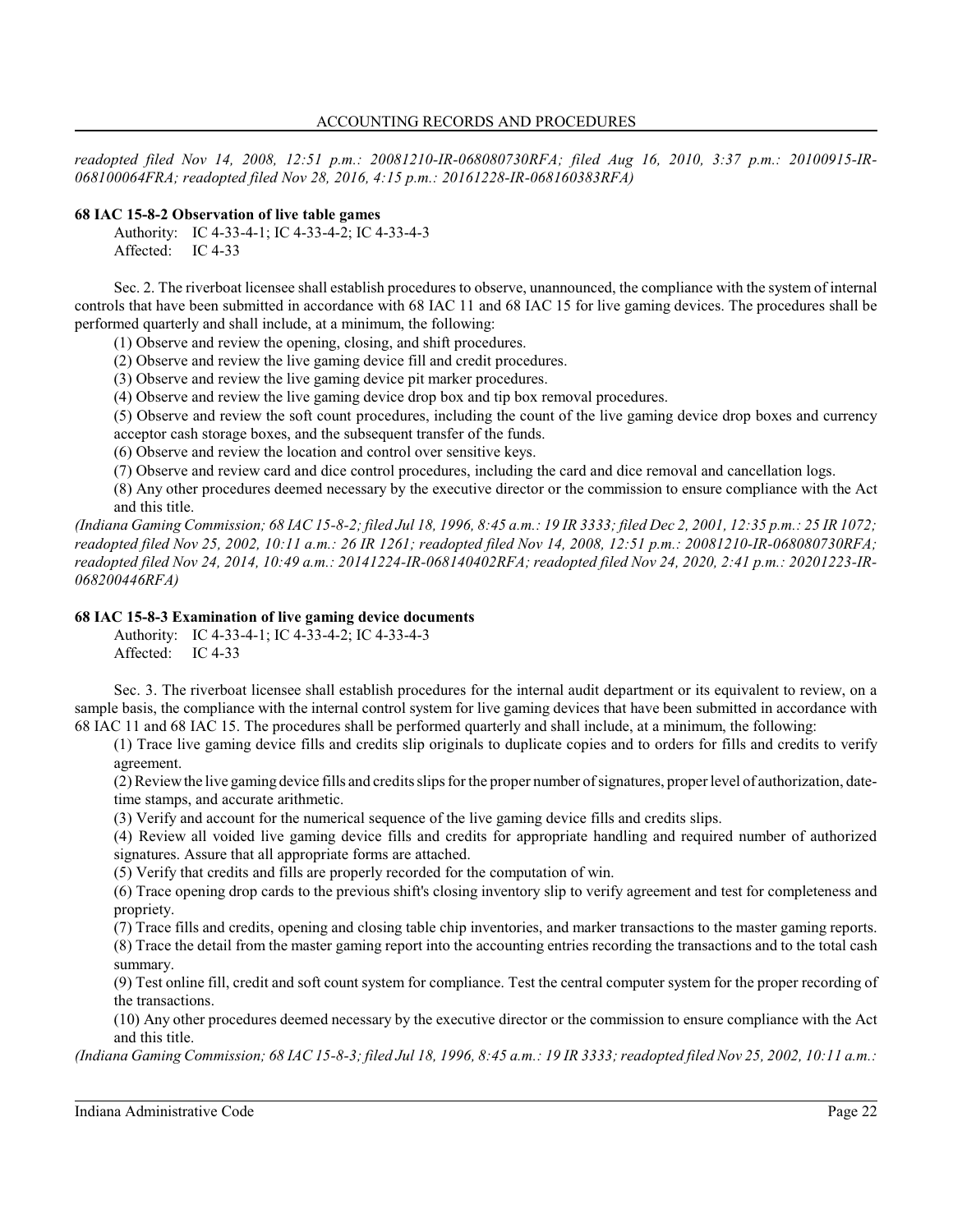*readopted filed Nov 14, 2008, 12:51 p.m.: 20081210-IR-068080730RFA; filed Aug 16, 2010, 3:37 p.m.: 20100915-IR-068100064FRA; readopted filed Nov 28, 2016, 4:15 p.m.: 20161228-IR-068160383RFA)*

**68 IAC 15-8-2 Observation of live table games**

Authority: IC 4-33-4-1; IC 4-33-4-2; IC 4-33-4-3
Affected: IC 4-33

Sec. 2. The riverboat licensee shall establish procedures to observe, unannounced, the compliance with the system of internal controls that have been submitted in accordance with 68 IAC 11 and 68 IAC 15 for live gaming devices. The procedures shall be performed quarterly and shall include, at a minimum, the following:

(1) Observe and review the opening, closing, and shift procedures.
(2) Observe and review the live gaming device fill and credit procedures.
(3) Observe and review the live gaming device pit marker procedures.
(4) Observe and review the live gaming device drop box and tip box removal procedures.
(5) Observe and review the soft count procedures, including the count of the live gaming device drop boxes and currency acceptor cash storage boxes, and the subsequent transfer of the funds.
(6) Observe and review the location and control over sensitive keys.
(7) Observe and review card and dice control procedures, including the card and dice removal and cancellation logs.
(8) Any other procedures deemed necessary by the executive director or the commission to ensure compliance with the Act and this title.

*(Indiana Gaming Commission; 68 IAC 15-8-2; filed Jul 18, 1996, 8:45 a.m.: 19 IR 3333; filed Dec 2, 2001, 12:35 p.m.: 25 IR 1072; readopted filed Nov 25, 2002, 10:11 a.m.: 26 IR 1261; readopted filed Nov 14, 2008, 12:51 p.m.: 20081210-IR-068080730RFA; readopted filed Nov 24, 2014, 10:49 a.m.: 20141224-IR-068140402RFA; readopted filed Nov 24, 2020, 2:41 p.m.: 20201223-IR-068200446RFA)*

**68 IAC 15-8-3 Examination of live gaming device documents**

Authority: IC 4-33-4-1; IC 4-33-4-2; IC 4-33-4-3
Affected: IC 4-33

Sec. 3. The riverboat licensee shall establish procedures for the internal audit department or its equivalent to review, on a sample basis, the compliance with the internal control system for live gaming devices that have been submitted in accordance with 68 IAC 11 and 68 IAC 15. The procedures shall be performed quarterly and shall include, at a minimum, the following:

(1) Trace live gaming device fills and credits slip originals to duplicate copies and to orders for fills and credits to verify agreement.
(2) Review the live gaming device fills and credits slips for the proper number of signatures, proper level of authorization, date-time stamps, and accurate arithmetic.
(3) Verify and account for the numerical sequence of the live gaming device fills and credits slips.
(4) Review all voided live gaming device fills and credits for appropriate handling and required number of authorized signatures. Assure that all appropriate forms are attached.
(5) Verify that credits and fills are properly recorded for the computation of win.
(6) Trace opening drop cards to the previous shift's closing inventory slip to verify agreement and test for completeness and propriety.
(7) Trace fills and credits, opening and closing table chip inventories, and marker transactions to the master gaming reports.
(8) Trace the detail from the master gaming report into the accounting entries recording the transactions and to the total cash summary.
(9) Test online fill, credit and soft count system for compliance. Test the central computer system for the proper recording of the transactions.
(10) Any other procedures deemed necessary by the executive director or the commission to ensure compliance with the Act and this title.

*(Indiana Gaming Commission; 68 IAC 15-8-3; filed Jul 18, 1996, 8:45 a.m.: 19 IR 3333; readopted filed Nov 25, 2002, 10:11 a.m.:*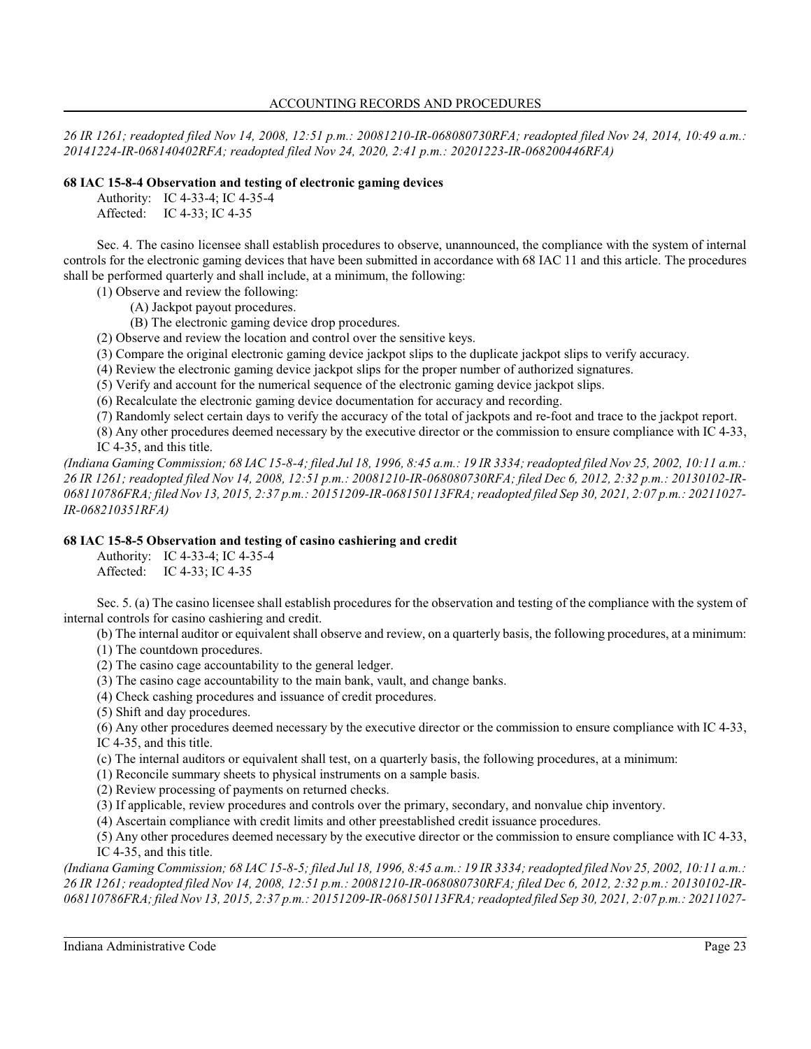*26 IR 1261; readopted filed Nov 14, 2008, 12:51 p.m.: 20081210-IR-068080730RFA; readopted filed Nov 24, 2014, 10:49 a.m.: 20141224-IR-068140402RFA; readopted filed Nov 24, 2020, 2:41 p.m.: 20201223-IR-068200446RFA)*

**68 IAC 15-8-4 Observation and testing of electronic gaming devices**

Authority: IC 4-33-4; IC 4-35-4
Affected: IC 4-33; IC 4-35

Sec. 4. The casino licensee shall establish procedures to observe, unannounced, the compliance with the system of internal controls for the electronic gaming devices that have been submitted in accordance with 68 IAC 11 and this article. The procedures shall be performed quarterly and shall include, at a minimum, the following:

(1) Observe and review the following:
(A) Jackpot payout procedures.
(B) The electronic gaming device drop procedures.
(2) Observe and review the location and control over the sensitive keys.
(3) Compare the original electronic gaming device jackpot slips to the duplicate jackpot slips to verify accuracy.
(4) Review the electronic gaming device jackpot slips for the proper number of authorized signatures.
(5) Verify and account for the numerical sequence of the electronic gaming device jackpot slips.
(6) Recalculate the electronic gaming device documentation for accuracy and recording.
(7) Randomly select certain days to verify the accuracy of the total of jackpots and re-foot and trace to the jackpot report.
(8) Any other procedures deemed necessary by the executive director or the commission to ensure compliance with IC 4-33, IC 4-35, and this title.

*(Indiana Gaming Commission; 68 IAC 15-8-4; filed Jul 18, 1996, 8:45 a.m.: 19 IR 3334; readopted filed Nov 25, 2002, 10:11 a.m.: 26 IR 1261; readopted filed Nov 14, 2008, 12:51 p.m.: 20081210-IR-068080730RFA; filed Dec 6, 2012, 2:32 p.m.: 20130102-IR-068110786FRA; filed Nov 13, 2015, 2:37 p.m.: 20151209-IR-068150113FRA; readopted filed Sep 30, 2021, 2:07 p.m.: 20211027-IR-068210351RFA)*

**68 IAC 15-8-5 Observation and testing of casino cashiering and credit**

Authority: IC 4-33-4; IC 4-35-4
Affected: IC 4-33; IC 4-35

Sec. 5. (a) The casino licensee shall establish procedures for the observation and testing of the compliance with the system of internal controls for casino cashiering and credit.

(b) The internal auditor or equivalent shall observe and review, on a quarterly basis, the following procedures, at a minimum:
(1) The countdown procedures.
(2) The casino cage accountability to the general ledger.
(3) The casino cage accountability to the main bank, vault, and change banks.
(4) Check cashing procedures and issuance of credit procedures.
(5) Shift and day procedures.
(6) Any other procedures deemed necessary by the executive director or the commission to ensure compliance with IC 4-33, IC 4-35, and this title.

(c) The internal auditors or equivalent shall test, on a quarterly basis, the following procedures, at a minimum:
(1) Reconcile summary sheets to physical instruments on a sample basis.
(2) Review processing of payments on returned checks.
(3) If applicable, review procedures and controls over the primary, secondary, and nonvalue chip inventory.
(4) Ascertain compliance with credit limits and other preestablished credit issuance procedures.
(5) Any other procedures deemed necessary by the executive director or the commission to ensure compliance with IC 4-33, IC 4-35, and this title.

*(Indiana Gaming Commission; 68 IAC 15-8-5; filed Jul 18, 1996, 8:45 a.m.: 19 IR 3334; readopted filed Nov 25, 2002, 10:11 a.m.: 26 IR 1261; readopted filed Nov 14, 2008, 12:51 p.m.: 20081210-IR-068080730RFA; filed Dec 6, 2012, 2:32 p.m.: 20130102-IR-068110786FRA; filed Nov 13, 2015, 2:37 p.m.: 20151209-IR-068150113FRA; readopted filed Sep 30, 2021, 2:07 p.m.: 20211027-*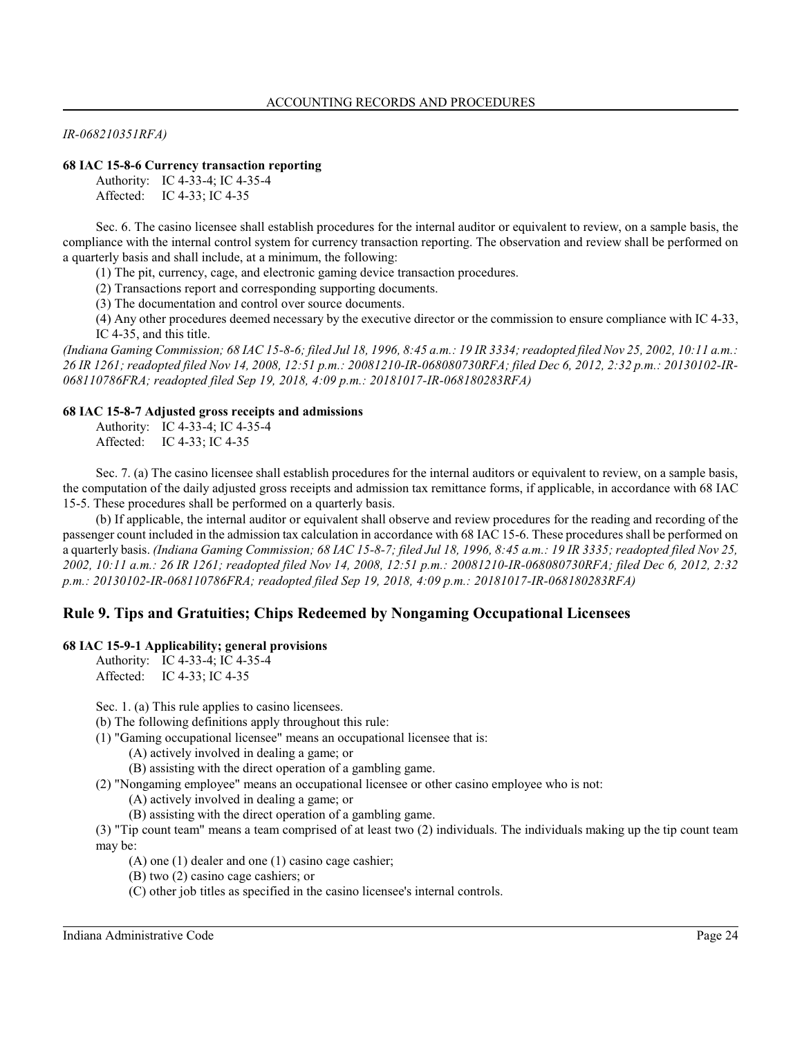*IR-068210351RFA)*

**68 IAC 15-8-6 Currency transaction reporting**

Authority: IC 4-33-4; IC 4-35-4
Affected: IC 4-33; IC 4-35

Sec. 6. The casino licensee shall establish procedures for the internal auditor or equivalent to review, on a sample basis, the compliance with the internal control system for currency transaction reporting. The observation and review shall be performed on a quarterly basis and shall include, at a minimum, the following:

(1) The pit, currency, cage, and electronic gaming device transaction procedures.

(2) Transactions report and corresponding supporting documents.

(3) The documentation and control over source documents.

(4) Any other procedures deemed necessary by the executive director or the commission to ensure compliance with IC 4-33, IC 4-35, and this title.

*(Indiana Gaming Commission; 68 IAC 15-8-6; filed Jul 18, 1996, 8:45 a.m.: 19 IR 3334; readopted filed Nov 25, 2002, 10:11 a.m.: 26 IR 1261; readopted filed Nov 14, 2008, 12:51 p.m.: 20081210-IR-068080730RFA; filed Dec 6, 2012, 2:32 p.m.: 20130102-IR-068110786FRA; readopted filed Sep 19, 2018, 4:09 p.m.: 20181017-IR-068180283RFA)*

**68 IAC 15-8-7 Adjusted gross receipts and admissions**

Authority: IC 4-33-4; IC 4-35-4
Affected: IC 4-33; IC 4-35

Sec. 7. (a) The casino licensee shall establish procedures for the internal auditors or equivalent to review, on a sample basis, the computation of the daily adjusted gross receipts and admission tax remittance forms, if applicable, in accordance with 68 IAC 15-5. These procedures shall be performed on a quarterly basis.

(b) If applicable, the internal auditor or equivalent shall observe and review procedures for the reading and recording of the passenger count included in the admission tax calculation in accordance with 68 IAC 15-6. These procedures shall be performed on a quarterly basis. *(Indiana Gaming Commission; 68 IAC 15-8-7; filed Jul 18, 1996, 8:45 a.m.: 19 IR 3335; readopted filed Nov 25, 2002, 10:11 a.m.: 26 IR 1261; readopted filed Nov 14, 2008, 12:51 p.m.: 20081210-IR-068080730RFA; filed Dec 6, 2012, 2:32 p.m.: 20130102-IR-068110786FRA; readopted filed Sep 19, 2018, 4:09 p.m.: 20181017-IR-068180283RFA)*

## Rule 9. Tips and Gratuities; Chips Redeemed by Nongaming Occupational Licensees

**68 IAC 15-9-1 Applicability; general provisions**

Authority: IC 4-33-4; IC 4-35-4
Affected: IC 4-33; IC 4-35

Sec. 1. (a) This rule applies to casino licensees.

(b) The following definitions apply throughout this rule:

(1) "Gaming occupational licensee" means an occupational licensee that is:

(A) actively involved in dealing a game; or

(B) assisting with the direct operation of a gambling game.

(2) "Nongaming employee" means an occupational licensee or other casino employee who is not:

(A) actively involved in dealing a game; or

(B) assisting with the direct operation of a gambling game.

(3) "Tip count team" means a team comprised of at least two (2) individuals. The individuals making up the tip count team may be:

(A) one (1) dealer and one (1) casino cage cashier;

(B) two (2) casino cage cashiers; or

(C) other job titles as specified in the casino licensee's internal controls.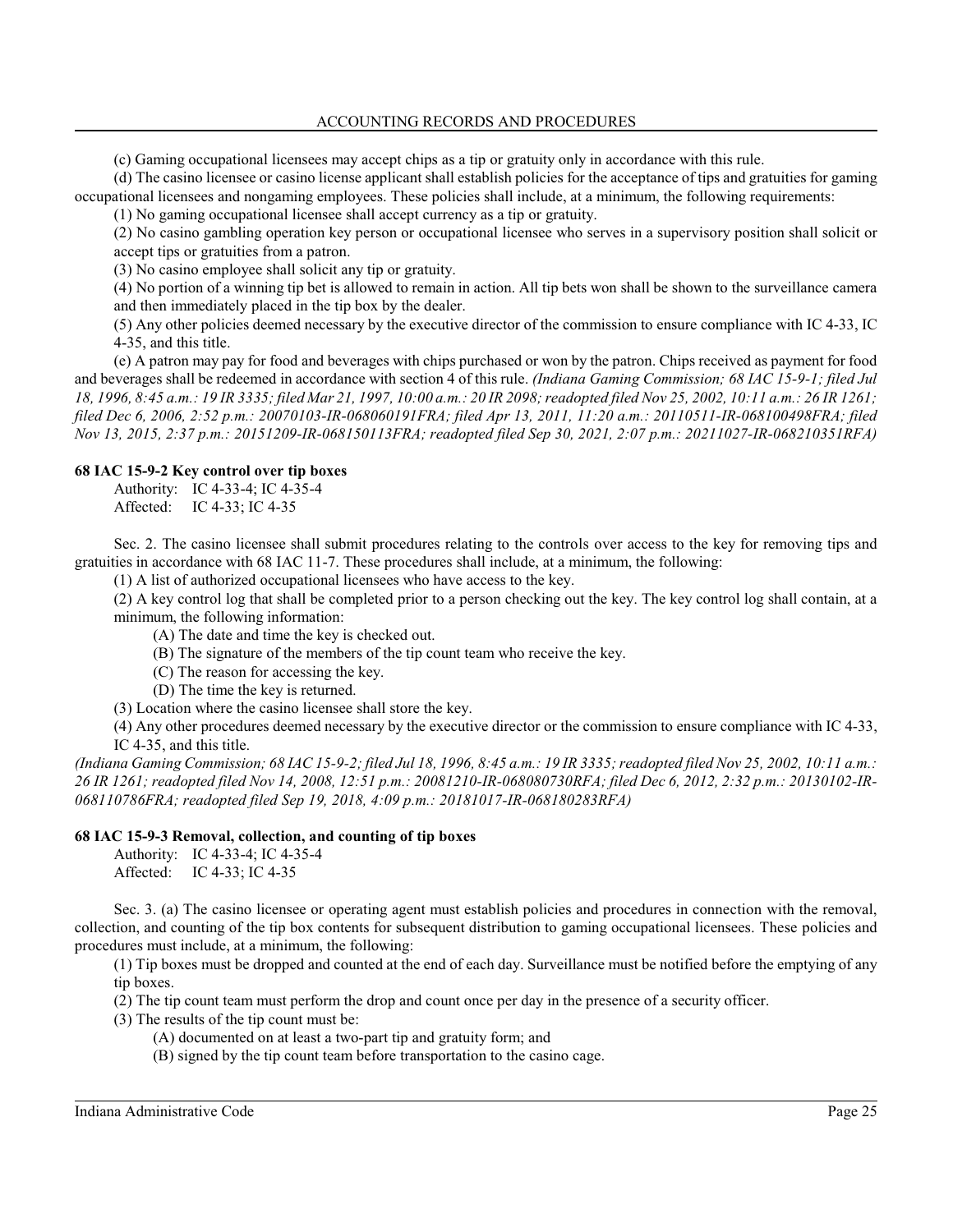(c) Gaming occupational licensees may accept chips as a tip or gratuity only in accordance with this rule.

(d) The casino licensee or casino license applicant shall establish policies for the acceptance of tips and gratuities for gaming occupational licensees and nongaming employees. These policies shall include, at a minimum, the following requirements:

(1) No gaming occupational licensee shall accept currency as a tip or gratuity.

(2) No casino gambling operation key person or occupational licensee who serves in a supervisory position shall solicit or accept tips or gratuities from a patron.

(3) No casino employee shall solicit any tip or gratuity.

(4) No portion of a winning tip bet is allowed to remain in action. All tip bets won shall be shown to the surveillance camera and then immediately placed in the tip box by the dealer.

(5) Any other policies deemed necessary by the executive director of the commission to ensure compliance with IC 4-33, IC 4-35, and this title.

(e) A patron may pay for food and beverages with chips purchased or won by the patron. Chips received as payment for food and beverages shall be redeemed in accordance with section 4 of this rule. *(Indiana Gaming Commission; 68 IAC 15-9-1; filed Jul 18, 1996, 8:45 a.m.: 19 IR 3335; filed Mar 21, 1997, 10:00 a.m.: 20 IR 2098; readopted filed Nov 25, 2002, 10:11 a.m.: 26 IR 1261; filed Dec 6, 2006, 2:52 p.m.: 20070103-IR-068060191FRA; filed Apr 13, 2011, 11:20 a.m.: 20110511-IR-068100498FRA; filed Nov 13, 2015, 2:37 p.m.: 20151209-IR-068150113FRA; readopted filed Sep 30, 2021, 2:07 p.m.: 20211027-IR-068210351RFA)*

**68 IAC 15-9-2 Key control over tip boxes**

Authority: IC 4-33-4; IC 4-35-4
Affected: IC 4-33; IC 4-35

Sec. 2. The casino licensee shall submit procedures relating to the controls over access to the key for removing tips and gratuities in accordance with 68 IAC 11-7. These procedures shall include, at a minimum, the following:

(1) A list of authorized occupational licensees who have access to the key.

(2) A key control log that shall be completed prior to a person checking out the key. The key control log shall contain, at a minimum, the following information:

(A) The date and time the key is checked out.

(B) The signature of the members of the tip count team who receive the key.

(C) The reason for accessing the key.

(D) The time the key is returned.

(3) Location where the casino licensee shall store the key.

(4) Any other procedures deemed necessary by the executive director or the commission to ensure compliance with IC 4-33, IC 4-35, and this title.

*(Indiana Gaming Commission; 68 IAC 15-9-2; filed Jul 18, 1996, 8:45 a.m.: 19 IR 3335; readopted filed Nov 25, 2002, 10:11 a.m.: 26 IR 1261; readopted filed Nov 14, 2008, 12:51 p.m.: 20081210-IR-068080730RFA; filed Dec 6, 2012, 2:32 p.m.: 20130102-IR-068110786FRA; readopted filed Sep 19, 2018, 4:09 p.m.: 20181017-IR-068180283RFA)*

**68 IAC 15-9-3 Removal, collection, and counting of tip boxes**

Authority: IC 4-33-4; IC 4-35-4
Affected: IC 4-33; IC 4-35

Sec. 3. (a) The casino licensee or operating agent must establish policies and procedures in connection with the removal, collection, and counting of the tip box contents for subsequent distribution to gaming occupational licensees. These policies and procedures must include, at a minimum, the following:

(1) Tip boxes must be dropped and counted at the end of each day. Surveillance must be notified before the emptying of any tip boxes.

(2) The tip count team must perform the drop and count once per day in the presence of a security officer.

(3) The results of the tip count must be:

(A) documented on at least a two-part tip and gratuity form; and

(B) signed by the tip count team before transportation to the casino cage.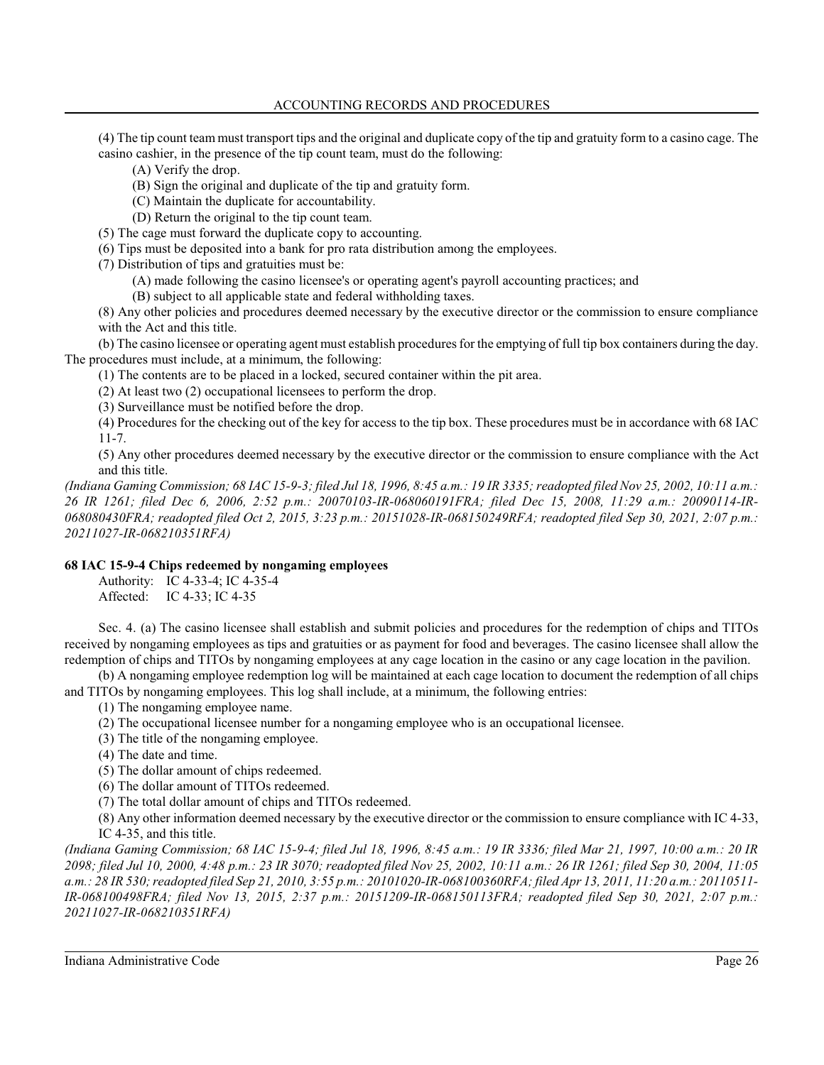(4) The tip count team must transport tips and the original and duplicate copy of the tip and gratuity form to a casino cage. The casino cashier, in the presence of the tip count team, must do the following:

(A) Verify the drop.

(B) Sign the original and duplicate of the tip and gratuity form.

(C) Maintain the duplicate for accountability.

(D) Return the original to the tip count team.

(5) The cage must forward the duplicate copy to accounting.

(6) Tips must be deposited into a bank for pro rata distribution among the employees.

(7) Distribution of tips and gratuities must be:

(A) made following the casino licensee's or operating agent's payroll accounting practices; and

(B) subject to all applicable state and federal withholding taxes.

(8) Any other policies and procedures deemed necessary by the executive director or the commission to ensure compliance with the Act and this title.

(b) The casino licensee or operating agent must establish procedures for the emptying of full tip box containers during the day. The procedures must include, at a minimum, the following:

(1) The contents are to be placed in a locked, secured container within the pit area.

(2) At least two (2) occupational licensees to perform the drop.

(3) Surveillance must be notified before the drop.

(4) Procedures for the checking out of the key for access to the tip box. These procedures must be in accordance with 68 IAC 11-7.

(5) Any other procedures deemed necessary by the executive director or the commission to ensure compliance with the Act and this title.

*(Indiana Gaming Commission; 68 IAC 15-9-3; filed Jul 18, 1996, 8:45 a.m.: 19 IR 3335; readopted filed Nov 25, 2002, 10:11 a.m.: 26 IR 1261; filed Dec 6, 2006, 2:52 p.m.: 20070103-IR-068060191FRA; filed Dec 15, 2008, 11:29 a.m.: 20090114-IR-068080430FRA; readopted filed Oct 2, 2015, 3:23 p.m.: 20151028-IR-068150249RFA; readopted filed Sep 30, 2021, 2:07 p.m.: 20211027-IR-068210351RFA)*

**68 IAC 15-9-4 Chips redeemed by nongaming employees**

Authority: IC 4-33-4; IC 4-35-4
Affected: IC 4-33; IC 4-35

Sec. 4. (a) The casino licensee shall establish and submit policies and procedures for the redemption of chips and TITOs received by nongaming employees as tips and gratuities or as payment for food and beverages. The casino licensee shall allow the redemption of chips and TITOs by nongaming employees at any cage location in the casino or any cage location in the pavilion.

(b) A nongaming employee redemption log will be maintained at each cage location to document the redemption of all chips and TITOs by nongaming employees. This log shall include, at a minimum, the following entries:

(1) The nongaming employee name.

(2) The occupational licensee number for a nongaming employee who is an occupational licensee.

(3) The title of the nongaming employee.

(4) The date and time.

(5) The dollar amount of chips redeemed.

(6) The dollar amount of TITOs redeemed.

(7) The total dollar amount of chips and TITOs redeemed.

(8) Any other information deemed necessary by the executive director or the commission to ensure compliance with IC 4-33, IC 4-35, and this title.

*(Indiana Gaming Commission; 68 IAC 15-9-4; filed Jul 18, 1996, 8:45 a.m.: 19 IR 3336; filed Mar 21, 1997, 10:00 a.m.: 20 IR 2098; filed Jul 10, 2000, 4:48 p.m.: 23 IR 3070; readopted filed Nov 25, 2002, 10:11 a.m.: 26 IR 1261; filed Sep 30, 2004, 11:05 a.m.: 28 IR 530; readopted filed Sep 21, 2010, 3:55 p.m.: 20101020-IR-068100360RFA; filed Apr 13, 2011, 11:20 a.m.: 20110511-IR-068100498FRA; filed Nov 13, 2015, 2:37 p.m.: 20151209-IR-068150113FRA; readopted filed Sep 30, 2021, 2:07 p.m.: 20211027-IR-068210351RFA)*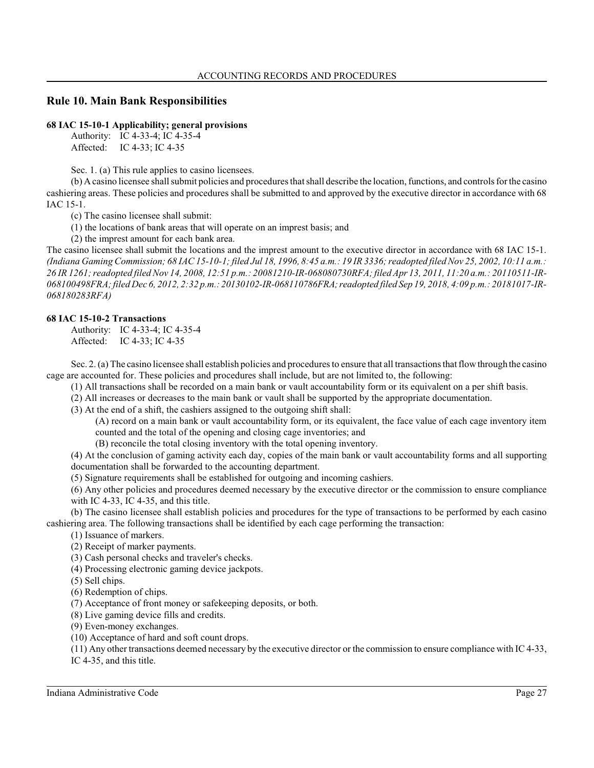## Rule 10. Main Bank Responsibilities

### 68 IAC 15-10-1 Applicability; general provisions

Authority: IC 4-33-4; IC 4-35-4
Affected: IC 4-33; IC 4-35

Sec. 1. (a) This rule applies to casino licensees.

(b) A casino licensee shall submit policies and procedures that shall describe the location, functions, and controls for the casino cashiering areas. These policies and procedures shall be submitted to and approved by the executive director in accordance with 68 IAC 15-1.

(c) The casino licensee shall submit:

(1) the locations of bank areas that will operate on an imprest basis; and

(2) the imprest amount for each bank area.

The casino licensee shall submit the locations and the imprest amount to the executive director in accordance with 68 IAC 15-1. *(Indiana Gaming Commission; 68 IAC 15-10-1; filed Jul 18, 1996, 8:45 a.m.: 19 IR 3336; readopted filed Nov 25, 2002, 10:11 a.m.: 26 IR 1261; readopted filed Nov 14, 2008, 12:51 p.m.: 20081210-IR-068080730RFA; filed Apr 13, 2011, 11:20 a.m.: 20110511-IR-068100498FRA; filed Dec 6, 2012, 2:32 p.m.: 20130102-IR-068110786FRA; readopted filed Sep 19, 2018, 4:09 p.m.: 20181017-IR-068180283RFA)*

### 68 IAC 15-10-2 Transactions

Authority: IC 4-33-4; IC 4-35-4
Affected: IC 4-33; IC 4-35

Sec. 2. (a) The casino licensee shall establish policies and procedures to ensure that all transactions that flow through the casino cage are accounted for. These policies and procedures shall include, but are not limited to, the following:

(1) All transactions shall be recorded on a main bank or vault accountability form or its equivalent on a per shift basis.

(2) All increases or decreases to the main bank or vault shall be supported by the appropriate documentation.

(3) At the end of a shift, the cashiers assigned to the outgoing shift shall:

(A) record on a main bank or vault accountability form, or its equivalent, the face value of each cage inventory item counted and the total of the opening and closing cage inventories; and

(B) reconcile the total closing inventory with the total opening inventory.

(4) At the conclusion of gaming activity each day, copies of the main bank or vault accountability forms and all supporting documentation shall be forwarded to the accounting department.

(5) Signature requirements shall be established for outgoing and incoming cashiers.

(6) Any other policies and procedures deemed necessary by the executive director or the commission to ensure compliance with IC 4-33, IC 4-35, and this title.

(b) The casino licensee shall establish policies and procedures for the type of transactions to be performed by each casino cashiering area. The following transactions shall be identified by each cage performing the transaction:

(1) Issuance of markers.

(2) Receipt of marker payments.

(3) Cash personal checks and traveler's checks.

(4) Processing electronic gaming device jackpots.

(5) Sell chips.

(6) Redemption of chips.

(7) Acceptance of front money or safekeeping deposits, or both.

(8) Live gaming device fills and credits.

(9) Even-money exchanges.

(10) Acceptance of hard and soft count drops.

(11) Any other transactions deemed necessary by the executive director or the commission to ensure compliance with IC 4-33, IC 4-35, and this title.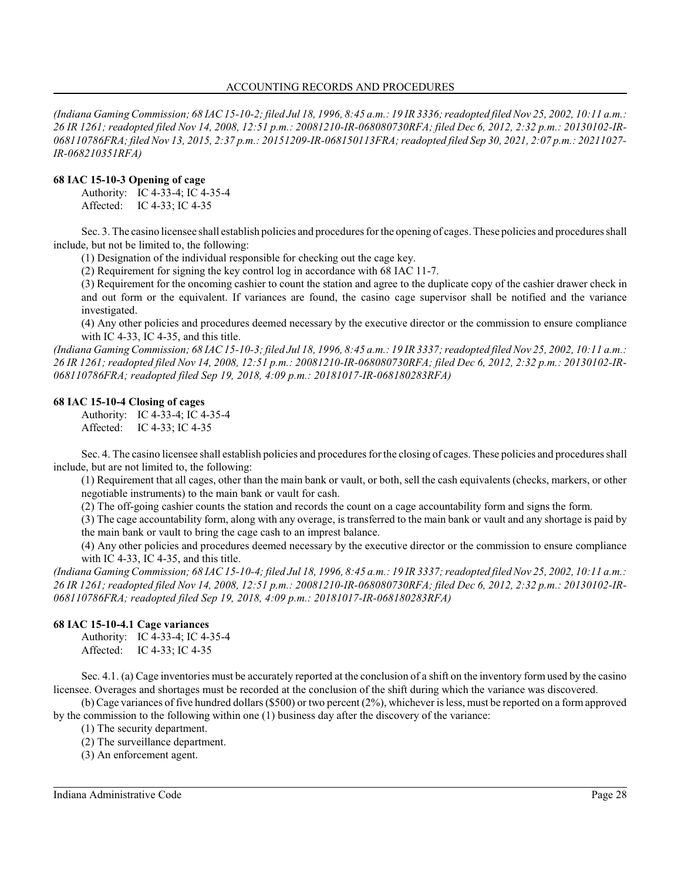*(Indiana Gaming Commission; 68 IAC 15-10-2; filed Jul 18, 1996, 8:45 a.m.: 19 IR 3336; readopted filed Nov 25, 2002, 10:11 a.m.: 26 IR 1261; readopted filed Nov 14, 2008, 12:51 p.m.: 20081210-IR-068080730RFA; filed Dec 6, 2012, 2:32 p.m.: 20130102-IR-068110786FRA; filed Nov 13, 2015, 2:37 p.m.: 20151209-IR-068150113FRA; readopted filed Sep 30, 2021, 2:07 p.m.: 20211027-IR-068210351RFA)*

**68 IAC 15-10-3 Opening of cage**

Authority: IC 4-33-4; IC 4-35-4
Affected: IC 4-33; IC 4-35

Sec. 3. The casino licensee shall establish policies and procedures for the opening of cages. These policies and procedures shall include, but not be limited to, the following:

(1) Designation of the individual responsible for checking out the cage key.

(2) Requirement for signing the key control log in accordance with 68 IAC 11-7.

(3) Requirement for the oncoming cashier to count the station and agree to the duplicate copy of the cashier drawer check in and out form or the equivalent. If variances are found, the casino cage supervisor shall be notified and the variance investigated.

(4) Any other policies and procedures deemed necessary by the executive director or the commission to ensure compliance with IC 4-33, IC 4-35, and this title.

*(Indiana Gaming Commission; 68 IAC 15-10-3; filed Jul 18, 1996, 8:45 a.m.: 19 IR 3337; readopted filed Nov 25, 2002, 10:11 a.m.: 26 IR 1261; readopted filed Nov 14, 2008, 12:51 p.m.: 20081210-IR-068080730RFA; filed Dec 6, 2012, 2:32 p.m.: 20130102-IR-068110786FRA; readopted filed Sep 19, 2018, 4:09 p.m.: 20181017-IR-068180283RFA)*

**68 IAC 15-10-4 Closing of cages**

Authority: IC 4-33-4; IC 4-35-4
Affected: IC 4-33; IC 4-35

Sec. 4. The casino licensee shall establish policies and procedures for the closing of cages. These policies and procedures shall include, but are not limited to, the following:

(1) Requirement that all cages, other than the main bank or vault, or both, sell the cash equivalents (checks, markers, or other negotiable instruments) to the main bank or vault for cash.

(2) The off-going cashier counts the station and records the count on a cage accountability form and signs the form.

(3) The cage accountability form, along with any overage, is transferred to the main bank or vault and any shortage is paid by the main bank or vault to bring the cage cash to an imprest balance.

(4) Any other policies and procedures deemed necessary by the executive director or the commission to ensure compliance with IC 4-33, IC 4-35, and this title.

*(Indiana Gaming Commission; 68 IAC 15-10-4; filed Jul 18, 1996, 8:45 a.m.: 19 IR 3337; readopted filed Nov 25, 2002, 10:11 a.m.: 26 IR 1261; readopted filed Nov 14, 2008, 12:51 p.m.: 20081210-IR-068080730RFA; filed Dec 6, 2012, 2:32 p.m.: 20130102-IR-068110786FRA; readopted filed Sep 19, 2018, 4:09 p.m.: 20181017-IR-068180283RFA)*

**68 IAC 15-10-4.1 Cage variances**

Authority: IC 4-33-4; IC 4-35-4
Affected: IC 4-33; IC 4-35

Sec. 4.1. (a) Cage inventories must be accurately reported at the conclusion of a shift on the inventory form used by the casino licensee. Overages and shortages must be recorded at the conclusion of the shift during which the variance was discovered.

(b) Cage variances of five hundred dollars ($500) or two percent (2%), whichever is less, must be reported on a form approved by the commission to the following within one (1) business day after the discovery of the variance:

(1) The security department.

(2) The surveillance department.

(3) An enforcement agent.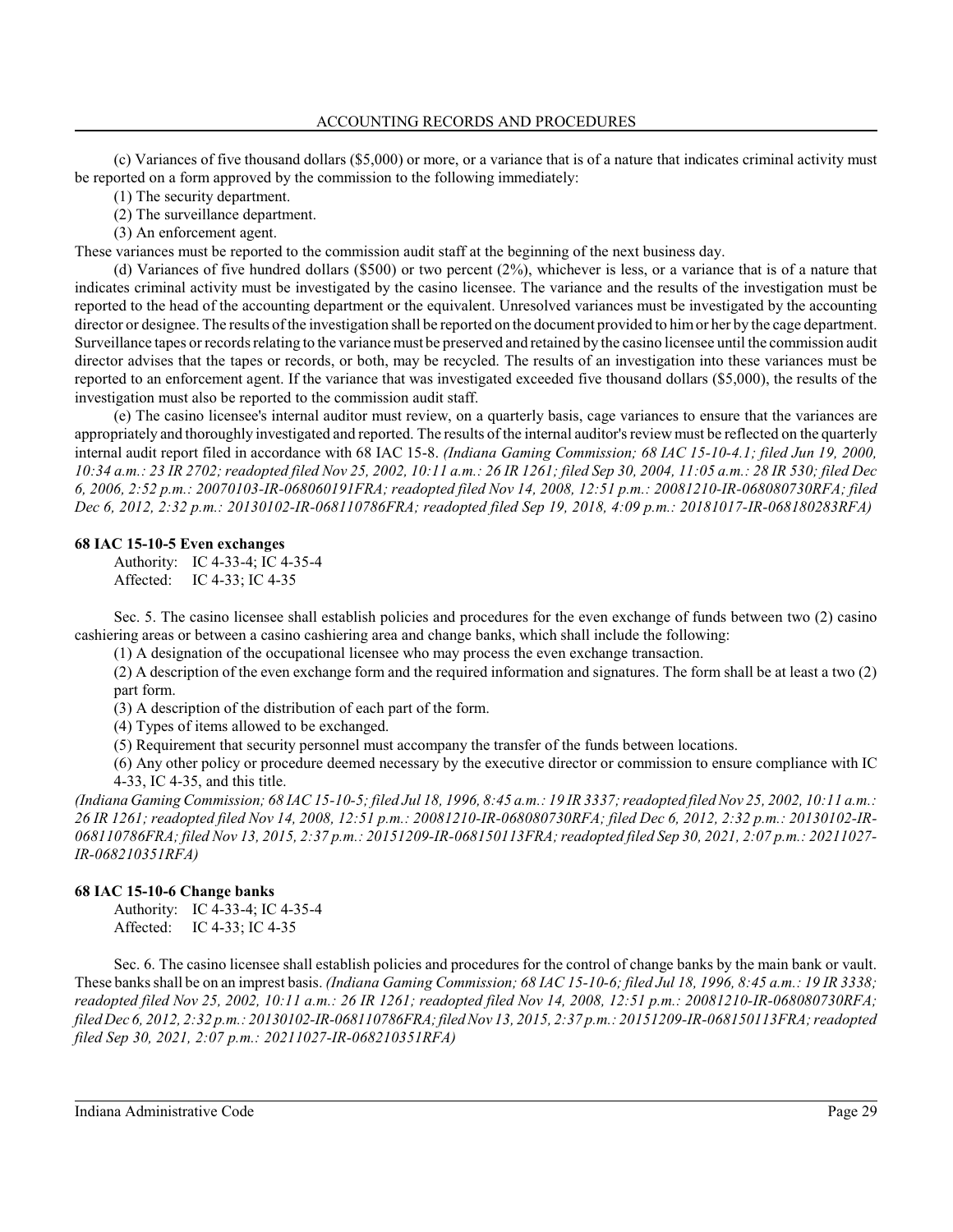(c) Variances of five thousand dollars ($5,000) or more, or a variance that is of a nature that indicates criminal activity must be reported on a form approved by the commission to the following immediately:

(1) The security department.

(2) The surveillance department.

(3) An enforcement agent.

These variances must be reported to the commission audit staff at the beginning of the next business day.

(d) Variances of five hundred dollars ($500) or two percent (2%), whichever is less, or a variance that is of a nature that indicates criminal activity must be investigated by the casino licensee. The variance and the results of the investigation must be reported to the head of the accounting department or the equivalent. Unresolved variances must be investigated by the accounting director or designee. The results of the investigation shall be reported on the document provided to him or her by the cage department. Surveillance tapes or records relating to the variance must be preserved and retained by the casino licensee until the commission audit director advises that the tapes or records, or both, may be recycled. The results of an investigation into these variances must be reported to an enforcement agent. If the variance that was investigated exceeded five thousand dollars ($5,000), the results of the investigation must also be reported to the commission audit staff.

(e) The casino licensee's internal auditor must review, on a quarterly basis, cage variances to ensure that the variances are appropriately and thoroughly investigated and reported. The results of the internal auditor's review must be reflected on the quarterly internal audit report filed in accordance with 68 IAC 15-8. *(Indiana Gaming Commission; 68 IAC 15-10-4.1; filed Jun 19, 2000, 10:34 a.m.: 23 IR 2702; readopted filed Nov 25, 2002, 10:11 a.m.: 26 IR 1261; filed Sep 30, 2004, 11:05 a.m.: 28 IR 530; filed Dec 6, 2006, 2:52 p.m.: 20070103-IR-068060191FRA; readopted filed Nov 14, 2008, 12:51 p.m.: 20081210-IR-068080730RFA; filed Dec 6, 2012, 2:32 p.m.: 20130102-IR-068110786FRA; readopted filed Sep 19, 2018, 4:09 p.m.: 20181017-IR-068180283RFA)*

### 68 IAC 15-10-5 Even exchanges

Authority: IC 4-33-4; IC 4-35-4
Affected: IC 4-33; IC 4-35

Sec. 5. The casino licensee shall establish policies and procedures for the even exchange of funds between two (2) casino cashiering areas or between a casino cashiering area and change banks, which shall include the following:

(1) A designation of the occupational licensee who may process the even exchange transaction.

(2) A description of the even exchange form and the required information and signatures. The form shall be at least a two (2) part form.

(3) A description of the distribution of each part of the form.

(4) Types of items allowed to be exchanged.

(5) Requirement that security personnel must accompany the transfer of the funds between locations.

(6) Any other policy or procedure deemed necessary by the executive director or commission to ensure compliance with IC 4-33, IC 4-35, and this title.

*(Indiana Gaming Commission; 68 IAC 15-10-5; filed Jul 18, 1996, 8:45 a.m.: 19 IR 3337; readopted filed Nov 25, 2002, 10:11 a.m.: 26 IR 1261; readopted filed Nov 14, 2008, 12:51 p.m.: 20081210-IR-068080730RFA; filed Dec 6, 2012, 2:32 p.m.: 20130102-IR-068110786FRA; filed Nov 13, 2015, 2:37 p.m.: 20151209-IR-068150113FRA; readopted filed Sep 30, 2021, 2:07 p.m.: 20211027-IR-068210351RFA)*

### 68 IAC 15-10-6 Change banks

Authority: IC 4-33-4; IC 4-35-4
Affected: IC 4-33; IC 4-35

Sec. 6. The casino licensee shall establish policies and procedures for the control of change banks by the main bank or vault. These banks shall be on an imprest basis. *(Indiana Gaming Commission; 68 IAC 15-10-6; filed Jul 18, 1996, 8:45 a.m.: 19 IR 3338; readopted filed Nov 25, 2002, 10:11 a.m.: 26 IR 1261; readopted filed Nov 14, 2008, 12:51 p.m.: 20081210-IR-068080730RFA; filed Dec 6, 2012, 2:32 p.m.: 20130102-IR-068110786FRA; filed Nov 13, 2015, 2:37 p.m.: 20151209-IR-068150113FRA; readopted filed Sep 30, 2021, 2:07 p.m.: 20211027-IR-068210351RFA)*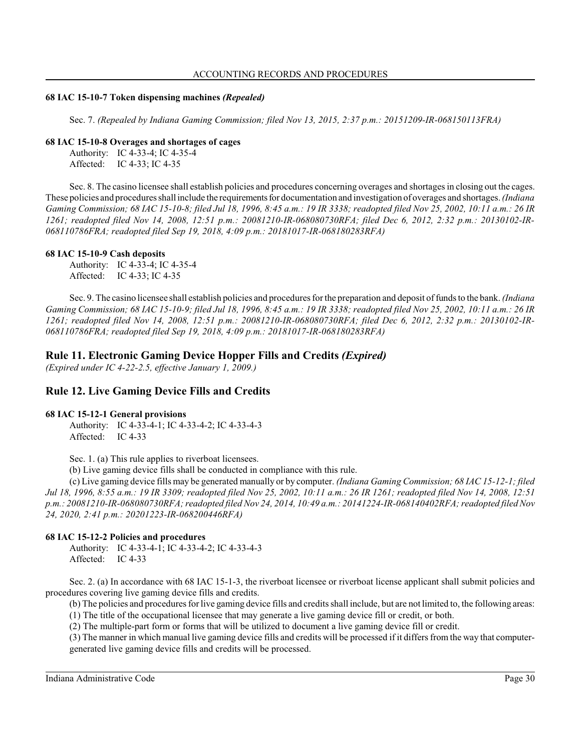#### 68 IAC 15-10-7 Token dispensing machines *(Repealed)*

Sec. 7. *(Repealed by Indiana Gaming Commission; filed Nov 13, 2015, 2:37 p.m.: 20151209-IR-068150113FRA)*

#### 68 IAC 15-10-8 Overages and shortages of cages

Authority: IC 4-33-4; IC 4-35-4
Affected: IC 4-33; IC 4-35

Sec. 8. The casino licensee shall establish policies and procedures concerning overages and shortages in closing out the cages. These policies and procedures shall include the requirements for documentation and investigation of overages and shortages. *(Indiana Gaming Commission; 68 IAC 15-10-8; filed Jul 18, 1996, 8:45 a.m.: 19 IR 3338; readopted filed Nov 25, 2002, 10:11 a.m.: 26 IR 1261; readopted filed Nov 14, 2008, 12:51 p.m.: 20081210-IR-068080730RFA; filed Dec 6, 2012, 2:32 p.m.: 20130102-IR-068110786FRA; readopted filed Sep 19, 2018, 4:09 p.m.: 20181017-IR-068180283RFA)*

#### 68 IAC 15-10-9 Cash deposits

Authority: IC 4-33-4; IC 4-35-4
Affected: IC 4-33; IC 4-35

Sec. 9. The casino licensee shall establish policies and procedures for the preparation and deposit of funds to the bank. *(Indiana Gaming Commission; 68 IAC 15-10-9; filed Jul 18, 1996, 8:45 a.m.: 19 IR 3338; readopted filed Nov 25, 2002, 10:11 a.m.: 26 IR 1261; readopted filed Nov 14, 2008, 12:51 p.m.: 20081210-IR-068080730RFA; filed Dec 6, 2012, 2:32 p.m.: 20130102-IR-068110786FRA; readopted filed Sep 19, 2018, 4:09 p.m.: 20181017-IR-068180283RFA)*

## Rule 11. Electronic Gaming Device Hopper Fills and Credits *(Expired)*

*(Expired under IC 4-22-2.5, effective January 1, 2009.)*

## Rule 12. Live Gaming Device Fills and Credits

#### 68 IAC 15-12-1 General provisions

Authority: IC 4-33-4-1; IC 4-33-4-2; IC 4-33-4-3
Affected: IC 4-33

Sec. 1. (a) This rule applies to riverboat licensees.

(b) Live gaming device fills shall be conducted in compliance with this rule.

(c) Live gaming device fills may be generated manually or by computer. *(Indiana Gaming Commission; 68 IAC 15-12-1; filed Jul 18, 1996, 8:55 a.m.: 19 IR 3309; readopted filed Nov 25, 2002, 10:11 a.m.: 26 IR 1261; readopted filed Nov 14, 2008, 12:51 p.m.: 20081210-IR-068080730RFA; readopted filed Nov 24, 2014, 10:49 a.m.: 20141224-IR-068140402RFA; readopted filed Nov 24, 2020, 2:41 p.m.: 20201223-IR-068200446RFA)*

#### 68 IAC 15-12-2 Policies and procedures

Authority: IC 4-33-4-1; IC 4-33-4-2; IC 4-33-4-3
Affected: IC 4-33

Sec. 2. (a) In accordance with 68 IAC 15-1-3, the riverboat licensee or riverboat license applicant shall submit policies and procedures covering live gaming device fills and credits.

(b) The policies and procedures for live gaming device fills and credits shall include, but are not limited to, the following areas:

(1) The title of the occupational licensee that may generate a live gaming device fill or credit, or both.

(2) The multiple-part form or forms that will be utilized to document a live gaming device fill or credit.

(3) The manner in which manual live gaming device fills and credits will be processed if it differs from the way that computer-generated live gaming device fills and credits will be processed.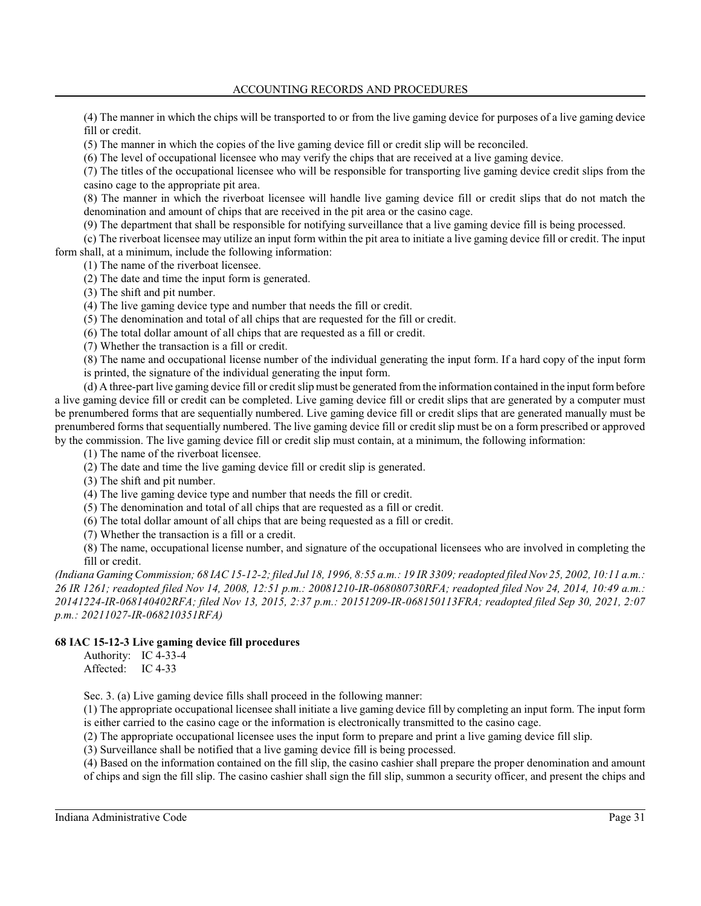(4) The manner in which the chips will be transported to or from the live gaming device for purposes of a live gaming device fill or credit.

(5) The manner in which the copies of the live gaming device fill or credit slip will be reconciled.

(6) The level of occupational licensee who may verify the chips that are received at a live gaming device.

(7) The titles of the occupational licensee who will be responsible for transporting live gaming device credit slips from the casino cage to the appropriate pit area.

(8) The manner in which the riverboat licensee will handle live gaming device fill or credit slips that do not match the denomination and amount of chips that are received in the pit area or the casino cage.

(9) The department that shall be responsible for notifying surveillance that a live gaming device fill is being processed.

(c) The riverboat licensee may utilize an input form within the pit area to initiate a live gaming device fill or credit. The input form shall, at a minimum, include the following information:

(1) The name of the riverboat licensee.

(2) The date and time the input form is generated.

(3) The shift and pit number.

(4) The live gaming device type and number that needs the fill or credit.

(5) The denomination and total of all chips that are requested for the fill or credit.

(6) The total dollar amount of all chips that are requested as a fill or credit.

(7) Whether the transaction is a fill or credit.

(8) The name and occupational license number of the individual generating the input form. If a hard copy of the input form is printed, the signature of the individual generating the input form.

(d) A three-part live gaming device fill or credit slip must be generated from the information contained in the input form before a live gaming device fill or credit can be completed. Live gaming device fill or credit slips that are generated by a computer must be prenumbered forms that are sequentially numbered. Live gaming device fill or credit slips that are generated manually must be prenumbered forms that sequentially numbered. The live gaming device fill or credit slip must be on a form prescribed or approved by the commission. The live gaming device fill or credit slip must contain, at a minimum, the following information:

(1) The name of the riverboat licensee.

(2) The date and time the live gaming device fill or credit slip is generated.

(3) The shift and pit number.

(4) The live gaming device type and number that needs the fill or credit.

(5) The denomination and total of all chips that are requested as a fill or credit.

(6) The total dollar amount of all chips that are being requested as a fill or credit.

(7) Whether the transaction is a fill or a credit.

(8) The name, occupational license number, and signature of the occupational licensees who are involved in completing the fill or credit.

*(Indiana Gaming Commission; 68 IAC 15-12-2; filed Jul 18, 1996, 8:55 a.m.: 19 IR 3309; readopted filed Nov 25, 2002, 10:11 a.m.: 26 IR 1261; readopted filed Nov 14, 2008, 12:51 p.m.: 20081210-IR-068080730RFA; readopted filed Nov 24, 2014, 10:49 a.m.: 20141224-IR-068140402RFA; filed Nov 13, 2015, 2:37 p.m.: 20151209-IR-068150113FRA; readopted filed Sep 30, 2021, 2:07 p.m.: 20211027-IR-068210351RFA)*

**68 IAC 15-12-3 Live gaming device fill procedures**

Authority: IC 4-33-4
Affected: IC 4-33

Sec. 3. (a) Live gaming device fills shall proceed in the following manner:

(1) The appropriate occupational licensee shall initiate a live gaming device fill by completing an input form. The input form is either carried to the casino cage or the information is electronically transmitted to the casino cage.

(2) The appropriate occupational licensee uses the input form to prepare and print a live gaming device fill slip.

(3) Surveillance shall be notified that a live gaming device fill is being processed.

(4) Based on the information contained on the fill slip, the casino cashier shall prepare the proper denomination and amount of chips and sign the fill slip. The casino cashier shall sign the fill slip, summon a security officer, and present the chips and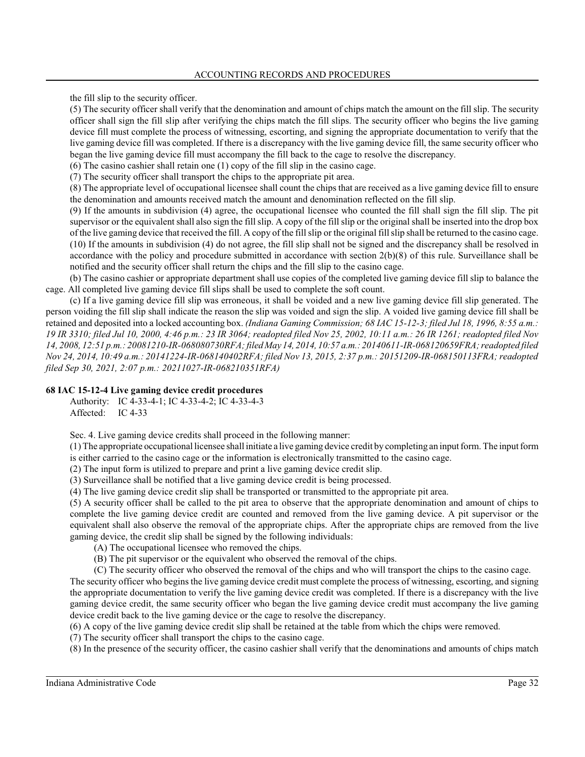the fill slip to the security officer.

(5) The security officer shall verify that the denomination and amount of chips match the amount on the fill slip. The security officer shall sign the fill slip after verifying the chips match the fill slips. The security officer who begins the live gaming device fill must complete the process of witnessing, escorting, and signing the appropriate documentation to verify that the live gaming device fill was completed. If there is a discrepancy with the live gaming device fill, the same security officer who began the live gaming device fill must accompany the fill back to the cage to resolve the discrepancy.

(6) The casino cashier shall retain one (1) copy of the fill slip in the casino cage.

(7) The security officer shall transport the chips to the appropriate pit area.

(8) The appropriate level of occupational licensee shall count the chips that are received as a live gaming device fill to ensure the denomination and amounts received match the amount and denomination reflected on the fill slip.

(9) If the amounts in subdivision (4) agree, the occupational licensee who counted the fill shall sign the fill slip. The pit supervisor or the equivalent shall also sign the fill slip. A copy of the fill slip or the original shall be inserted into the drop box of the live gaming device that received the fill. A copy of the fill slip or the original fill slip shall be returned to the casino cage.

(10) If the amounts in subdivision (4) do not agree, the fill slip shall not be signed and the discrepancy shall be resolved in accordance with the policy and procedure submitted in accordance with section 2(b)(8) of this rule. Surveillance shall be notified and the security officer shall return the chips and the fill slip to the casino cage.

(b) The casino cashier or appropriate department shall use copies of the completed live gaming device fill slip to balance the cage. All completed live gaming device fill slips shall be used to complete the soft count.

(c) If a live gaming device fill slip was erroneous, it shall be voided and a new live gaming device fill slip generated. The person voiding the fill slip shall indicate the reason the slip was voided and sign the slip. A voided live gaming device fill shall be retained and deposited into a locked accounting box. *(Indiana Gaming Commission; 68 IAC 15-12-3; filed Jul 18, 1996, 8:55 a.m.: 19 IR 3310; filed Jul 10, 2000, 4:46 p.m.: 23 IR 3064; readopted filed Nov 25, 2002, 10:11 a.m.: 26 IR 1261; readopted filed Nov 14, 2008, 12:51 p.m.: 20081210-IR-068080730RFA; filed May 14, 2014, 10:57 a.m.: 20140611-IR-068120659FRA; readopted filed Nov 24, 2014, 10:49 a.m.: 20141224-IR-068140402RFA; filed Nov 13, 2015, 2:37 p.m.: 20151209-IR-068150113FRA; readopted filed Sep 30, 2021, 2:07 p.m.: 20211027-IR-068210351RFA)*

**68 IAC 15-12-4 Live gaming device credit procedures**

Authority: IC 4-33-4-1; IC 4-33-4-2; IC 4-33-4-3
Affected: IC 4-33

Sec. 4. Live gaming device credits shall proceed in the following manner:

(1) The appropriate occupational licensee shall initiate a live gaming device credit by completing an input form. The input form is either carried to the casino cage or the information is electronically transmitted to the casino cage.

(2) The input form is utilized to prepare and print a live gaming device credit slip.

(3) Surveillance shall be notified that a live gaming device credit is being processed.

(4) The live gaming device credit slip shall be transported or transmitted to the appropriate pit area.

(5) A security officer shall be called to the pit area to observe that the appropriate denomination and amount of chips to complete the live gaming device credit are counted and removed from the live gaming device. A pit supervisor or the equivalent shall also observe the removal of the appropriate chips. After the appropriate chips are removed from the live gaming device, the credit slip shall be signed by the following individuals:

(A) The occupational licensee who removed the chips.
(B) The pit supervisor or the equivalent who observed the removal of the chips.
(C) The security officer who observed the removal of the chips and who will transport the chips to the casino cage.

The security officer who begins the live gaming device credit must complete the process of witnessing, escorting, and signing the appropriate documentation to verify the live gaming device credit was completed. If there is a discrepancy with the live gaming device credit, the same security officer who began the live gaming device credit must accompany the live gaming device credit back to the live gaming device or the cage to resolve the discrepancy.

(6) A copy of the live gaming device credit slip shall be retained at the table from which the chips were removed.

(7) The security officer shall transport the chips to the casino cage.

(8) In the presence of the security officer, the casino cashier shall verify that the denominations and amounts of chips match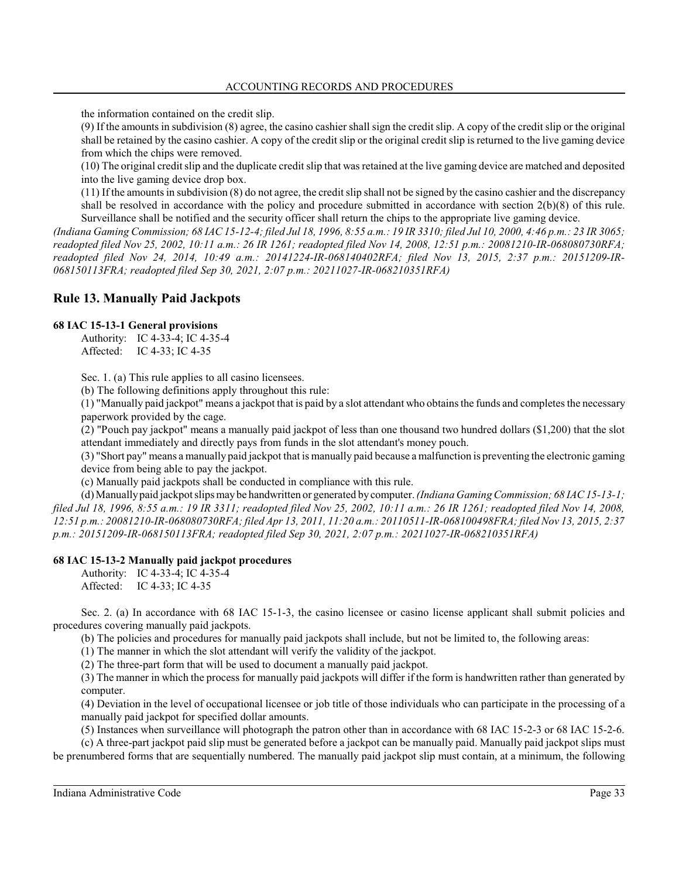the information contained on the credit slip.

(9) If the amounts in subdivision (8) agree, the casino cashier shall sign the credit slip. A copy of the credit slip or the original shall be retained by the casino cashier. A copy of the credit slip or the original credit slip is returned to the live gaming device from which the chips were removed.

(10) The original credit slip and the duplicate credit slip that was retained at the live gaming device are matched and deposited into the live gaming device drop box.

(11) If the amounts in subdivision (8) do not agree, the credit slip shall not be signed by the casino cashier and the discrepancy shall be resolved in accordance with the policy and procedure submitted in accordance with section 2(b)(8) of this rule. Surveillance shall be notified and the security officer shall return the chips to the appropriate live gaming device.

*(Indiana Gaming Commission; 68 IAC 15-12-4; filed Jul 18, 1996, 8:55 a.m.: 19 IR 3310; filed Jul 10, 2000, 4:46 p.m.: 23 IR 3065; readopted filed Nov 25, 2002, 10:11 a.m.: 26 IR 1261; readopted filed Nov 14, 2008, 12:51 p.m.: 20081210-IR-068080730RFA; readopted filed Nov 24, 2014, 10:49 a.m.: 20141224-IR-068140402RFA; filed Nov 13, 2015, 2:37 p.m.: 20151209-IR-068150113FRA; readopted filed Sep 30, 2021, 2:07 p.m.: 20211027-IR-068210351RFA)*

## Rule 13. Manually Paid Jackpots

### 68 IAC 15-13-1 General provisions

Authority: IC 4-33-4; IC 4-35-4
Affected: IC 4-33; IC 4-35

Sec. 1. (a) This rule applies to all casino licensees.

(b) The following definitions apply throughout this rule:

(1) "Manually paid jackpot" means a jackpot that is paid by a slot attendant who obtains the funds and completes the necessary paperwork provided by the cage.

(2) "Pouch pay jackpot" means a manually paid jackpot of less than one thousand two hundred dollars ($1,200) that the slot attendant immediately and directly pays from funds in the slot attendant's money pouch.

(3) "Short pay" means a manually paid jackpot that is manually paid because a malfunction is preventing the electronic gaming device from being able to pay the jackpot.

(c) Manually paid jackpots shall be conducted in compliance with this rule.

(d) Manually paid jackpot slips may be handwritten or generated by computer. *(Indiana Gaming Commission; 68 IAC 15-13-1; filed Jul 18, 1996, 8:55 a.m.: 19 IR 3311; readopted filed Nov 25, 2002, 10:11 a.m.: 26 IR 1261; readopted filed Nov 14, 2008, 12:51 p.m.: 20081210-IR-068080730RFA; filed Apr 13, 2011, 11:20 a.m.: 20110511-IR-068100498FRA; filed Nov 13, 2015, 2:37 p.m.: 20151209-IR-068150113FRA; readopted filed Sep 30, 2021, 2:07 p.m.: 20211027-IR-068210351RFA)*

### 68 IAC 15-13-2 Manually paid jackpot procedures

Authority: IC 4-33-4; IC 4-35-4
Affected: IC 4-33; IC 4-35

Sec. 2. (a) In accordance with 68 IAC 15-1-3, the casino licensee or casino license applicant shall submit policies and procedures covering manually paid jackpots.

(b) The policies and procedures for manually paid jackpots shall include, but not be limited to, the following areas:

(1) The manner in which the slot attendant will verify the validity of the jackpot.

(2) The three-part form that will be used to document a manually paid jackpot.

(3) The manner in which the process for manually paid jackpots will differ if the form is handwritten rather than generated by computer.

(4) Deviation in the level of occupational licensee or job title of those individuals who can participate in the processing of a manually paid jackpot for specified dollar amounts.

(5) Instances when surveillance will photograph the patron other than in accordance with 68 IAC 15-2-3 or 68 IAC 15-2-6.

(c) A three-part jackpot paid slip must be generated before a jackpot can be manually paid. Manually paid jackpot slips must be prenumbered forms that are sequentially numbered. The manually paid jackpot slip must contain, at a minimum, the following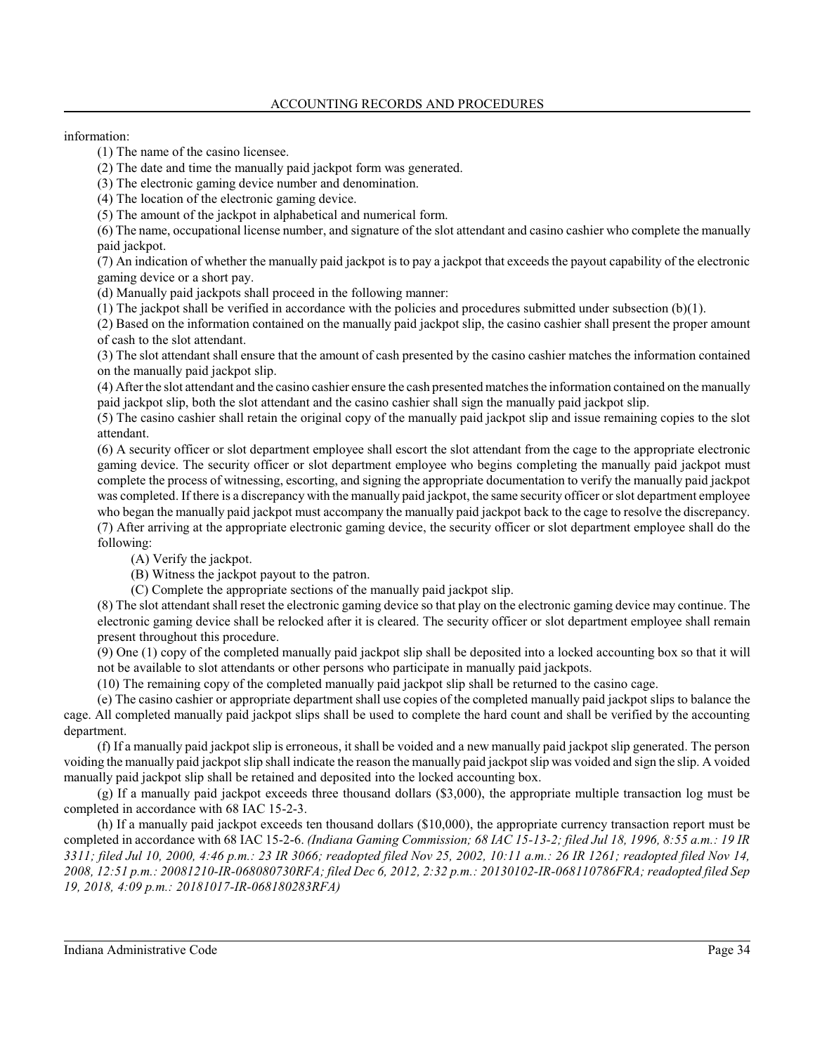information:

(1) The name of the casino licensee.

(2) The date and time the manually paid jackpot form was generated.

(3) The electronic gaming device number and denomination.

(4) The location of the electronic gaming device.

(5) The amount of the jackpot in alphabetical and numerical form.

(6) The name, occupational license number, and signature of the slot attendant and casino cashier who complete the manually paid jackpot.

(7) An indication of whether the manually paid jackpot is to pay a jackpot that exceeds the payout capability of the electronic gaming device or a short pay.

(d) Manually paid jackpots shall proceed in the following manner:

(1) The jackpot shall be verified in accordance with the policies and procedures submitted under subsection (b)(1).

(2) Based on the information contained on the manually paid jackpot slip, the casino cashier shall present the proper amount of cash to the slot attendant.

(3) The slot attendant shall ensure that the amount of cash presented by the casino cashier matches the information contained on the manually paid jackpot slip.

(4) After the slot attendant and the casino cashier ensure the cash presented matches the information contained on the manually paid jackpot slip, both the slot attendant and the casino cashier shall sign the manually paid jackpot slip.

(5) The casino cashier shall retain the original copy of the manually paid jackpot slip and issue remaining copies to the slot attendant.

(6) A security officer or slot department employee shall escort the slot attendant from the cage to the appropriate electronic gaming device. The security officer or slot department employee who begins completing the manually paid jackpot must complete the process of witnessing, escorting, and signing the appropriate documentation to verify the manually paid jackpot was completed. If there is a discrepancy with the manually paid jackpot, the same security officer or slot department employee who began the manually paid jackpot must accompany the manually paid jackpot back to the cage to resolve the discrepancy.

(7) After arriving at the appropriate electronic gaming device, the security officer or slot department employee shall do the following:

(A) Verify the jackpot.

(B) Witness the jackpot payout to the patron.

(C) Complete the appropriate sections of the manually paid jackpot slip.

(8) The slot attendant shall reset the electronic gaming device so that play on the electronic gaming device may continue. The electronic gaming device shall be relocked after it is cleared. The security officer or slot department employee shall remain present throughout this procedure.

(9) One (1) copy of the completed manually paid jackpot slip shall be deposited into a locked accounting box so that it will not be available to slot attendants or other persons who participate in manually paid jackpots.

(10) The remaining copy of the completed manually paid jackpot slip shall be returned to the casino cage.

(e) The casino cashier or appropriate department shall use copies of the completed manually paid jackpot slips to balance the cage. All completed manually paid jackpot slips shall be used to complete the hard count and shall be verified by the accounting department.

(f) If a manually paid jackpot slip is erroneous, it shall be voided and a new manually paid jackpot slip generated. The person voiding the manually paid jackpot slip shall indicate the reason the manually paid jackpot slip was voided and sign the slip. A voided manually paid jackpot slip shall be retained and deposited into the locked accounting box.

(g) If a manually paid jackpot exceeds three thousand dollars ($3,000), the appropriate multiple transaction log must be completed in accordance with 68 IAC 15-2-3.

(h) If a manually paid jackpot exceeds ten thousand dollars ($10,000), the appropriate currency transaction report must be completed in accordance with 68 IAC 15-2-6. *(Indiana Gaming Commission; 68 IAC 15-13-2; filed Jul 18, 1996, 8:55 a.m.: 19 IR 3311; filed Jul 10, 2000, 4:46 p.m.: 23 IR 3066; readopted filed Nov 25, 2002, 10:11 a.m.: 26 IR 1261; readopted filed Nov 14, 2008, 12:51 p.m.: 20081210-IR-068080730RFA; filed Dec 6, 2012, 2:32 p.m.: 20130102-IR-068110786FRA; readopted filed Sep 19, 2018, 4:09 p.m.: 20181017-IR-068180283RFA)*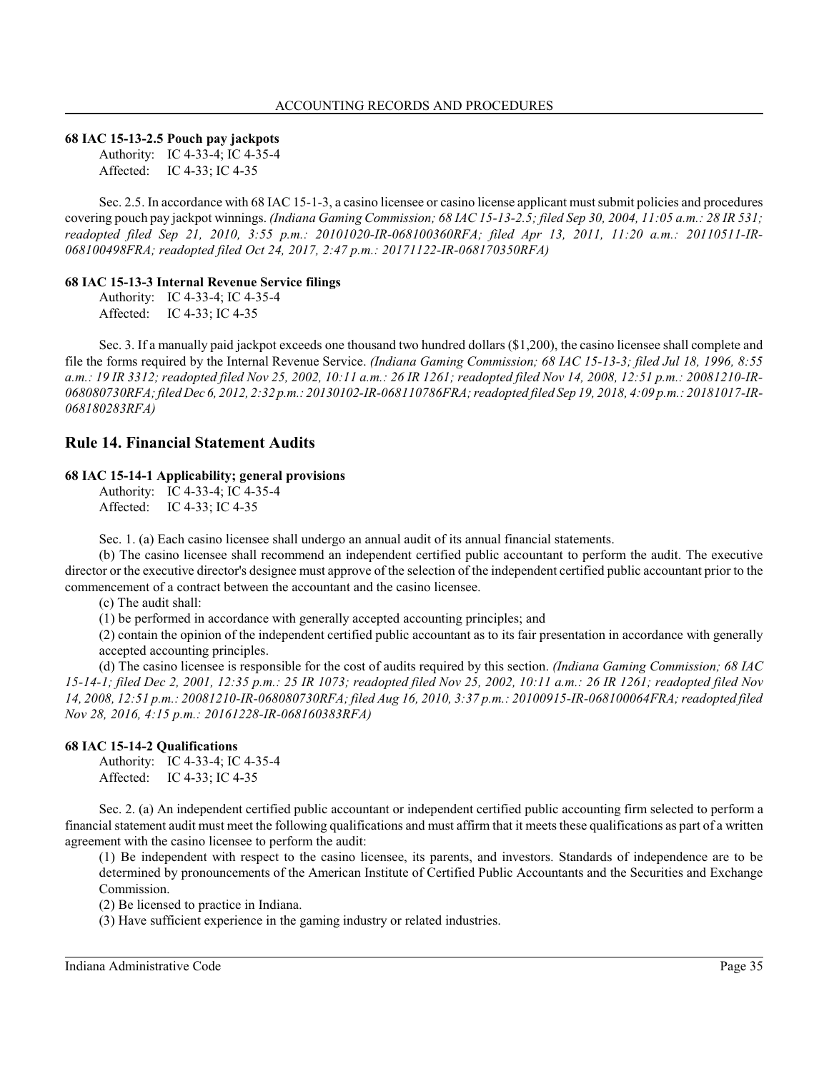### 68 IAC 15-13-2.5 Pouch pay jackpots

Authority: IC 4-33-4; IC 4-35-4
Affected: IC 4-33; IC 4-35

Sec. 2.5. In accordance with 68 IAC 15-1-3, a casino licensee or casino license applicant must submit policies and procedures covering pouch pay jackpot winnings. *(Indiana Gaming Commission; 68 IAC 15-13-2.5; filed Sep 30, 2004, 11:05 a.m.: 28 IR 531; readopted filed Sep 21, 2010, 3:55 p.m.: 20101020-IR-068100360RFA; filed Apr 13, 2011, 11:20 a.m.: 20110511-IR-068100498FRA; readopted filed Oct 24, 2017, 2:47 p.m.: 20171122-IR-068170350RFA)*

### 68 IAC 15-13-3 Internal Revenue Service filings

Authority: IC 4-33-4; IC 4-35-4
Affected: IC 4-33; IC 4-35

Sec. 3. If a manually paid jackpot exceeds one thousand two hundred dollars ($1,200), the casino licensee shall complete and file the forms required by the Internal Revenue Service. *(Indiana Gaming Commission; 68 IAC 15-13-3; filed Jul 18, 1996, 8:55 a.m.: 19 IR 3312; readopted filed Nov 25, 2002, 10:11 a.m.: 26 IR 1261; readopted filed Nov 14, 2008, 12:51 p.m.: 20081210-IR-068080730RFA; filed Dec 6, 2012, 2:32 p.m.: 20130102-IR-068110786FRA; readopted filed Sep 19, 2018, 4:09 p.m.: 20181017-IR-068180283RFA)*

## Rule 14. Financial Statement Audits

### 68 IAC 15-14-1 Applicability; general provisions

Authority: IC 4-33-4; IC 4-35-4
Affected: IC 4-33; IC 4-35

Sec. 1. (a) Each casino licensee shall undergo an annual audit of its annual financial statements.

(b) The casino licensee shall recommend an independent certified public accountant to perform the audit. The executive director or the executive director's designee must approve of the selection of the independent certified public accountant prior to the commencement of a contract between the accountant and the casino licensee.

(c) The audit shall:

(1) be performed in accordance with generally accepted accounting principles; and

(2) contain the opinion of the independent certified public accountant as to its fair presentation in accordance with generally accepted accounting principles.

(d) The casino licensee is responsible for the cost of audits required by this section. *(Indiana Gaming Commission; 68 IAC 15-14-1; filed Dec 2, 2001, 12:35 p.m.: 25 IR 1073; readopted filed Nov 25, 2002, 10:11 a.m.: 26 IR 1261; readopted filed Nov 14, 2008, 12:51 p.m.: 20081210-IR-068080730RFA; filed Aug 16, 2010, 3:37 p.m.: 20100915-IR-068100064FRA; readopted filed Nov 28, 2016, 4:15 p.m.: 20161228-IR-068160383RFA)*

### 68 IAC 15-14-2 Qualifications

Authority: IC 4-33-4; IC 4-35-4
Affected: IC 4-33; IC 4-35

Sec. 2. (a) An independent certified public accountant or independent certified public accounting firm selected to perform a financial statement audit must meet the following qualifications and must affirm that it meets these qualifications as part of a written agreement with the casino licensee to perform the audit:

(1) Be independent with respect to the casino licensee, its parents, and investors. Standards of independence are to be determined by pronouncements of the American Institute of Certified Public Accountants and the Securities and Exchange Commission.

(2) Be licensed to practice in Indiana.

(3) Have sufficient experience in the gaming industry or related industries.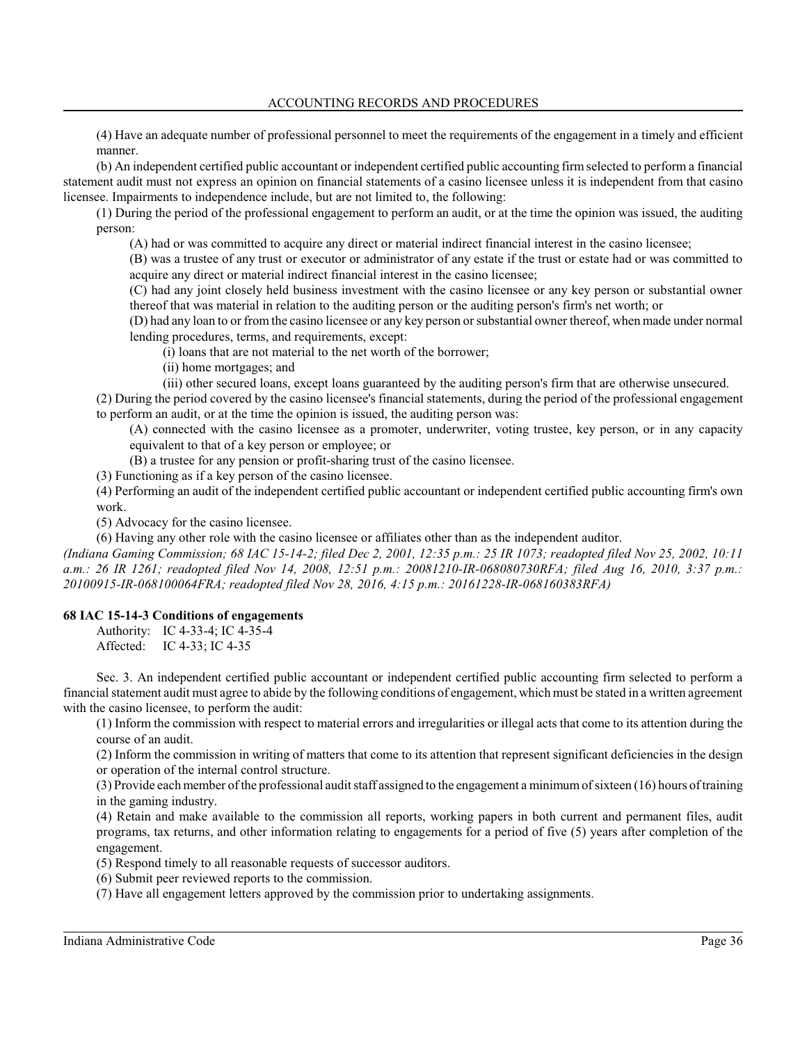(4) Have an adequate number of professional personnel to meet the requirements of the engagement in a timely and efficient manner.

(b) An independent certified public accountant or independent certified public accounting firm selected to perform a financial statement audit must not express an opinion on financial statements of a casino licensee unless it is independent from that casino licensee. Impairments to independence include, but are not limited to, the following:

(1) During the period of the professional engagement to perform an audit, or at the time the opinion was issued, the auditing person:

(A) had or was committed to acquire any direct or material indirect financial interest in the casino licensee;

(B) was a trustee of any trust or executor or administrator of any estate if the trust or estate had or was committed to acquire any direct or material indirect financial interest in the casino licensee;

(C) had any joint closely held business investment with the casino licensee or any key person or substantial owner thereof that was material in relation to the auditing person or the auditing person's firm's net worth; or

(D) had any loan to or from the casino licensee or any key person or substantial owner thereof, when made under normal lending procedures, terms, and requirements, except:

(i) loans that are not material to the net worth of the borrower;

(ii) home mortgages; and

(iii) other secured loans, except loans guaranteed by the auditing person's firm that are otherwise unsecured.

(2) During the period covered by the casino licensee's financial statements, during the period of the professional engagement to perform an audit, or at the time the opinion is issued, the auditing person was:

(A) connected with the casino licensee as a promoter, underwriter, voting trustee, key person, or in any capacity equivalent to that of a key person or employee; or

(B) a trustee for any pension or profit-sharing trust of the casino licensee.

(3) Functioning as if a key person of the casino licensee.

(4) Performing an audit of the independent certified public accountant or independent certified public accounting firm's own work.

(5) Advocacy for the casino licensee.

(6) Having any other role with the casino licensee or affiliates other than as the independent auditor.

*(Indiana Gaming Commission; 68 IAC 15-14-2; filed Dec 2, 2001, 12:35 p.m.: 25 IR 1073; readopted filed Nov 25, 2002, 10:11 a.m.: 26 IR 1261; readopted filed Nov 14, 2008, 12:51 p.m.: 20081210-IR-068080730RFA; filed Aug 16, 2010, 3:37 p.m.: 20100915-IR-068100064FRA; readopted filed Nov 28, 2016, 4:15 p.m.: 20161228-IR-068160383RFA)*

**68 IAC 15-14-3 Conditions of engagements**

Authority: IC 4-33-4; IC 4-35-4
Affected: IC 4-33; IC 4-35

Sec. 3. An independent certified public accountant or independent certified public accounting firm selected to perform a financial statement audit must agree to abide by the following conditions of engagement, which must be stated in a written agreement with the casino licensee, to perform the audit:

(1) Inform the commission with respect to material errors and irregularities or illegal acts that come to its attention during the course of an audit.

(2) Inform the commission in writing of matters that come to its attention that represent significant deficiencies in the design or operation of the internal control structure.

(3) Provide each member of the professional audit staff assigned to the engagement a minimum of sixteen (16) hours of training in the gaming industry.

(4) Retain and make available to the commission all reports, working papers in both current and permanent files, audit programs, tax returns, and other information relating to engagements for a period of five (5) years after completion of the engagement.

(5) Respond timely to all reasonable requests of successor auditors.

(6) Submit peer reviewed reports to the commission.

(7) Have all engagement letters approved by the commission prior to undertaking assignments.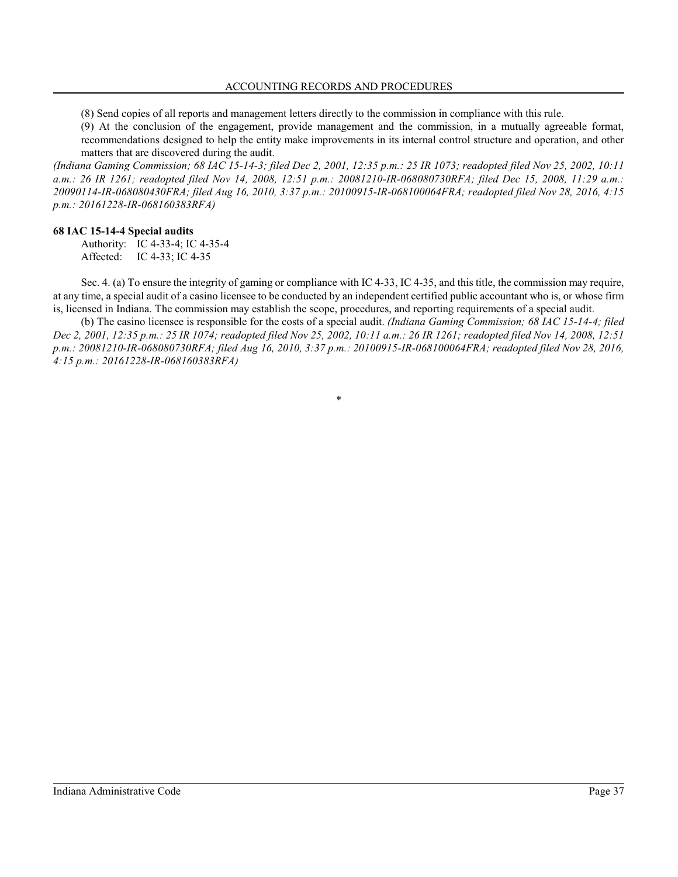(8) Send copies of all reports and management letters directly to the commission in compliance with this rule.

(9) At the conclusion of the engagement, provide management and the commission, in a mutually agreeable format, recommendations designed to help the entity make improvements in its internal control structure and operation, and other matters that are discovered during the audit.

*(Indiana Gaming Commission; 68 IAC 15-14-3; filed Dec 2, 2001, 12:35 p.m.: 25 IR 1073; readopted filed Nov 25, 2002, 10:11 a.m.: 26 IR 1261; readopted filed Nov 14, 2008, 12:51 p.m.: 20081210-IR-068080730RFA; filed Dec 15, 2008, 11:29 a.m.: 20090114-IR-068080430FRA; filed Aug 16, 2010, 3:37 p.m.: 20100915-IR-068100064FRA; readopted filed Nov 28, 2016, 4:15 p.m.: 20161228-IR-068160383RFA)*

**68 IAC 15-14-4 Special audits**

Authority: IC 4-33-4; IC 4-35-4
Affected: IC 4-33; IC 4-35

Sec. 4. (a) To ensure the integrity of gaming or compliance with IC 4-33, IC 4-35, and this title, the commission may require, at any time, a special audit of a casino licensee to be conducted by an independent certified public accountant who is, or whose firm is, licensed in Indiana. The commission may establish the scope, procedures, and reporting requirements of a special audit.

(b) The casino licensee is responsible for the costs of a special audit. *(Indiana Gaming Commission; 68 IAC 15-14-4; filed Dec 2, 2001, 12:35 p.m.: 25 IR 1074; readopted filed Nov 25, 2002, 10:11 a.m.: 26 IR 1261; readopted filed Nov 14, 2008, 12:51 p.m.: 20081210-IR-068080730RFA; filed Aug 16, 2010, 3:37 p.m.: 20100915-IR-068100064FRA; readopted filed Nov 28, 2016, 4:15 p.m.: 20161228-IR-068160383RFA)*

*